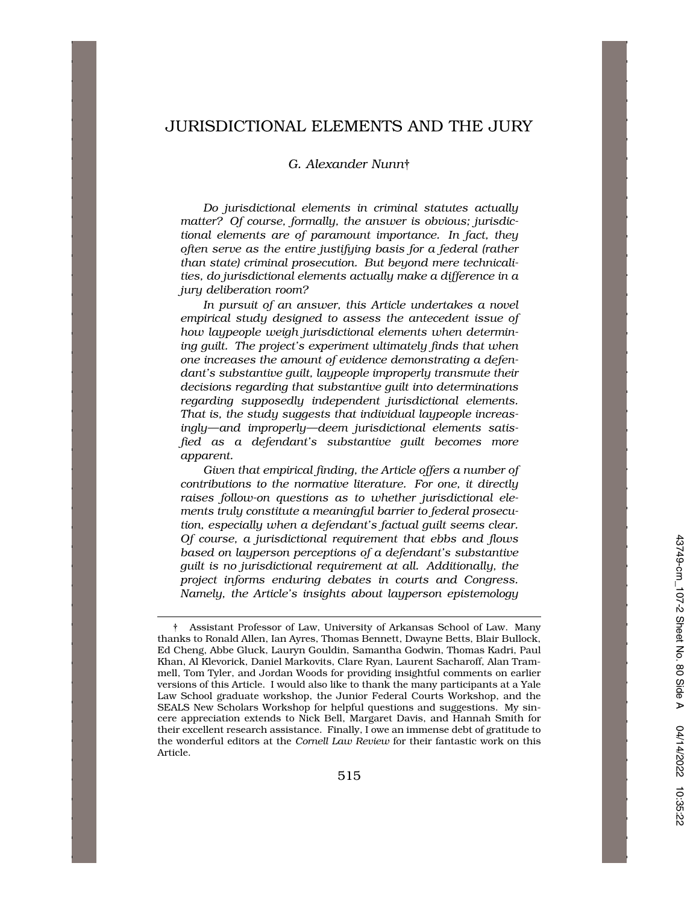# JURISDICTIONAL ELEMENTS AND THE JURY

*G. Alexander Nunn†*

*Do jurisdictional elements in criminal statutes actually matter? Of course, formally, the answer is obvious; jurisdictional elements are of paramount importance. In fact, they often serve as the entire justifying basis for a federal (rather than state) criminal prosecution. But beyond mere technicalities, do jurisdictional elements actually make a difference in a jury deliberation room?*

*In pursuit of an answer, this Article undertakes a novel empirical study designed to assess the antecedent issue of how laypeople weigh jurisdictional elements when determining guilt. The project's experiment ultimately finds that when one increases the amount of evidence demonstrating a defendant's substantive guilt, laypeople improperly transmute their decisions regarding that substantive guilt into determinations regarding supposedly independent jurisdictional elements. That is, the study suggests that individual laypeople increasingly—and improperly—deem jurisdictional elements satisfied as a defendant's substantive guilt becomes more apparent.*

*Given that empirical finding, the Article offers a number of contributions to the normative literature. For one, it directly raises follow-on questions as to whether jurisdictional elements truly constitute a meaningful barrier to federal prosecution, especially when a defendant's factual guilt seems clear. Of course, a jurisdictional requirement that ebbs and flows based on layperson perceptions of a defendant's substantive guilt is no jurisdictional requirement at all. Additionally, the project informs enduring debates in courts and Congress. Namely, the Article's insights about layperson epistemology*

† Assistant Professor of Law, University of Arkansas School of Law. Many thanks to Ronald Allen, Ian Ayres, Thomas Bennett, Dwayne Betts, Blair Bullock, Ed Cheng, Abbe Gluck, Lauryn Gouldin, Samantha Godwin, Thomas Kadri, Paul Khan, Al Klevorick, Daniel Markovits, Clare Ryan, Laurent Sacharoff, Alan Trammell, Tom Tyler, and Jordan Woods for providing insightful comments on earlier versions of this Article. I would also like to thank the many participants at a Yale Law School graduate workshop, the Junior Federal Courts Workshop, and the SEALS New Scholars Workshop for helpful questions and suggestions. My sincere appreciation extends to Nick Bell, Margaret Davis, and Hannah Smith for their excellent research assistance. Finally, I owe an immense debt of gratitude to the wonderful editors at the *Cornell Law Review* for their fantastic work on this Article.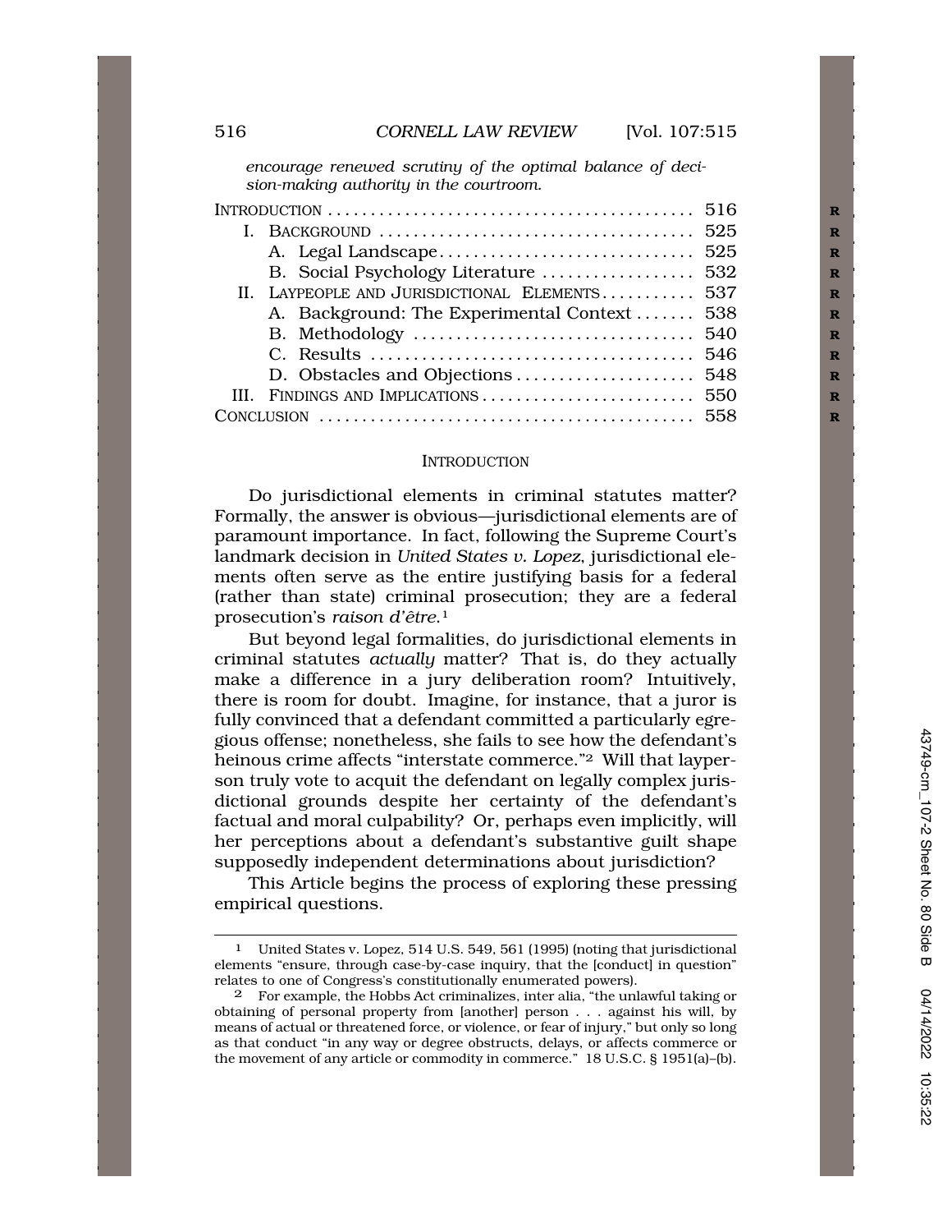*encourage renewed scrutiny of the optimal balance of decision-making authority in the courtroom.*

| | |
|---|---|
| INTRODUCTION | 516 |
| I. BACKGROUND | 525 |
| A. Legal Landscape | 525 |
| B. Social Psychology Literature | 532 |
| II. LAYPEOPLE AND JURISDICTIONAL ELEMENTS | 537 |
| A. Background: The Experimental Context | 538 |
| B. Methodology | 540 |
| C. Results | 546 |
| D. Obstacles and Objections | 548 |
| III. FINDINGS AND IMPLICATIONS | 550 |
| CONCLUSION | 558 |

## INTRODUCTION

Do jurisdictional elements in criminal statutes matter? Formally, the answer is obvious—jurisdictional elements are of paramount importance. In fact, following the Supreme Court's landmark decision in *United States v. Lopez*, jurisdictional elements often serve as the entire justifying basis for a federal (rather than state) criminal prosecution; they are a federal prosecution's *raison d'être.*[1]

But beyond legal formalities, do jurisdictional elements in criminal statutes *actually* matter? That is, do they actually make a difference in a jury deliberation room? Intuitively, there is room for doubt. Imagine, for instance, that a juror is fully convinced that a defendant committed a particularly egregious offense; nonetheless, she fails to see how the defendant's heinous crime affects "interstate commerce."[2] Will that layperson truly vote to acquit the defendant on legally complex jurisdictional grounds despite her certainty of the defendant's factual and moral culpability? Or, perhaps even implicitly, will her perceptions about a defendant's substantive guilt shape supposedly independent determinations about jurisdiction?

This Article begins the process of exploring these pressing empirical questions.

---

[1] United States v. Lopez, 514 U.S. 549, 561 (1995) (noting that jurisdictional elements "ensure, through case-by-case inquiry, that the [conduct] in question" relates to one of Congress's constitutionally enumerated powers).

[2] For example, the Hobbs Act criminalizes, inter alia, "the unlawful taking or obtaining of personal property from [another] person . . . against his will, by means of actual or threatened force, or violence, or fear of injury," but only so long as that conduct "in any way or degree obstructs, delays, or affects commerce or the movement of any article or commodity in commerce." 18 U.S.C. § 1951(a)–(b).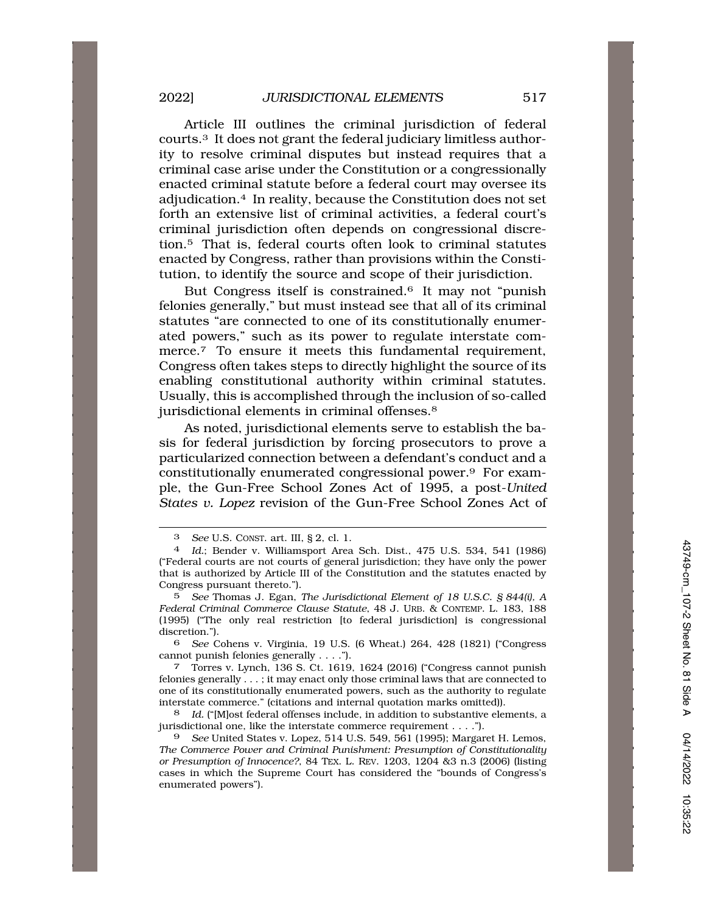Article III outlines the criminal jurisdiction of federal courts.[3] It does not grant the federal judiciary limitless authority to resolve criminal disputes but instead requires that a criminal case arise under the Constitution or a congressionally enacted criminal statute before a federal court may oversee its adjudication.[4] In reality, because the Constitution does not set forth an extensive list of criminal activities, a federal court's criminal jurisdiction often depends on congressional discretion.[5] That is, federal courts often look to criminal statutes enacted by Congress, rather than provisions within the Constitution, to identify the source and scope of their jurisdiction.

But Congress itself is constrained.[6] It may not "punish felonies generally," but must instead see that all of its criminal statutes "are connected to one of its constitutionally enumerated powers," such as its power to regulate interstate commerce.[7] To ensure it meets this fundamental requirement, Congress often takes steps to directly highlight the source of its enabling constitutional authority within criminal statutes. Usually, this is accomplished through the inclusion of so-called jurisdictional elements in criminal offenses.[8]

As noted, jurisdictional elements serve to establish the basis for federal jurisdiction by forcing prosecutors to prove a particularized connection between a defendant's conduct and a constitutionally enumerated congressional power.[9] For example, the Gun-Free School Zones Act of 1995, a post-*United States v. Lopez* revision of the Gun-Free School Zones Act of

---

3 *See* U.S. CONST. art. III, § 2, cl. 1.

4 *Id.*; Bender v. Williamsport Area Sch. Dist., 475 U.S. 534, 541 (1986) ("Federal courts are not courts of general jurisdiction; they have only the power that is authorized by Article III of the Constitution and the statutes enacted by Congress pursuant thereto.").

5 *See* Thomas J. Egan, *The Jurisdictional Element of 18 U.S.C. § 844(i), A Federal Criminal Commerce Clause Statute*, 48 J. URB. & CONTEMP. L. 183, 188 (1995) ("The only real restriction [to federal jurisdiction] is congressional discretion.").

6 *See* Cohens v. Virginia, 19 U.S. (6 Wheat.) 264, 428 (1821) ("Congress cannot punish felonies generally . . . .").

7 Torres v. Lynch, 136 S. Ct. 1619, 1624 (2016) ("Congress cannot punish felonies generally . . . ; it may enact only those criminal laws that are connected to one of its constitutionally enumerated powers, such as the authority to regulate interstate commerce." (citations and internal quotation marks omitted)).

8 *Id.* ("[M]ost federal offenses include, in addition to substantive elements, a jurisdictional one, like the interstate commerce requirement . . . .").

9 *See* United States v. Lopez, 514 U.S. 549, 561 (1995); Margaret H. Lemos, *The Commerce Power and Criminal Punishment: Presumption of Constitutionality or Presumption of Innocence?*, 84 TEX. L. REV. 1203, 1204 &3 n.3 (2006) (listing cases in which the Supreme Court has considered the "bounds of Congress's enumerated powers").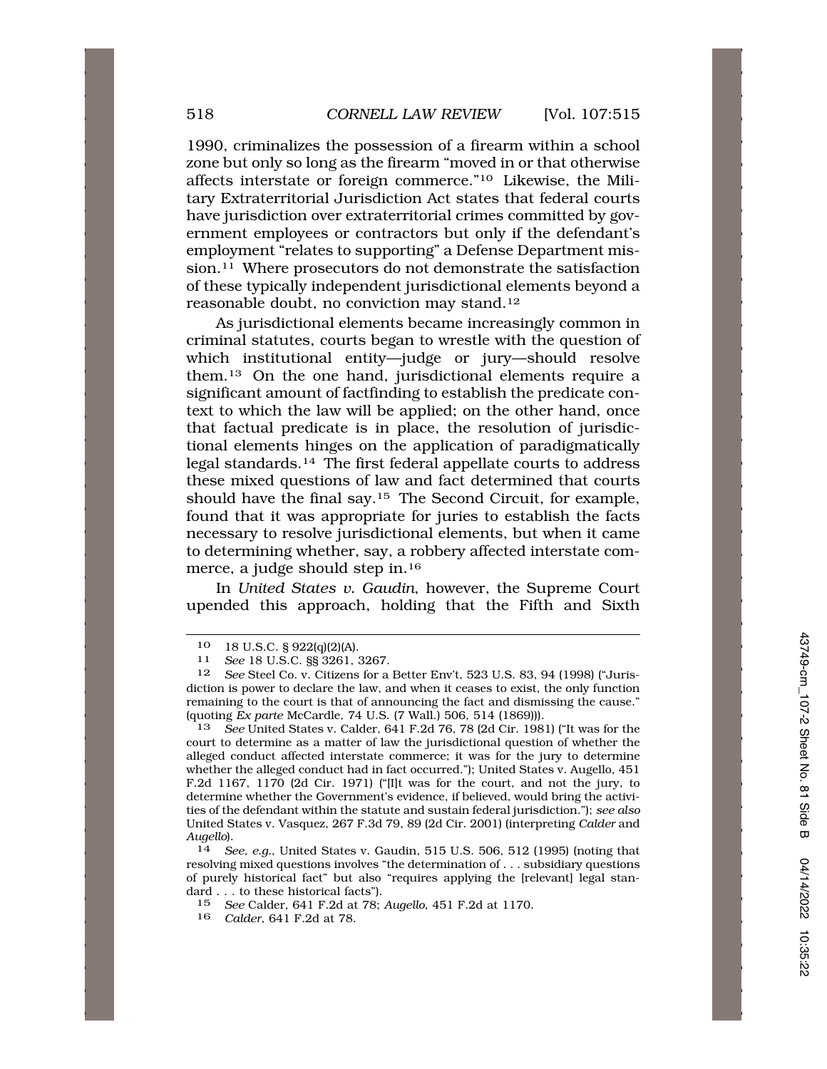1990, criminalizes the possession of a firearm within a school zone but only so long as the firearm "moved in or that otherwise affects interstate or foreign commerce."[10] Likewise, the Military Extraterritorial Jurisdiction Act states that federal courts have jurisdiction over extraterritorial crimes committed by government employees or contractors but only if the defendant's employment "relates to supporting" a Defense Department mission.[11] Where prosecutors do not demonstrate the satisfaction of these typically independent jurisdictional elements beyond a reasonable doubt, no conviction may stand.[12]

As jurisdictional elements became increasingly common in criminal statutes, courts began to wrestle with the question of which institutional entity—judge or jury—should resolve them.[13] On the one hand, jurisdictional elements require a significant amount of factfinding to establish the predicate context to which the law will be applied; on the other hand, once that factual predicate is in place, the resolution of jurisdictional elements hinges on the application of paradigmatically legal standards.[14] The first federal appellate courts to address these mixed questions of law and fact determined that courts should have the final say.[15] The Second Circuit, for example, found that it was appropriate for juries to establish the facts necessary to resolve jurisdictional elements, but when it came to determining whether, say, a robbery affected interstate commerce, a judge should step in.[16]

In *United States v. Gaudin*, however, the Supreme Court upended this approach, holding that the Fifth and Sixth

---

[10] 18 U.S.C. § 922(q)(2)(A).

[11] *See* 18 U.S.C. §§ 3261, 3267.

[12] *See* Steel Co. v. Citizens for a Better Env't, 523 U.S. 83, 94 (1998) ("Jurisdiction is power to declare the law, and when it ceases to exist, the only function remaining to the court is that of announcing the fact and dismissing the cause." (quoting *Ex parte* McCardle, 74 U.S. (7 Wall.) 506, 514 (1869))).

[13] *See* United States v. Calder, 641 F.2d 76, 78 (2d Cir. 1981) ("It was for the court to determine as a matter of law the jurisdictional question of whether the alleged conduct affected interstate commerce; it was for the jury to determine whether the alleged conduct had in fact occurred."); United States v. Augello, 451 F.2d 1167, 1170 (2d Cir. 1971) ("[I]t was for the court, and not the jury, to determine whether the Government's evidence, if believed, would bring the activities of the defendant within the statute and sustain federal jurisdiction."); *see also* United States v. Vasquez, 267 F.3d 79, 89 (2d Cir. 2001) (interpreting *Calder* and *Augello*).

[14] *See, e.g.*, United States v. Gaudin, 515 U.S. 506, 512 (1995) (noting that resolving mixed questions involves "the determination of . . . subsidiary questions of purely historical fact" but also "requires applying the [relevant] legal standard . . . to these historical facts").

[15] *See* Calder, 641 F.2d at 78; *Augello*, 451 F.2d at 1170.

[16] *Calder*, 641 F.2d at 78.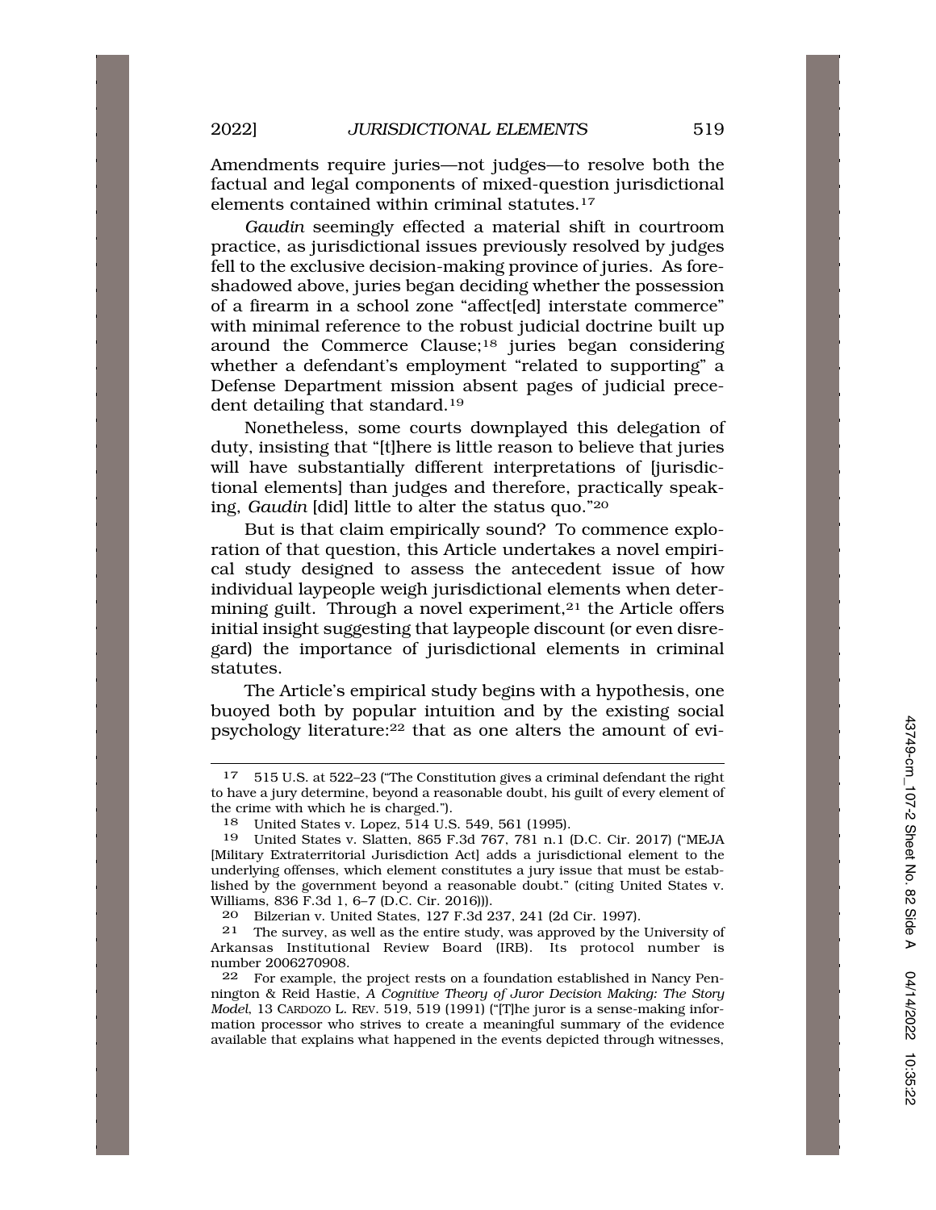Amendments require juries—not judges—to resolve both the factual and legal components of mixed-question jurisdictional elements contained within criminal statutes.[17]

*Gaudin* seemingly effected a material shift in courtroom practice, as jurisdictional issues previously resolved by judges fell to the exclusive decision-making province of juries. As foreshadowed above, juries began deciding whether the possession of a firearm in a school zone "affect[ed] interstate commerce" with minimal reference to the robust judicial doctrine built up around the Commerce Clause;[18] juries began considering whether a defendant's employment "related to supporting" a Defense Department mission absent pages of judicial precedent detailing that standard.[19]

Nonetheless, some courts downplayed this delegation of duty, insisting that "[t]here is little reason to believe that juries will have substantially different interpretations of [jurisdictional elements] than judges and therefore, practically speaking, *Gaudin* [did] little to alter the status quo."[20]

But is that claim empirically sound? To commence exploration of that question, this Article undertakes a novel empirical study designed to assess the antecedent issue of how individual laypeople weigh jurisdictional elements when determining guilt. Through a novel experiment,[21] the Article offers initial insight suggesting that laypeople discount (or even disregard) the importance of jurisdictional elements in criminal statutes.

The Article's empirical study begins with a hypothesis, one buoyed both by popular intuition and by the existing social psychology literature:[22] that as one alters the amount of evi-

---

17 515 U.S. at 522–23 ("The Constitution gives a criminal defendant the right to have a jury determine, beyond a reasonable doubt, his guilt of every element of the crime with which he is charged.").

18 United States v. Lopez, 514 U.S. 549, 561 (1995).

19 United States v. Slatten, 865 F.3d 767, 781 n.1 (D.C. Cir. 2017) ("MEJA [Military Extraterritorial Jurisdiction Act] adds a jurisdictional element to the underlying offenses, which element constitutes a jury issue that must be established by the government beyond a reasonable doubt." (citing United States v. Williams, 836 F.3d 1, 6–7 (D.C. Cir. 2016))).

20 Bilzerian v. United States, 127 F.3d 237, 241 (2d Cir. 1997).

21 The survey, as well as the entire study, was approved by the University of Arkansas Institutional Review Board (IRB). Its protocol number is number 2006270908.

22 For example, the project rests on a foundation established in Nancy Pennington & Reid Hastie, *A Cognitive Theory of Juror Decision Making: The Story Model*, 13 CARDOZO L. REV. 519, 519 (1991) ("[T]he juror is a sense-making information processor who strives to create a meaningful summary of the evidence available that explains what happened in the events depicted through witnesses,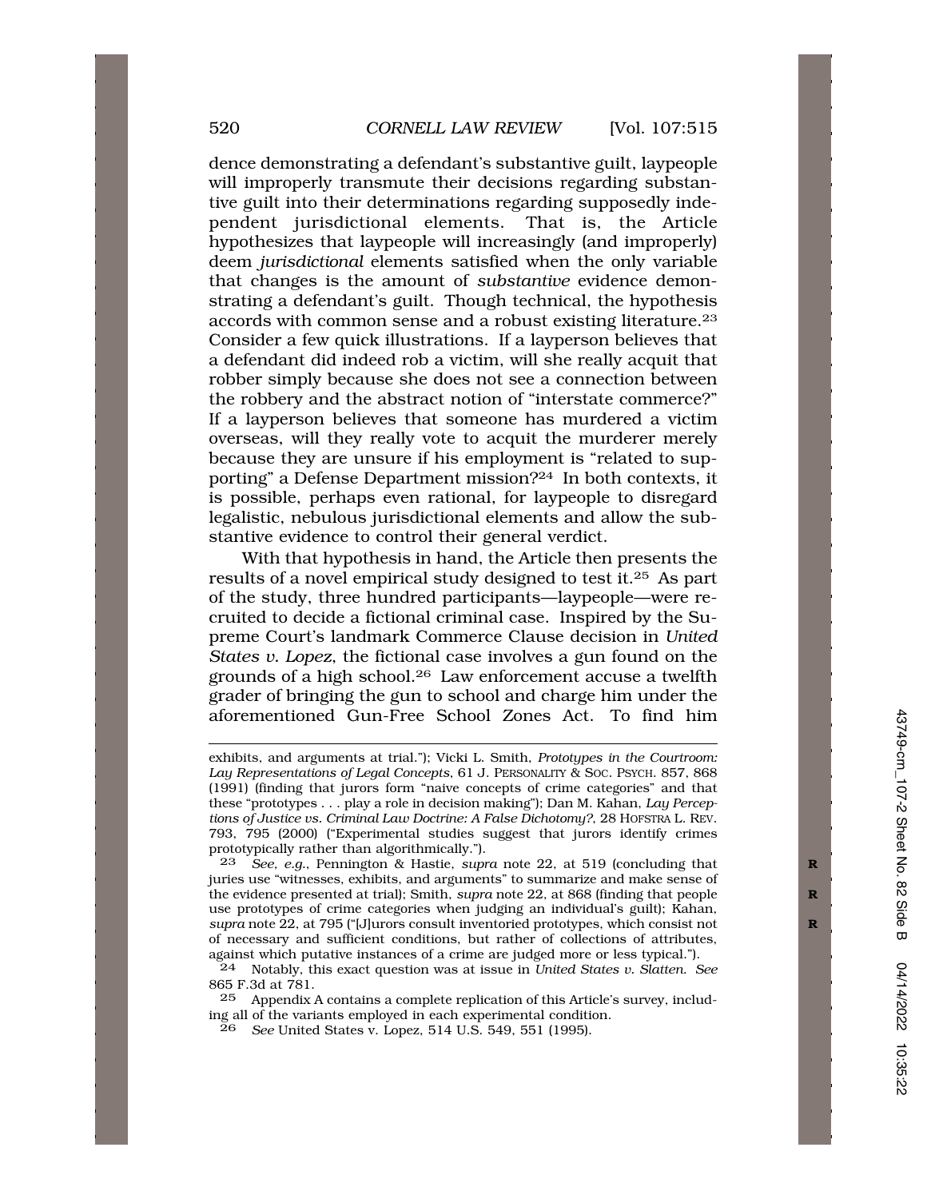dence demonstrating a defendant's substantive guilt, laypeople will improperly transmute their decisions regarding substantive guilt into their determinations regarding supposedly independent jurisdictional elements. That is, the Article hypothesizes that laypeople will increasingly (and improperly) deem *jurisdictional* elements satisfied when the only variable that changes is the amount of *substantive* evidence demonstrating a defendant's guilt. Though technical, the hypothesis accords with common sense and a robust existing literature.[23] Consider a few quick illustrations. If a layperson believes that a defendant did indeed rob a victim, will she really acquit that robber simply because she does not see a connection between the robbery and the abstract notion of "interstate commerce?" If a layperson believes that someone has murdered a victim overseas, will they really vote to acquit the murderer merely because they are unsure if his employment is "related to supporting" a Defense Department mission?[24] In both contexts, it is possible, perhaps even rational, for laypeople to disregard legalistic, nebulous jurisdictional elements and allow the substantive evidence to control their general verdict.

With that hypothesis in hand, the Article then presents the results of a novel empirical study designed to test it.[25] As part of the study, three hundred participants—laypeople—were recruited to decide a fictional criminal case. Inspired by the Supreme Court's landmark Commerce Clause decision in *United States v. Lopez*, the fictional case involves a gun found on the grounds of a high school.[26] Law enforcement accuse a twelfth grader of bringing the gun to school and charge him under the aforementioned Gun-Free School Zones Act. To find him

---

exhibits, and arguments at trial."); Vicki L. Smith, *Prototypes in the Courtroom: Lay Representations of Legal Concepts*, 61 J. PERSONALITY & SOC. PSYCH. 857, 868 (1991) (finding that jurors form "naive concepts of crime categories" and that these "prototypes . . . play a role in decision making"); Dan M. Kahan, *Lay Perceptions of Justice vs. Criminal Law Doctrine: A False Dichotomy?*, 28 HOFSTRA L. REV. 793, 795 (2000) ("Experimental studies suggest that jurors identify crimes prototypically rather than algorithmically.").

[23] *See, e.g.*, Pennington & Hastie, *supra* note 22, at 519 (concluding that juries use "witnesses, exhibits, and arguments" to summarize and make sense of the evidence presented at trial); Smith, *supra* note 22, at 868 (finding that people use prototypes of crime categories when judging an individual's guilt); Kahan, *supra* note 22, at 795 ("[J]urors consult inventoried prototypes, which consist not of necessary and sufficient conditions, but rather of collections of attributes, against which putative instances of a crime are judged more or less typical.").

[24] Notably, this exact question was at issue in *United States v. Slatten*. *See* 865 F.3d at 781.

[25] Appendix A contains a complete replication of this Article's survey, including all of the variants employed in each experimental condition.

[26] *See* United States v. Lopez, 514 U.S. 549, 551 (1995).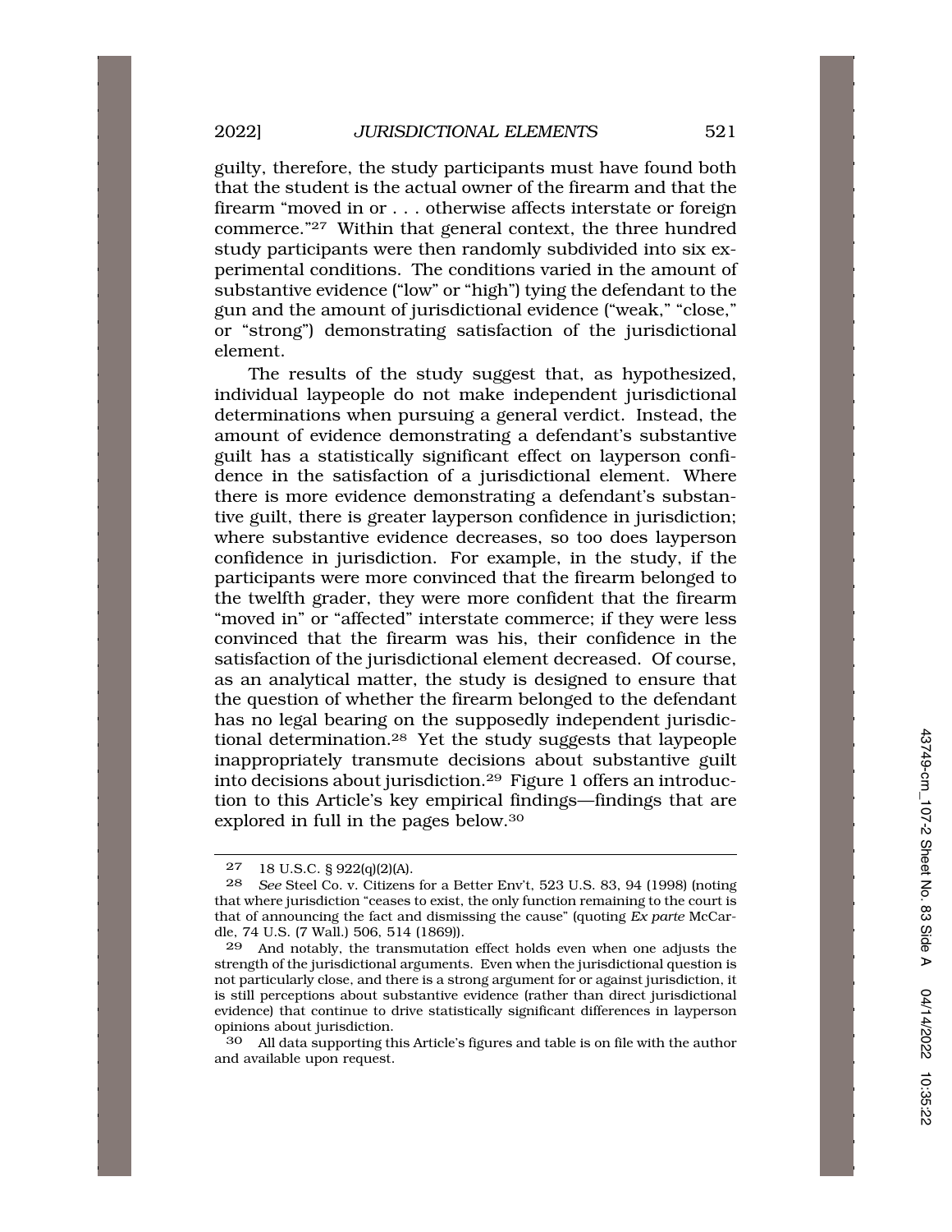guilty, therefore, the study participants must have found both that the student is the actual owner of the firearm and that the firearm "moved in or . . . otherwise affects interstate or foreign commerce."[27] Within that general context, the three hundred study participants were then randomly subdivided into six experimental conditions. The conditions varied in the amount of substantive evidence ("low" or "high") tying the defendant to the gun and the amount of jurisdictional evidence ("weak," "close," or "strong") demonstrating satisfaction of the jurisdictional element.

The results of the study suggest that, as hypothesized, individual laypeople do not make independent jurisdictional determinations when pursuing a general verdict. Instead, the amount of evidence demonstrating a defendant's substantive guilt has a statistically significant effect on layperson confidence in the satisfaction of a jurisdictional element. Where there is more evidence demonstrating a defendant's substantive guilt, there is greater layperson confidence in jurisdiction; where substantive evidence decreases, so too does layperson confidence in jurisdiction. For example, in the study, if the participants were more convinced that the firearm belonged to the twelfth grader, they were more confident that the firearm "moved in" or "affected" interstate commerce; if they were less convinced that the firearm was his, their confidence in the satisfaction of the jurisdictional element decreased. Of course, as an analytical matter, the study is designed to ensure that the question of whether the firearm belonged to the defendant has no legal bearing on the supposedly independent jurisdictional determination.[28] Yet the study suggests that laypeople inappropriately transmute decisions about substantive guilt into decisions about jurisdiction.[29] Figure 1 offers an introduction to this Article's key empirical findings—findings that are explored in full in the pages below.[30]

---

[27] 18 U.S.C. § 922(q)(2)(A).

[28] *See* Steel Co. v. Citizens for a Better Env't, 523 U.S. 83, 94 (1998) (noting that where jurisdiction "ceases to exist, the only function remaining to the court is that of announcing the fact and dismissing the cause" (quoting *Ex parte* McCardle, 74 U.S. (7 Wall.) 506, 514 (1869)).

[29] And notably, the transmutation effect holds even when one adjusts the strength of the jurisdictional arguments. Even when the jurisdictional question is not particularly close, and there is a strong argument for or against jurisdiction, it is still perceptions about substantive evidence (rather than direct jurisdictional evidence) that continue to drive statistically significant differences in layperson opinions about jurisdiction.

[30] All data supporting this Article's figures and table is on file with the author and available upon request.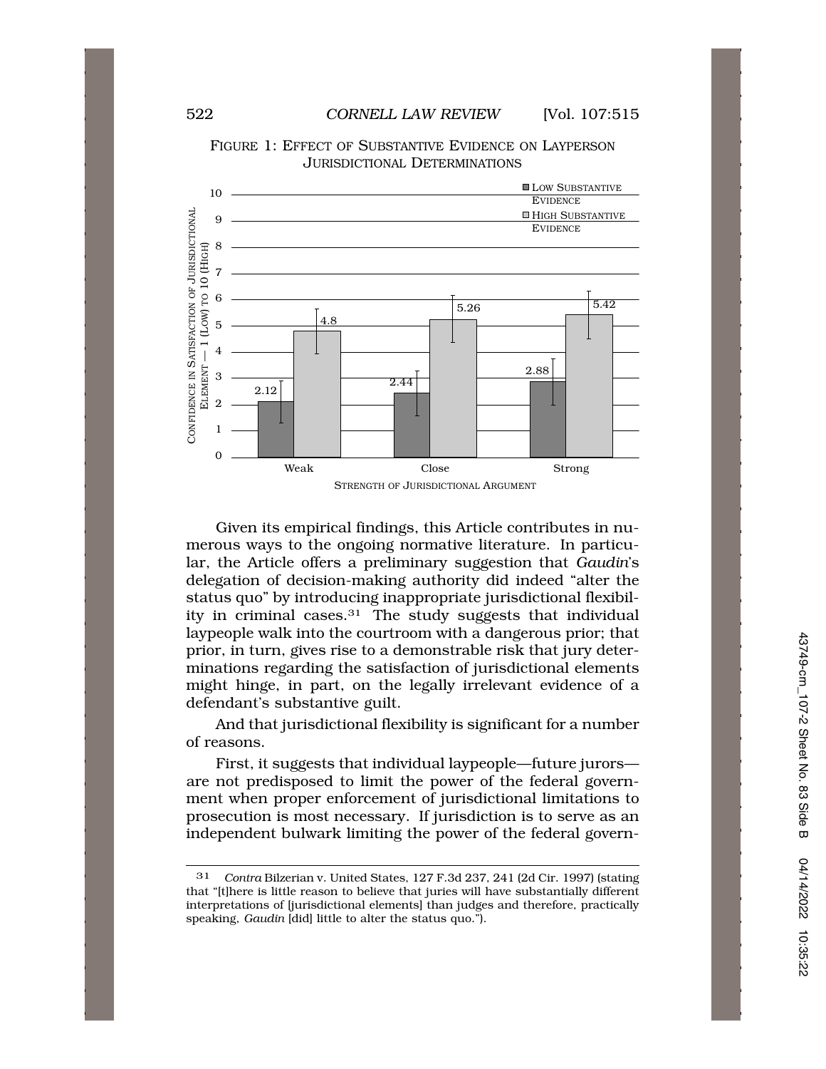FIGURE 1: EFFECT OF SUBSTANTIVE EVIDENCE ON LAYPERSON JURISDICTIONAL DETERMINATIONS

| Strength of Jurisdictional Argument | Low Substantive Evidence | High Substantive Evidence |
| --- | --- | --- |
| Weak | 2.12 | 4.8 |
| Close | 2.44 | 5.26 |
| Strong | 2.88 | 5.42 |

Given its empirical findings, this Article contributes in numerous ways to the ongoing normative literature. In particular, the Article offers a preliminary suggestion that *Gaudin*'s delegation of decision-making authority did indeed "alter the status quo" by introducing inappropriate jurisdictional flexibility in criminal cases.[31] The study suggests that individual laypeople walk into the courtroom with a dangerous prior; that prior, in turn, gives rise to a demonstrable risk that jury determinations regarding the satisfaction of jurisdictional elements might hinge, in part, on the legally irrelevant evidence of a defendant's substantive guilt.

And that jurisdictional flexibility is significant for a number of reasons.

First, it suggests that individual laypeople—future jurors—are not predisposed to limit the power of the federal government when proper enforcement of jurisdictional limitations to prosecution is most necessary. If jurisdiction is to serve as an independent bulwark limiting the power of the federal govern-

---

[31] *Contra* Bilzerian v. United States, 127 F.3d 237, 241 (2d Cir. 1997) (stating that "[t]here is little reason to believe that juries will have substantially different interpretations of [jurisdictional elements] than judges and therefore, practically speaking, *Gaudin* [did] little to alter the status quo.").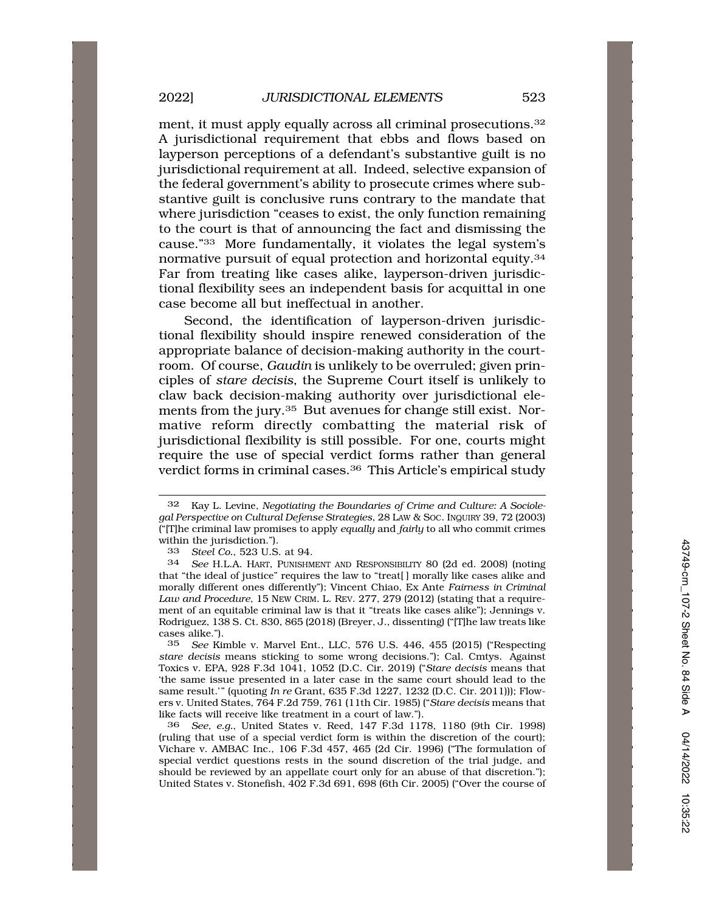ment, it must apply equally across all criminal prosecutions.[32] A jurisdictional requirement that ebbs and flows based on layperson perceptions of a defendant's substantive guilt is no jurisdictional requirement at all. Indeed, selective expansion of the federal government's ability to prosecute crimes where substantive guilt is conclusive runs contrary to the mandate that where jurisdiction "ceases to exist, the only function remaining to the court is that of announcing the fact and dismissing the cause."[33] More fundamentally, it violates the legal system's normative pursuit of equal protection and horizontal equity.[34] Far from treating like cases alike, layperson-driven jurisdictional flexibility sees an independent basis for acquittal in one case become all but ineffectual in another.

Second, the identification of layperson-driven jurisdictional flexibility should inspire renewed consideration of the appropriate balance of decision-making authority in the courtroom. Of course, *Gaudin* is unlikely to be overruled; given principles of *stare decisis*, the Supreme Court itself is unlikely to claw back decision-making authority over jurisdictional elements from the jury.[35] But avenues for change still exist. Normative reform directly combatting the material risk of jurisdictional flexibility is still possible. For one, courts might require the use of special verdict forms rather than general verdict forms in criminal cases.[36] This Article's empirical study

---

32 Kay L. Levine, *Negotiating the Boundaries of Crime and Culture: A Sociolegal Perspective on Cultural Defense Strategies*, 28 LAW & SOC. INQUIRY 39, 72 (2003) ("[T]he criminal law promises to apply *equally* and *fairly* to all who commit crimes within the jurisdiction.").

33 *Steel Co.*, 523 U.S. at 94.

34 *See* H.L.A. HART, PUNISHMENT AND RESPONSIBILITY 80 (2d ed. 2008) (noting that "the ideal of justice" requires the law to "treat[ ] morally like cases alike and morally different ones differently"); Vincent Chiao, Ex Ante *Fairness in Criminal Law and Procedure*, 15 NEW CRIM. L. REV. 277, 279 (2012) (stating that a requirement of an equitable criminal law is that it "treats like cases alike"); Jennings v. Rodriguez, 138 S. Ct. 830, 865 (2018) (Breyer, J., dissenting) ("[T]he law treats like cases alike.").

35 *See* Kimble v. Marvel Ent., LLC, 576 U.S. 446, 455 (2015) ("Respecting *stare decisis* means sticking to some wrong decisions."); Cal. Cmtys. Against Toxics v. EPA, 928 F.3d 1041, 1052 (D.C. Cir. 2019) ("*Stare decisis* means that 'the same issue presented in a later case in the same court should lead to the same result.'" (quoting *In re* Grant, 635 F.3d 1227, 1232 (D.C. Cir. 2011))); Flowers v. United States, 764 F.2d 759, 761 (11th Cir. 1985) ("*Stare decisis* means that like facts will receive like treatment in a court of law.").

36 *See, e.g.*, United States v. Reed, 147 F.3d 1178, 1180 (9th Cir. 1998) (ruling that use of a special verdict form is within the discretion of the court); Vichare v. AMBAC Inc., 106 F.3d 457, 465 (2d Cir. 1996) ("The formulation of special verdict questions rests in the sound discretion of the trial judge, and should be reviewed by an appellate court only for an abuse of that discretion."); United States v. Stonefish, 402 F.3d 691, 698 (6th Cir. 2005) ("Over the course of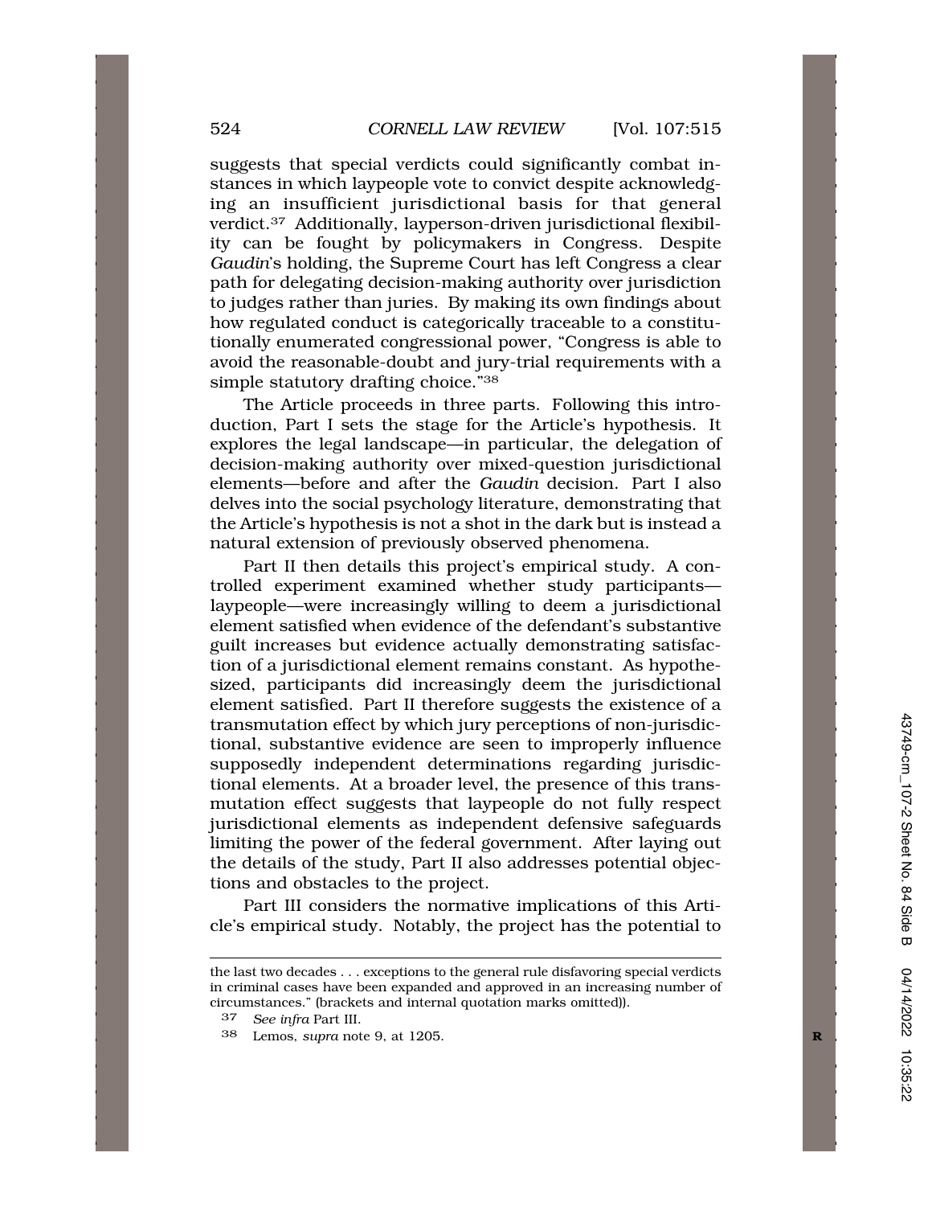suggests that special verdicts could significantly combat instances in which laypeople vote to convict despite acknowledging an insufficient jurisdictional basis for that general verdict.[37] Additionally, layperson-driven jurisdictional flexibility can be fought by policymakers in Congress. Despite *Gaudin*'s holding, the Supreme Court has left Congress a clear path for delegating decision-making authority over jurisdiction to judges rather than juries. By making its own findings about how regulated conduct is categorically traceable to a constitutionally enumerated congressional power, "Congress is able to avoid the reasonable-doubt and jury-trial requirements with a simple statutory drafting choice."[38]

The Article proceeds in three parts. Following this introduction, Part I sets the stage for the Article's hypothesis. It explores the legal landscape—in particular, the delegation of decision-making authority over mixed-question jurisdictional elements—before and after the *Gaudin* decision. Part I also delves into the social psychology literature, demonstrating that the Article's hypothesis is not a shot in the dark but is instead a natural extension of previously observed phenomena.

Part II then details this project's empirical study. A controlled experiment examined whether study participants—laypeople—were increasingly willing to deem a jurisdictional element satisfied when evidence of the defendant's substantive guilt increases but evidence actually demonstrating satisfaction of a jurisdictional element remains constant. As hypothesized, participants did increasingly deem the jurisdictional element satisfied. Part II therefore suggests the existence of a transmutation effect by which jury perceptions of non-jurisdictional, substantive evidence are seen to improperly influence supposedly independent determinations regarding jurisdictional elements. At a broader level, the presence of this transmutation effect suggests that laypeople do not fully respect jurisdictional elements as independent defensive safeguards limiting the power of the federal government. After laying out the details of the study, Part II also addresses potential objections and obstacles to the project.

Part III considers the normative implications of this Article's empirical study. Notably, the project has the potential to

---

the last two decades . . . exceptions to the general rule disfavoring special verdicts in criminal cases have been expanded and approved in an increasing number of circumstances." (brackets and internal quotation marks omitted)).

[37] *See infra* Part III.

[38] Lemos, *supra* note 9, at 1205.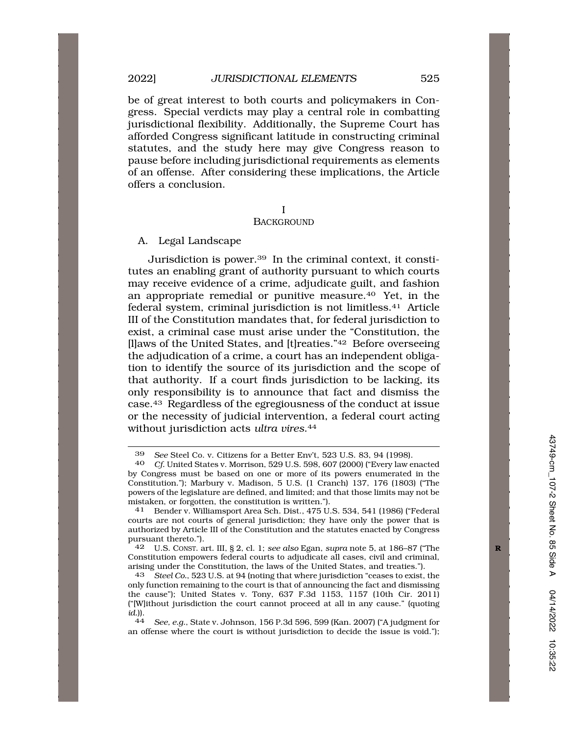be of great interest to both courts and policymakers in Congress. Special verdicts may play a central role in combatting jurisdictional flexibility. Additionally, the Supreme Court has afforded Congress significant latitude in constructing criminal statutes, and the study here may give Congress reason to pause before including jurisdictional requirements as elements of an offense. After considering these implications, the Article offers a conclusion.

# I
# BACKGROUND

## A. Legal Landscape

Jurisdiction is power.[39] In the criminal context, it constitutes an enabling grant of authority pursuant to which courts may receive evidence of a crime, adjudicate guilt, and fashion an appropriate remedial or punitive measure.[40] Yet, in the federal system, criminal jurisdiction is not limitless.[41] Article III of the Constitution mandates that, for federal jurisdiction to exist, a criminal case must arise under the "Constitution, the [l]aws of the United States, and [t]reaties."[42] Before overseeing the adjudication of a crime, a court has an independent obligation to identify the source of its jurisdiction and the scope of that authority. If a court finds jurisdiction to be lacking, its only responsibility is to announce that fact and dismiss the case.[43] Regardless of the egregiousness of the conduct at issue or the necessity of judicial intervention, a federal court acting without jurisdiction acts *ultra vires*.[44]

---

39 *See* Steel Co. v. Citizens for a Better Env't, 523 U.S. 83, 94 (1998).

40 *Cf.* United States v. Morrison, 529 U.S. 598, 607 (2000) ("Every law enacted by Congress must be based on one or more of its powers enumerated in the Constitution."); Marbury v. Madison, 5 U.S. (1 Cranch) 137, 176 (1803) ("The powers of the legislature are defined, and limited; and that those limits may not be mistaken, or forgotten, the constitution is written.").

41 Bender v. Williamsport Area Sch. Dist., 475 U.S. 534, 541 (1986) ("Federal courts are not courts of general jurisdiction; they have only the power that is authorized by Article III of the Constitution and the statutes enacted by Congress pursuant thereto.").

42 U.S. CONST. art. III, § 2, cl. 1; *see also* Egan, *supra* note 5, at 186–87 ("The Constitution empowers federal courts to adjudicate all cases, civil and criminal, arising under the Constitution, the laws of the United States, and treaties.").

43 *Steel Co.*, 523 U.S. at 94 (noting that where jurisdiction "ceases to exist, the only function remaining to the court is that of announcing the fact and dismissing the cause"); United States v. Tony, 637 F.3d 1153, 1157 (10th Cir. 2011) ("[W]ithout jurisdiction the court cannot proceed at all in any cause." (quoting *id.*)).

44 *See, e.g.*, State v. Johnson, 156 P.3d 596, 599 (Kan. 2007) ("A judgment for an offense where the court is without jurisdiction to decide the issue is void.");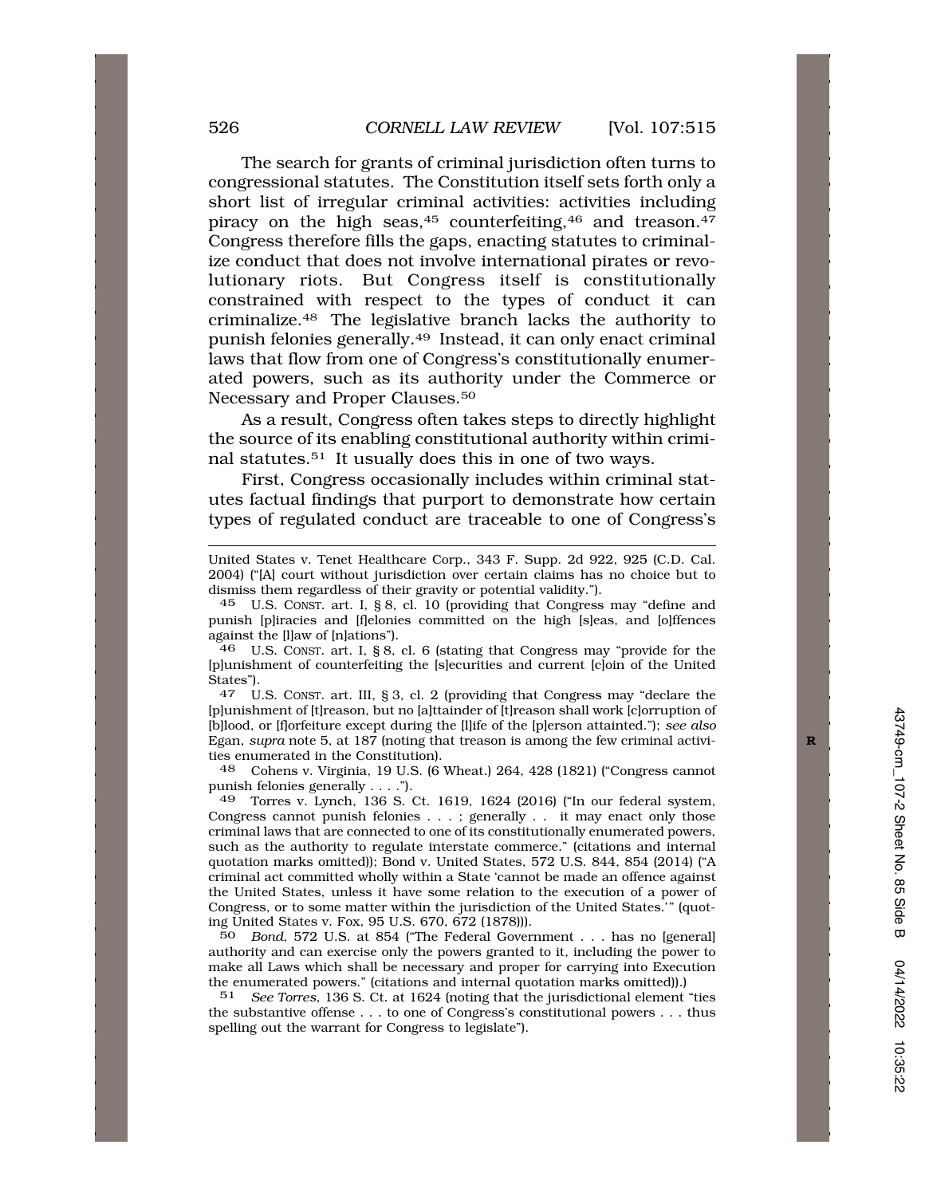The search for grants of criminal jurisdiction often turns to congressional statutes. The Constitution itself sets forth only a short list of irregular criminal activities: activities including piracy on the high seas,[45] counterfeiting,[46] and treason.[47] Congress therefore fills the gaps, enacting statutes to criminalize conduct that does not involve international pirates or revolutionary riots. But Congress itself is constitutionally constrained with respect to the types of conduct it can criminalize.[48] The legislative branch lacks the authority to punish felonies generally.[49] Instead, it can only enact criminal laws that flow from one of Congress's constitutionally enumerated powers, such as its authority under the Commerce or Necessary and Proper Clauses.[50]

As a result, Congress often takes steps to directly highlight the source of its enabling constitutional authority within criminal statutes.[51] It usually does this in one of two ways.

First, Congress occasionally includes within criminal statutes factual findings that purport to demonstrate how certain types of regulated conduct are traceable to one of Congress's

---

United States v. Tenet Healthcare Corp., 343 F. Supp. 2d 922, 925 (C.D. Cal. 2004) ("[A] court without jurisdiction over certain claims has no choice but to dismiss them regardless of their gravity or potential validity.").

45 U.S. CONST. art. I, § 8, cl. 10 (providing that Congress may "define and punish [p]iracies and [f]elonies committed on the high [s]eas, and [o]ffences against the [l]aw of [n]ations").

46 U.S. CONST. art. I, § 8, cl. 6 (stating that Congress may "provide for the [p]unishment of counterfeiting the [s]ecurities and current [c]oin of the United States").

47 U.S. CONST. art. III, § 3, cl. 2 (providing that Congress may "declare the [p]unishment of [t]reason, but no [a]ttainder of [t]reason shall work [c]orruption of [b]lood, or [f]orfeiture except during the [l]ife of the [p]erson attainted."); *see also* Egan, *supra* note 5, at 187 (noting that treason is among the few criminal activities enumerated in the Constitution).

48 Cohens v. Virginia, 19 U.S. (6 Wheat.) 264, 428 (1821) ("Congress cannot punish felonies generally . . . .").

49 Torres v. Lynch, 136 S. Ct. 1619, 1624 (2016) ("In our federal system, Congress cannot punish felonies . . . ; generally . . it may enact only those criminal laws that are connected to one of its constitutionally enumerated powers, such as the authority to regulate interstate commerce." (citations and internal quotation marks omitted)); Bond v. United States, 572 U.S. 844, 854 (2014) ("A criminal act committed wholly within a State 'cannot be made an offence against the United States, unless it have some relation to the execution of a power of Congress, or to some matter within the jurisdiction of the United States.'" (quoting United States v. Fox, 95 U.S. 670, 672 (1878))).

50 *Bond*, 572 U.S. at 854 ("The Federal Government . . . has no [general] authority and can exercise only the powers granted to it, including the power to make all Laws which shall be necessary and proper for carrying into Execution the enumerated powers." (citations and internal quotation marks omitted)).)

51 *See Torres*, 136 S. Ct. at 1624 (noting that the jurisdictional element "ties the substantive offense . . . to one of Congress's constitutional powers . . . thus spelling out the warrant for Congress to legislate").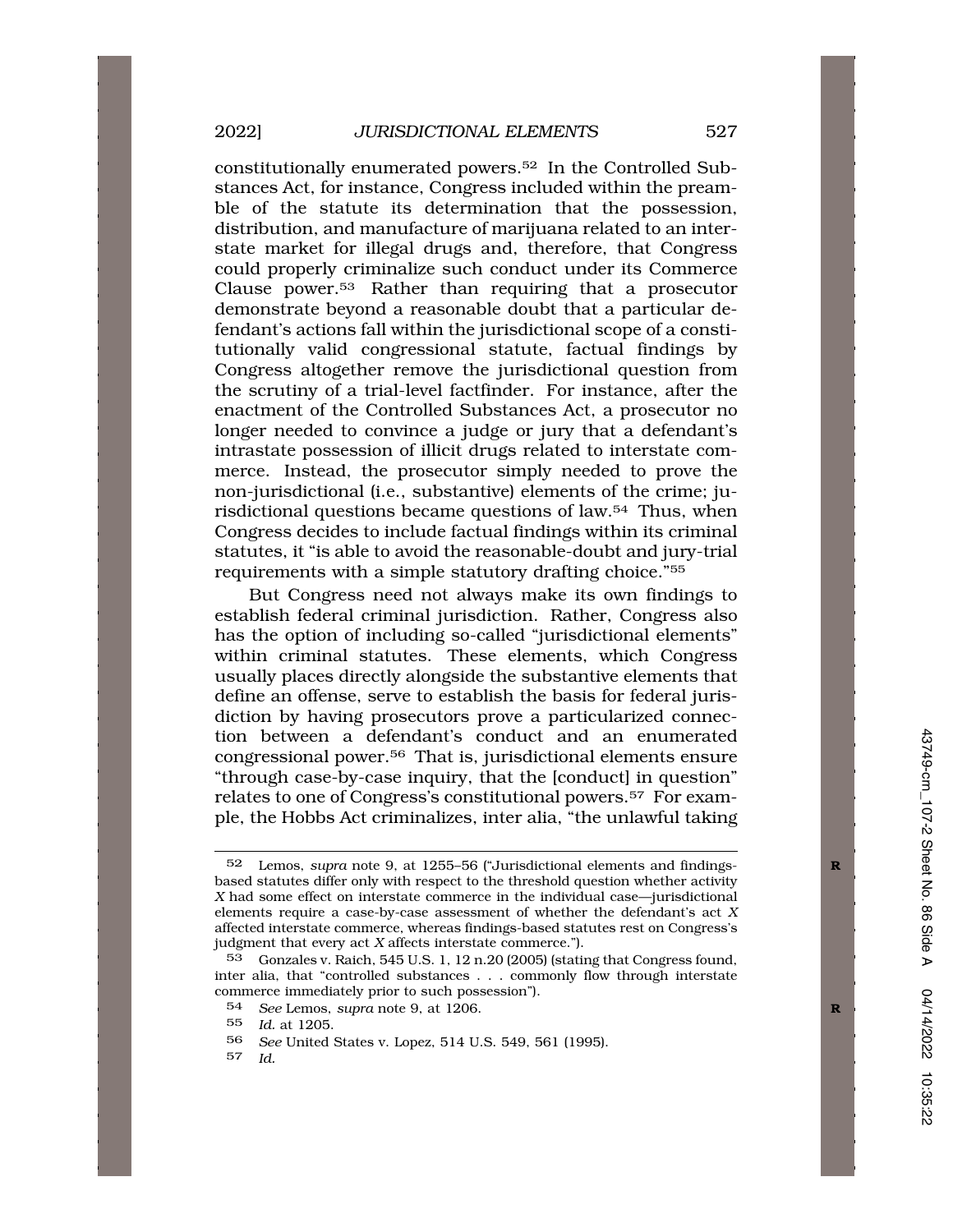constitutionally enumerated powers.[52] In the Controlled Substances Act, for instance, Congress included within the preamble of the statute its determination that the possession, distribution, and manufacture of marijuana related to an interstate market for illegal drugs and, therefore, that Congress could properly criminalize such conduct under its Commerce Clause power.[53] Rather than requiring that a prosecutor demonstrate beyond a reasonable doubt that a particular defendant's actions fall within the jurisdictional scope of a constitutionally valid congressional statute, factual findings by Congress altogether remove the jurisdictional question from the scrutiny of a trial-level factfinder. For instance, after the enactment of the Controlled Substances Act, a prosecutor no longer needed to convince a judge or jury that a defendant's intrastate possession of illicit drugs related to interstate commerce. Instead, the prosecutor simply needed to prove the non-jurisdictional (i.e., substantive) elements of the crime; jurisdictional questions became questions of law.[54] Thus, when Congress decides to include factual findings within its criminal statutes, it "is able to avoid the reasonable-doubt and jury-trial requirements with a simple statutory drafting choice."[55]

But Congress need not always make its own findings to establish federal criminal jurisdiction. Rather, Congress also has the option of including so-called "jurisdictional elements" within criminal statutes. These elements, which Congress usually places directly alongside the substantive elements that define an offense, serve to establish the basis for federal jurisdiction by having prosecutors prove a particularized connection between a defendant's conduct and an enumerated congressional power.[56] That is, jurisdictional elements ensure "through case-by-case inquiry, that the [conduct] in question" relates to one of Congress's constitutional powers.[57] For example, the Hobbs Act criminalizes, inter alia, "the unlawful taking

---

[52] Lemos, *supra* note 9, at 1255–56 ("Jurisdictional elements and findings-based statutes differ only with respect to the threshold question whether activity *X* had some effect on interstate commerce in the individual case—jurisdictional elements require a case-by-case assessment of whether the defendant's act *X* affected interstate commerce, whereas findings-based statutes rest on Congress's judgment that every act *X* affects interstate commerce.").

[53] Gonzales v. Raich, 545 U.S. 1, 12 n.20 (2005) (stating that Congress found, inter alia, that "controlled substances . . . commonly flow through interstate commerce immediately prior to such possession").

[54] *See* Lemos, *supra* note 9, at 1206.

[55] *Id.* at 1205.

[56] *See* United States v. Lopez, 514 U.S. 549, 561 (1995).

[57] *Id.*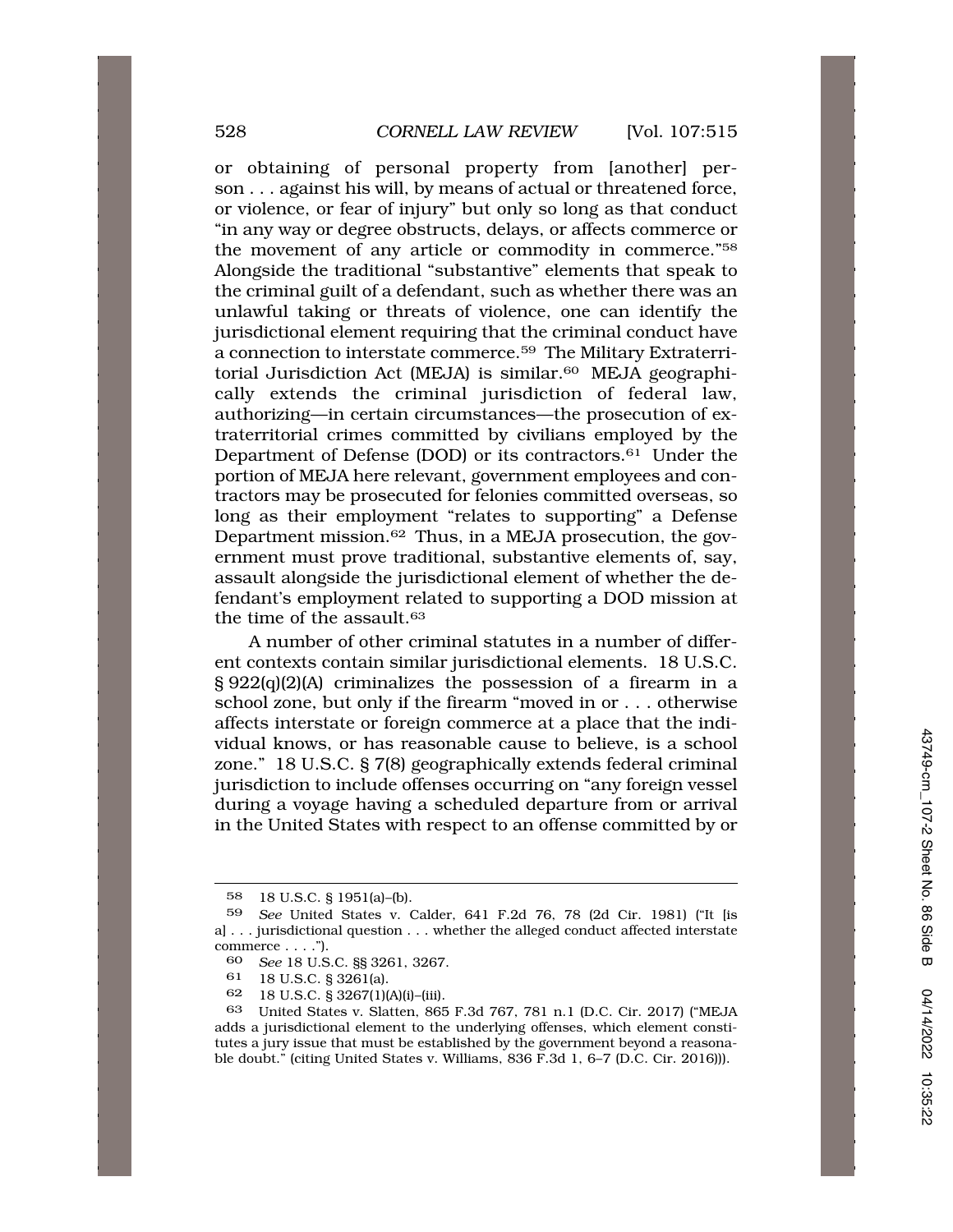or obtaining of personal property from [another] person . . . against his will, by means of actual or threatened force, or violence, or fear of injury" but only so long as that conduct "in any way or degree obstructs, delays, or affects commerce or the movement of any article or commodity in commerce."[58] Alongside the traditional "substantive" elements that speak to the criminal guilt of a defendant, such as whether there was an unlawful taking or threats of violence, one can identify the jurisdictional element requiring that the criminal conduct have a connection to interstate commerce.[59] The Military Extraterritorial Jurisdiction Act (MEJA) is similar.[60] MEJA geographically extends the criminal jurisdiction of federal law, authorizing—in certain circumstances—the prosecution of extraterritorial crimes committed by civilians employed by the Department of Defense (DOD) or its contractors.[61] Under the portion of MEJA here relevant, government employees and contractors may be prosecuted for felonies committed overseas, so long as their employment "relates to supporting" a Defense Department mission.[62] Thus, in a MEJA prosecution, the government must prove traditional, substantive elements of, say, assault alongside the jurisdictional element of whether the defendant's employment related to supporting a DOD mission at the time of the assault.[63]

A number of other criminal statutes in a number of different contexts contain similar jurisdictional elements. 18 U.S.C. § 922(q)(2)(A) criminalizes the possession of a firearm in a school zone, but only if the firearm "moved in or . . . otherwise affects interstate or foreign commerce at a place that the individual knows, or has reasonable cause to believe, is a school zone." 18 U.S.C. § 7(8) geographically extends federal criminal jurisdiction to include offenses occurring on "any foreign vessel during a voyage having a scheduled departure from or arrival in the United States with respect to an offense committed by or

---

58 18 U.S.C. § 1951(a)–(b).

59 *See* United States v. Calder, 641 F.2d 76, 78 (2d Cir. 1981) ("It [is a] . . . jurisdictional question . . . whether the alleged conduct affected interstate commerce . . . .").

60 *See* 18 U.S.C. §§ 3261, 3267.

61 18 U.S.C. § 3261(a).

62 18 U.S.C. § 3267(1)(A)(i)–(iii).

63 United States v. Slatten, 865 F.3d 767, 781 n.1 (D.C. Cir. 2017) ("MEJA adds a jurisdictional element to the underlying offenses, which element constitutes a jury issue that must be established by the government beyond a reasonable doubt." (citing United States v. Williams, 836 F.3d 1, 6–7 (D.C. Cir. 2016))).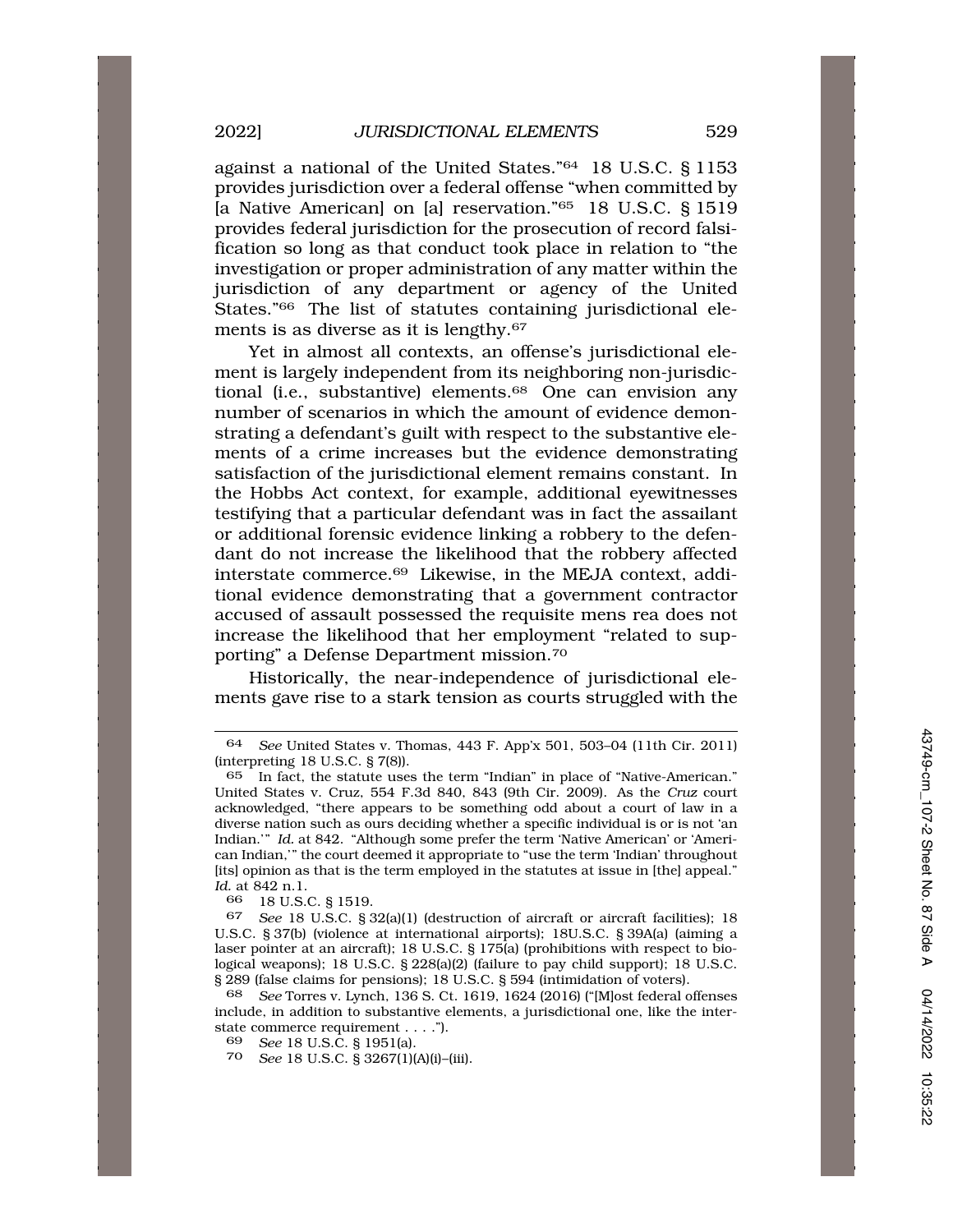against a national of the United States."[64] 18 U.S.C. § 1153 provides jurisdiction over a federal offense "when committed by [a Native American] on [a] reservation."[65] 18 U.S.C. § 1519 provides federal jurisdiction for the prosecution of record falsification so long as that conduct took place in relation to "the investigation or proper administration of any matter within the jurisdiction of any department or agency of the United States."[66] The list of statutes containing jurisdictional elements is as diverse as it is lengthy.[67]

Yet in almost all contexts, an offense's jurisdictional element is largely independent from its neighboring non-jurisdictional (i.e., substantive) elements.[68] One can envision any number of scenarios in which the amount of evidence demonstrating a defendant's guilt with respect to the substantive elements of a crime increases but the evidence demonstrating satisfaction of the jurisdictional element remains constant. In the Hobbs Act context, for example, additional eyewitnesses testifying that a particular defendant was in fact the assailant or additional forensic evidence linking a robbery to the defendant do not increase the likelihood that the robbery affected interstate commerce.[69] Likewise, in the MEJA context, additional evidence demonstrating that a government contractor accused of assault possessed the requisite mens rea does not increase the likelihood that her employment "related to supporting" a Defense Department mission.[70]

Historically, the near-independence of jurisdictional elements gave rise to a stark tension as courts struggled with the

---

64 *See* United States v. Thomas, 443 F. App'x 501, 503–04 (11th Cir. 2011) (interpreting 18 U.S.C. § 7(8)).

65 In fact, the statute uses the term "Indian" in place of "Native-American." United States v. Cruz, 554 F.3d 840, 843 (9th Cir. 2009). As the *Cruz* court acknowledged, "there appears to be something odd about a court of law in a diverse nation such as ours deciding whether a specific individual is or is not 'an Indian.'" *Id.* at 842. "Although some prefer the term 'Native American' or 'American Indian,'" the court deemed it appropriate to "use the term 'Indian' throughout [its] opinion as that is the term employed in the statutes at issue in [the] appeal." *Id.* at 842 n.1.

66 18 U.S.C. § 1519.

67 *See* 18 U.S.C. § 32(a)(1) (destruction of aircraft or aircraft facilities); 18 U.S.C. § 37(b) (violence at international airports); 18U.S.C. § 39A(a) (aiming a laser pointer at an aircraft); 18 U.S.C. § 175(a) (prohibitions with respect to biological weapons); 18 U.S.C. § 228(a)(2) (failure to pay child support); 18 U.S.C. § 289 (false claims for pensions); 18 U.S.C. § 594 (intimidation of voters).

68 *See* Torres v. Lynch, 136 S. Ct. 1619, 1624 (2016) ("[M]ost federal offenses include, in addition to substantive elements, a jurisdictional one, like the interstate commerce requirement . . . .").

69 *See* 18 U.S.C. § 1951(a).

70 *See* 18 U.S.C. § 3267(1)(A)(i)–(iii).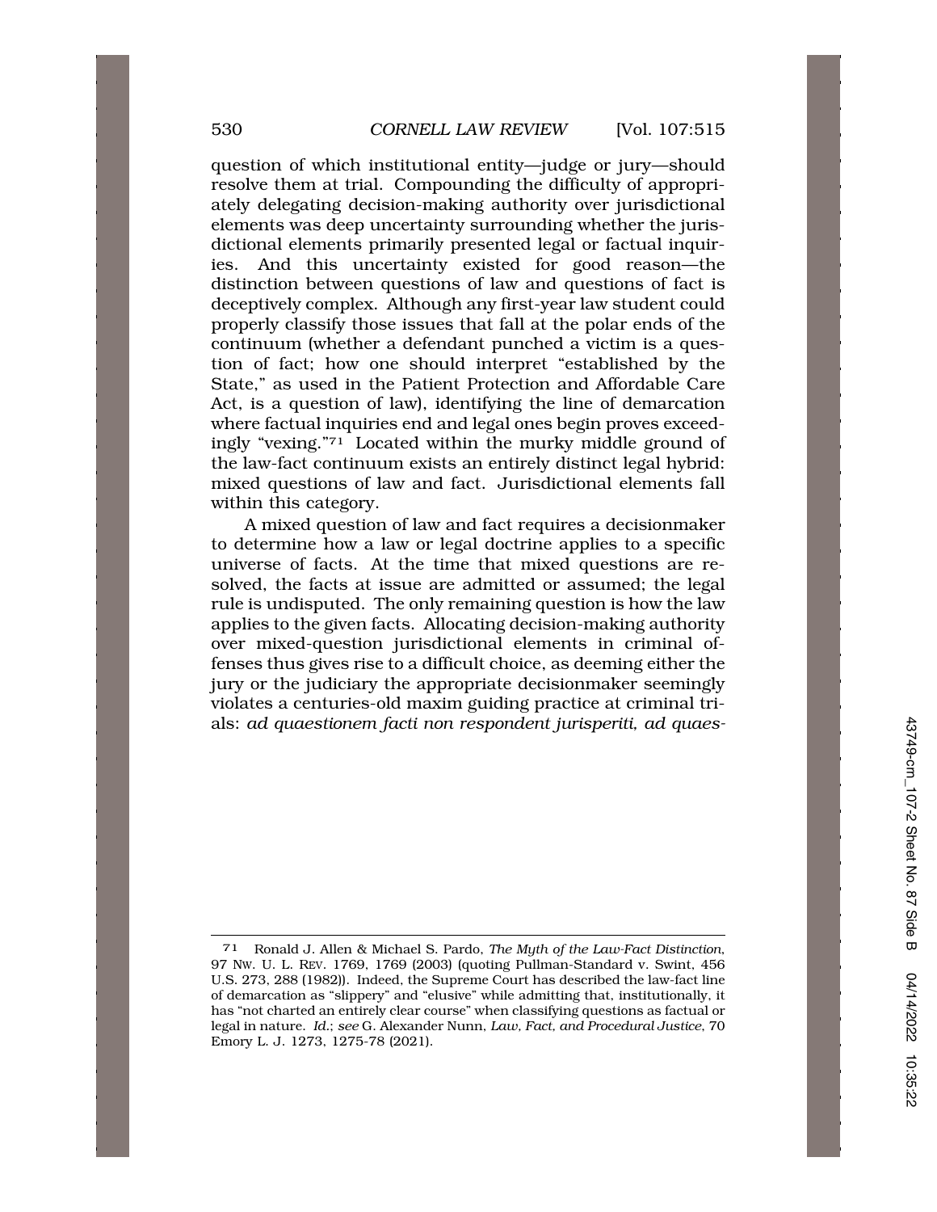question of which institutional entity—judge or jury—should resolve them at trial. Compounding the difficulty of appropriately delegating decision-making authority over jurisdictional elements was deep uncertainty surrounding whether the jurisdictional elements primarily presented legal or factual inquiries. And this uncertainty existed for good reason—the distinction between questions of law and questions of fact is deceptively complex. Although any first-year law student could properly classify those issues that fall at the polar ends of the continuum (whether a defendant punched a victim is a question of fact; how one should interpret "established by the State," as used in the Patient Protection and Affordable Care Act, is a question of law), identifying the line of demarcation where factual inquiries end and legal ones begin proves exceedingly "vexing."[71] Located within the murky middle ground of the law-fact continuum exists an entirely distinct legal hybrid: mixed questions of law and fact. Jurisdictional elements fall within this category.

A mixed question of law and fact requires a decisionmaker to determine how a law or legal doctrine applies to a specific universe of facts. At the time that mixed questions are resolved, the facts at issue are admitted or assumed; the legal rule is undisputed. The only remaining question is how the law applies to the given facts. Allocating decision-making authority over mixed-question jurisdictional elements in criminal offenses thus gives rise to a difficult choice, as deeming either the jury or the judiciary the appropriate decisionmaker seemingly violates a centuries-old maxim guiding practice at criminal trials: *ad quaestionem facti non respondent jurisperiti, ad quaes-*

---

[71] Ronald J. Allen & Michael S. Pardo, *The Myth of the Law-Fact Distinction*, 97 NW. U. L. REV. 1769, 1769 (2003) (quoting Pullman-Standard v. Swint, 456 U.S. 273, 288 (1982)). Indeed, the Supreme Court has described the law-fact line of demarcation as "slippery" and "elusive" while admitting that, institutionally, it has "not charted an entirely clear course" when classifying questions as factual or legal in nature. *Id.*; *see* G. Alexander Nunn, *Law, Fact, and Procedural Justice*, 70 Emory L. J. 1273, 1275-78 (2021).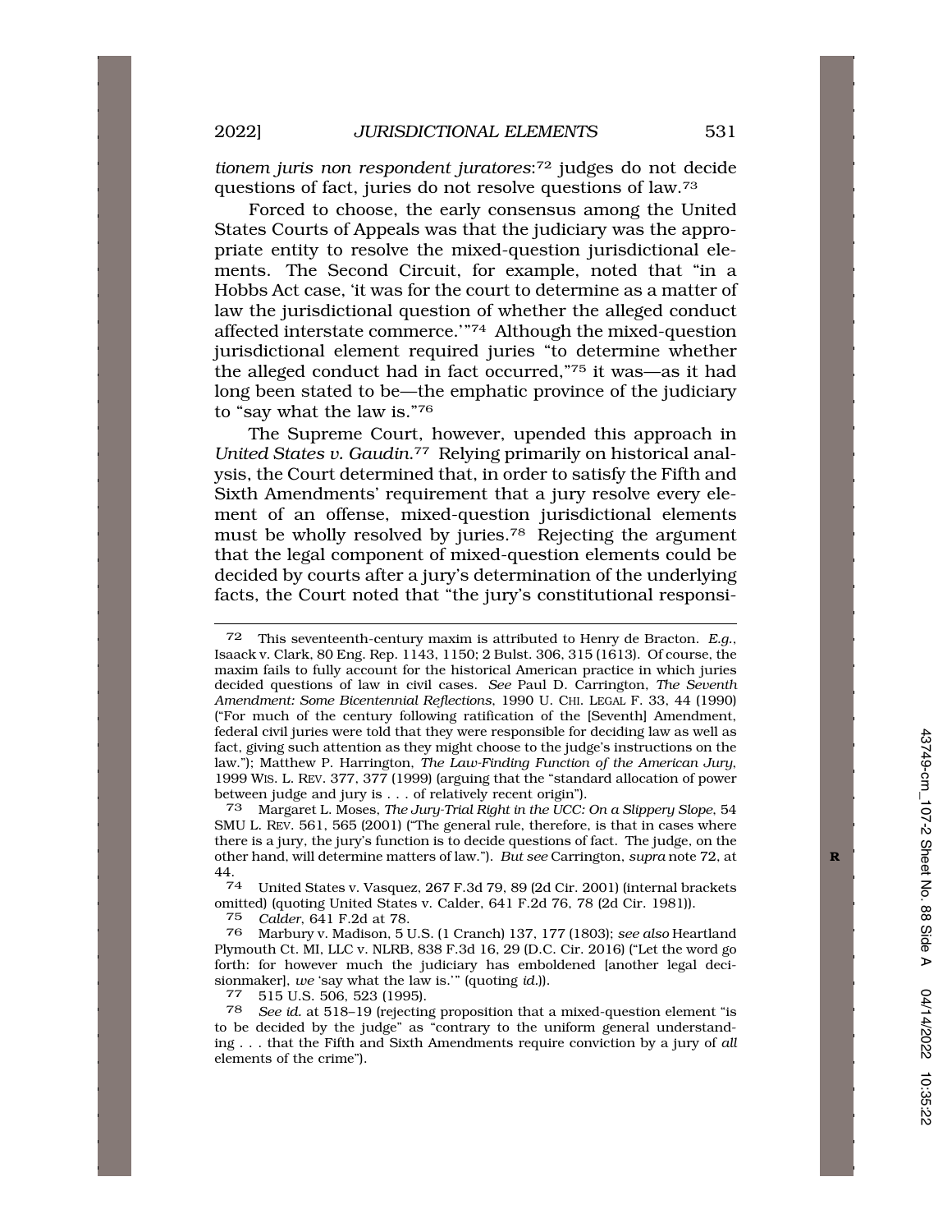*tionem juris non respondent juratores*:[72] judges do not decide questions of fact, juries do not resolve questions of law.[73]

Forced to choose, the early consensus among the United States Courts of Appeals was that the judiciary was the appropriate entity to resolve the mixed-question jurisdictional elements. The Second Circuit, for example, noted that "in a Hobbs Act case, 'it was for the court to determine as a matter of law the jurisdictional question of whether the alleged conduct affected interstate commerce.'"[74] Although the mixed-question jurisdictional element required juries "to determine whether the alleged conduct had in fact occurred,"[75] it was—as it had long been stated to be—the emphatic province of the judiciary to "say what the law is."[76]

The Supreme Court, however, upended this approach in *United States v. Gaudin*.[77] Relying primarily on historical analysis, the Court determined that, in order to satisfy the Fifth and Sixth Amendments' requirement that a jury resolve every element of an offense, mixed-question jurisdictional elements must be wholly resolved by juries.[78] Rejecting the argument that the legal component of mixed-question elements could be decided by courts after a jury's determination of the underlying facts, the Court noted that "the jury's constitutional responsi-

---

72 This seventeenth-century maxim is attributed to Henry de Bracton. *E.g.*, Isaack v. Clark, 80 Eng. Rep. 1143, 1150; 2 Bulst. 306, 315 (1613). Of course, the maxim fails to fully account for the historical American practice in which juries decided questions of law in civil cases. *See* Paul D. Carrington, *The Seventh Amendment: Some Bicentennial Reflections*, 1990 U. CHI. LEGAL F. 33, 44 (1990) ("For much of the century following ratification of the [Seventh] Amendment, federal civil juries were told that they were responsible for deciding law as well as fact, giving such attention as they might choose to the judge's instructions on the law."); Matthew P. Harrington, *The Law-Finding Function of the American Jury*, 1999 WIS. L. REV. 377, 377 (1999) (arguing that the "standard allocation of power between judge and jury is . . . of relatively recent origin").

73 Margaret L. Moses, *The Jury-Trial Right in the UCC: On a Slippery Slope*, 54 SMU L. REV. 561, 565 (2001) ("The general rule, therefore, is that in cases where there is a jury, the jury's function is to decide questions of fact. The judge, on the other hand, will determine matters of law."). *But see* Carrington, *supra* note 72, at 44.

74 United States v. Vasquez, 267 F.3d 79, 89 (2d Cir. 2001) (internal brackets omitted) (quoting United States v. Calder, 641 F.2d 76, 78 (2d Cir. 1981)).

75 *Calder*, 641 F.2d at 78.

76 Marbury v. Madison, 5 U.S. (1 Cranch) 137, 177 (1803); *see also* Heartland Plymouth Ct. MI, LLC v. NLRB, 838 F.3d 16, 29 (D.C. Cir. 2016) ("Let the word go forth: for however much the judiciary has emboldened [another legal decisionmaker], *we* 'say what the law is.'" (quoting *id.*)).

77 515 U.S. 506, 523 (1995).

78 *See id.* at 518–19 (rejecting proposition that a mixed-question element "is to be decided by the judge" as "contrary to the uniform general understanding . . . that the Fifth and Sixth Amendments require conviction by a jury of *all* elements of the crime").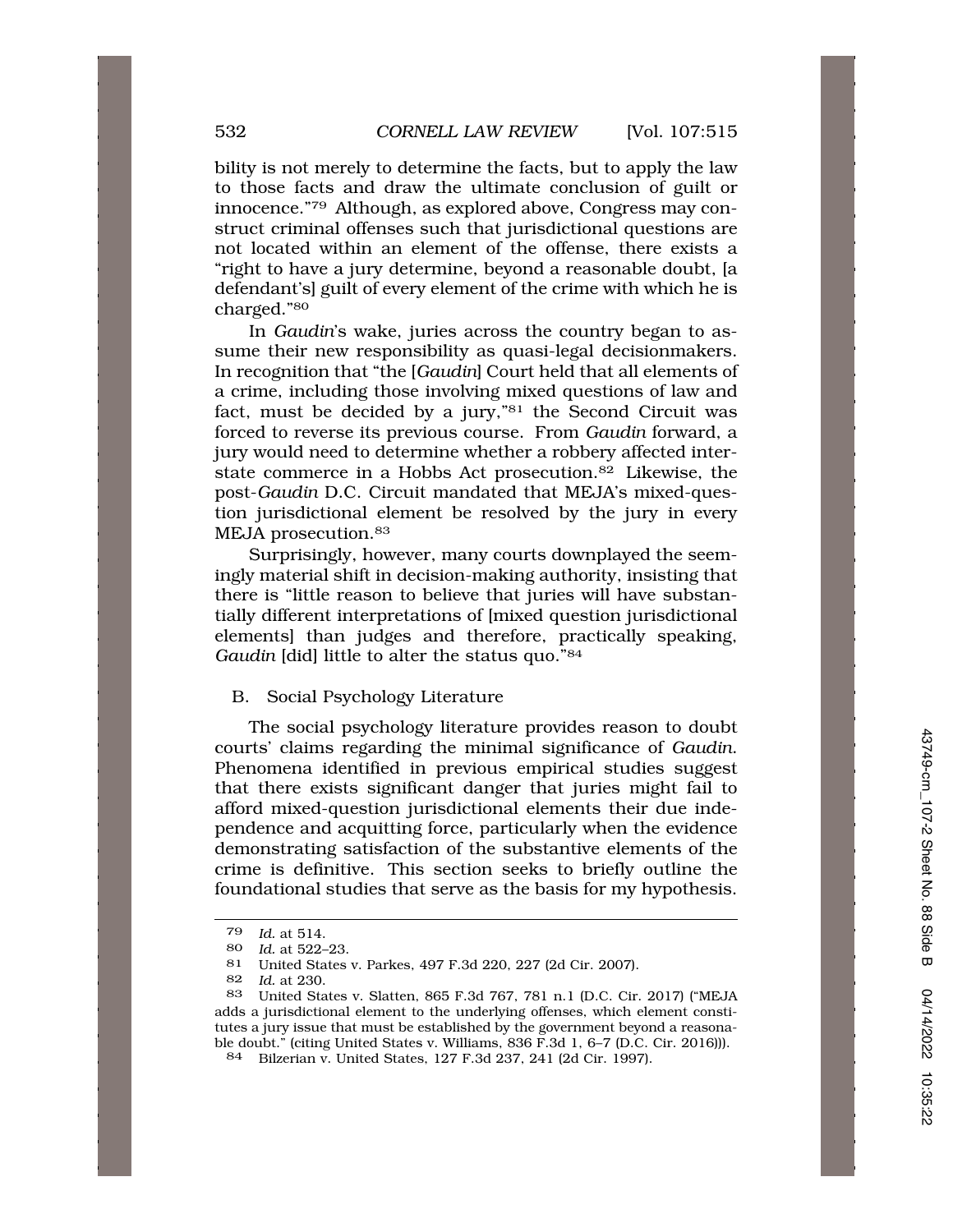bility is not merely to determine the facts, but to apply the law to those facts and draw the ultimate conclusion of guilt or innocence."[79] Although, as explored above, Congress may construct criminal offenses such that jurisdictional questions are not located within an element of the offense, there exists a "right to have a jury determine, beyond a reasonable doubt, [a defendant's] guilt of every element of the crime with which he is charged."[80]

In *Gaudin*'s wake, juries across the country began to assume their new responsibility as quasi-legal decisionmakers. In recognition that "the [*Gaudin*] Court held that all elements of a crime, including those involving mixed questions of law and fact, must be decided by a jury,"[81] the Second Circuit was forced to reverse its previous course. From *Gaudin* forward, a jury would need to determine whether a robbery affected interstate commerce in a Hobbs Act prosecution.[82] Likewise, the post-*Gaudin* D.C. Circuit mandated that MEJA's mixed-question jurisdictional element be resolved by the jury in every MEJA prosecution.[83]

Surprisingly, however, many courts downplayed the seemingly material shift in decision-making authority, insisting that there is "little reason to believe that juries will have substantially different interpretations of [mixed question jurisdictional elements] than judges and therefore, practically speaking, *Gaudin* [did] little to alter the status quo."[84]

### B. Social Psychology Literature

The social psychology literature provides reason to doubt courts' claims regarding the minimal significance of *Gaudin*. Phenomena identified in previous empirical studies suggest that there exists significant danger that juries might fail to afford mixed-question jurisdictional elements their due independence and acquitting force, particularly when the evidence demonstrating satisfaction of the substantive elements of the crime is definitive. This section seeks to briefly outline the foundational studies that serve as the basis for my hypothesis.

---

79 *Id.* at 514.

80 *Id.* at 522–23.

81 United States v. Parkes, 497 F.3d 220, 227 (2d Cir. 2007).

82 *Id.* at 230.

83 United States v. Slatten, 865 F.3d 767, 781 n.1 (D.C. Cir. 2017) ("MEJA adds a jurisdictional element to the underlying offenses, which element constitutes a jury issue that must be established by the government beyond a reasonable doubt." (citing United States v. Williams, 836 F.3d 1, 6–7 (D.C. Cir. 2016))).

84 Bilzerian v. United States, 127 F.3d 237, 241 (2d Cir. 1997).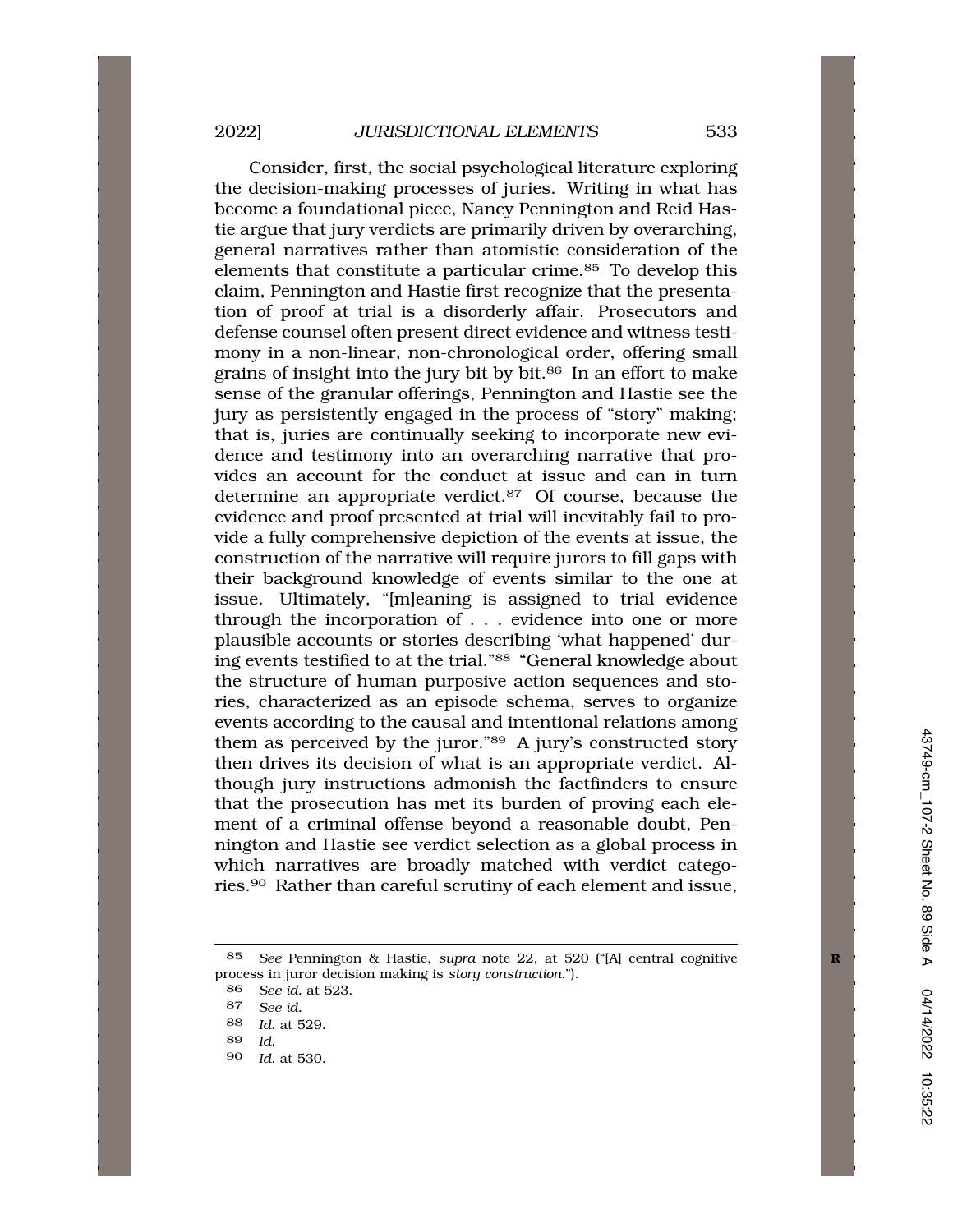Consider, first, the social psychological literature exploring the decision-making processes of juries. Writing in what has become a foundational piece, Nancy Pennington and Reid Hastie argue that jury verdicts are primarily driven by overarching, general narratives rather than atomistic consideration of the elements that constitute a particular crime.[85] To develop this claim, Pennington and Hastie first recognize that the presentation of proof at trial is a disorderly affair. Prosecutors and defense counsel often present direct evidence and witness testimony in a non-linear, non-chronological order, offering small grains of insight into the jury bit by bit.[86] In an effort to make sense of the granular offerings, Pennington and Hastie see the jury as persistently engaged in the process of "story" making; that is, juries are continually seeking to incorporate new evidence and testimony into an overarching narrative that provides an account for the conduct at issue and can in turn determine an appropriate verdict.[87] Of course, because the evidence and proof presented at trial will inevitably fail to provide a fully comprehensive depiction of the events at issue, the construction of the narrative will require jurors to fill gaps with their background knowledge of events similar to the one at issue. Ultimately, "[m]eaning is assigned to trial evidence through the incorporation of . . . evidence into one or more plausible accounts or stories describing 'what happened' during events testified to at the trial."[88] "General knowledge about the structure of human purposive action sequences and stories, characterized as an episode schema, serves to organize events according to the causal and intentional relations among them as perceived by the juror."[89] A jury's constructed story then drives its decision of what is an appropriate verdict. Although jury instructions admonish the factfinders to ensure that the prosecution has met its burden of proving each element of a criminal offense beyond a reasonable doubt, Pennington and Hastie see verdict selection as a global process in which narratives are broadly matched with verdict categories.[90] Rather than careful scrutiny of each element and issue,

---

85 *See* Pennington & Hastie, *supra* note 22, at 520 ("[A] central cognitive process in juror decision making is *story construction*.").

86 *See id.* at 523.

87 *See id.*

88 *Id.* at 529.

89 *Id.*

90 *Id.* at 530.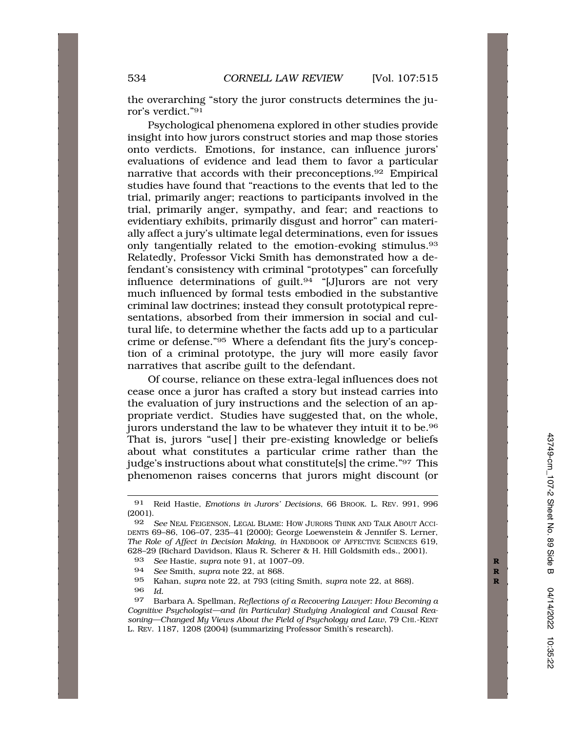the overarching "story the juror constructs determines the juror's verdict."[91]

Psychological phenomena explored in other studies provide insight into how jurors construct stories and map those stories onto verdicts. Emotions, for instance, can influence jurors' evaluations of evidence and lead them to favor a particular narrative that accords with their preconceptions.[92] Empirical studies have found that "reactions to the events that led to the trial, primarily anger; reactions to participants involved in the trial, primarily anger, sympathy, and fear; and reactions to evidentiary exhibits, primarily disgust and horror" can materially affect a jury's ultimate legal determinations, even for issues only tangentially related to the emotion-evoking stimulus.[93] Relatedly, Professor Vicki Smith has demonstrated how a defendant's consistency with criminal "prototypes" can forcefully influence determinations of guilt.[94] "[J]urors are not very much influenced by formal tests embodied in the substantive criminal law doctrines; instead they consult prototypical representations, absorbed from their immersion in social and cultural life, to determine whether the facts add up to a particular crime or defense."[95] Where a defendant fits the jury's conception of a criminal prototype, the jury will more easily favor narratives that ascribe guilt to the defendant.

Of course, reliance on these extra-legal influences does not cease once a juror has crafted a story but instead carries into the evaluation of jury instructions and the selection of an appropriate verdict. Studies have suggested that, on the whole, jurors understand the law to be whatever they intuit it to be.[96] That is, jurors "use[] their pre-existing knowledge or beliefs about what constitutes a particular crime rather than the judge's instructions about what constitute[s] the crime."[97] This phenomenon raises concerns that jurors might discount (or

---

[91] Reid Hastie, *Emotions in Jurors' Decisions*, 66 BROOK. L. REV. 991, 996 (2001).

[92] *See* NEAL FEIGENSON, LEGAL BLAME: HOW JURORS THINK AND TALK ABOUT ACCIDENTS 69–86, 106–07, 235–41 (2000); George Loewenstein & Jennifer S. Lerner, *The Role of Affect in Decision Making*, *in* HANDBOOK OF AFFECTIVE SCIENCES 619, 628–29 (Richard Davidson, Klaus R. Scherer & H. Hill Goldsmith eds., 2001).

[93] *See* Hastie, *supra* note 91, at 1007–09.

[94] *See* Smith, *supra* note 22, at 868.

[95] Kahan, *supra* note 22, at 793 (citing Smith, *supra* note 22, at 868).

[96] *Id.*

[97] Barbara A. Spellman, *Reflections of a Recovering Lawyer: How Becoming a Cognitive Psychologist—and (in Particular) Studying Analogical and Causal Reasoning—Changed My Views About the Field of Psychology and Law*, 79 CHI.-KENT L. REV. 1187, 1208 (2004) (summarizing Professor Smith's research).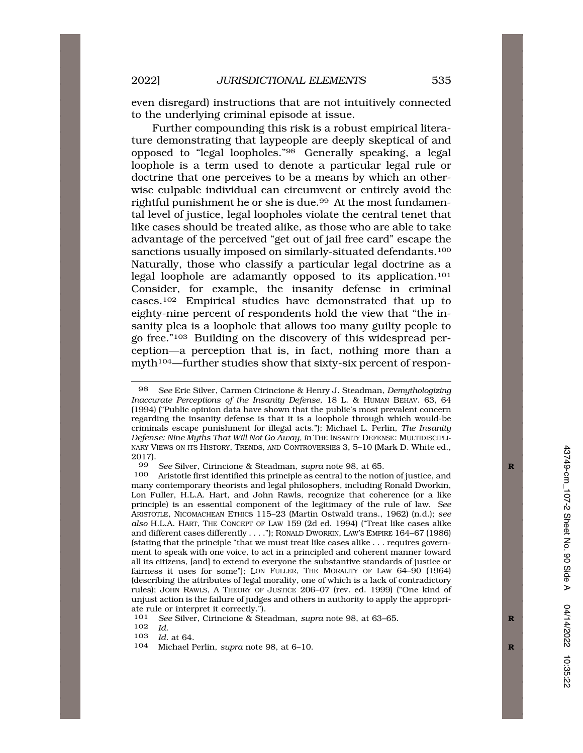even disregard) instructions that are not intuitively connected to the underlying criminal episode at issue.

Further compounding this risk is a robust empirical literature demonstrating that laypeople are deeply skeptical of and opposed to "legal loopholes."[98] Generally speaking, a legal loophole is a term used to denote a particular legal rule or doctrine that one perceives to be a means by which an otherwise culpable individual can circumvent or entirely avoid the rightful punishment he or she is due.[99] At the most fundamental level of justice, legal loopholes violate the central tenet that like cases should be treated alike, as those who are able to take advantage of the perceived "get out of jail free card" escape the sanctions usually imposed on similarly-situated defendants.[100] Naturally, those who classify a particular legal doctrine as a legal loophole are adamantly opposed to its application.[101] Consider, for example, the insanity defense in criminal cases.[102] Empirical studies have demonstrated that up to eighty-nine percent of respondents hold the view that "the insanity plea is a loophole that allows too many guilty people to go free."[103] Building on the discovery of this widespread perception—a perception that is, in fact, nothing more than a myth[104]—further studies show that sixty-six percent of respon-

---

98 *See* Eric Silver, Carmen Cirincione & Henry J. Steadman, *Demythologizing Inaccurate Perceptions of the Insanity Defense*, 18 L. & HUMAN BEHAV. 63, 64 (1994) ("Public opinion data have shown that the public's most prevalent concern regarding the insanity defense is that it is a loophole through which would-be criminals escape punishment for illegal acts."); Michael L. Perlin, *The Insanity Defense: Nine Myths That Will Not Go Away*, *in* THE INSANITY DEFENSE: MULTIDISCIPLINARY VIEWS ON ITS HISTORY, TRENDS, AND CONTROVERSIES 3, 5–10 (Mark D. White ed., 2017).

99 *See* Silver, Cirincione & Steadman, *supra* note 98, at 65.

100 Aristotle first identified this principle as central to the notion of justice, and many contemporary theorists and legal philosophers, including Ronald Dworkin, Lon Fuller, H.L.A. Hart, and John Rawls, recognize that coherence (or a like principle) is an essential component of the legitimacy of the rule of law. *See* ARISTOTLE, NICOMACHEAN ETHICS 115–23 (Martin Ostwald trans., 1962) (n.d.); *see also* H.L.A. HART, THE CONCEPT OF LAW 159 (2d ed. 1994) ("Treat like cases alike and different cases differently . . . ."); RONALD DWORKIN, LAW'S EMPIRE 164–67 (1986) (stating that the principle "that we must treat like cases alike . . . requires government to speak with one voice, to act in a principled and coherent manner toward all its citizens, [and] to extend to everyone the substantive standards of justice or fairness it uses for some"); LON FULLER, THE MORALITY OF LAW 64–90 (1964) (describing the attributes of legal morality, one of which is a lack of contradictory rules); JOHN RAWLS, A THEORY OF JUSTICE 206–07 (rev. ed. 1999) ("One kind of unjust action is the failure of judges and others in authority to apply the appropriate rule or interpret it correctly.").

101 *See* Silver, Cirincione & Steadman, *supra* note 98, at 63–65.

102 *Id.*

103 *Id.* at 64.

104 Michael Perlin, *supra* note 98, at 6–10.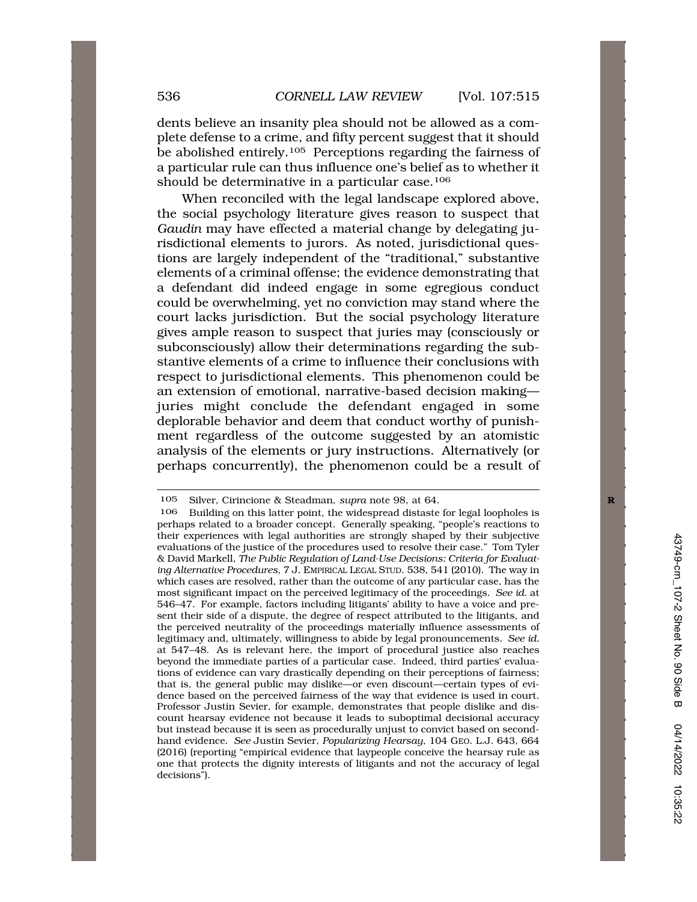dents believe an insanity plea should not be allowed as a complete defense to a crime, and fifty percent suggest that it should be abolished entirely.[105] Perceptions regarding the fairness of a particular rule can thus influence one's belief as to whether it should be determinative in a particular case.[106]

When reconciled with the legal landscape explored above, the social psychology literature gives reason to suspect that *Gaudin* may have effected a material change by delegating jurisdictional elements to jurors. As noted, jurisdictional questions are largely independent of the "traditional," substantive elements of a criminal offense; the evidence demonstrating that a defendant did indeed engage in some egregious conduct could be overwhelming, yet no conviction may stand where the court lacks jurisdiction. But the social psychology literature gives ample reason to suspect that juries may (consciously or subconsciously) allow their determinations regarding the substantive elements of a crime to influence their conclusions with respect to jurisdictional elements. This phenomenon could be an extension of emotional, narrative-based decision making—juries might conclude the defendant engaged in some deplorable behavior and deem that conduct worthy of punishment regardless of the outcome suggested by an atomistic analysis of the elements or jury instructions. Alternatively (or perhaps concurrently), the phenomenon could be a result of

---

105 Silver, Cirincione & Steadman, *supra* note 98, at 64.

106 Building on this latter point, the widespread distaste for legal loopholes is perhaps related to a broader concept. Generally speaking, "people's reactions to their experiences with legal authorities are strongly shaped by their subjective evaluations of the justice of the procedures used to resolve their case." Tom Tyler & David Markell, *The Public Regulation of Land-Use Decisions: Criteria for Evaluating Alternative Procedures*, 7 J. EMPIRICAL LEGAL STUD. 538, 541 (2010). The way in which cases are resolved, rather than the outcome of any particular case, has the most significant impact on the perceived legitimacy of the proceedings. *See id.* at 546–47. For example, factors including litigants' ability to have a voice and present their side of a dispute, the degree of respect attributed to the litigants, and the perceived neutrality of the proceedings materially influence assessments of legitimacy and, ultimately, willingness to abide by legal pronouncements. *See id.* at 547–48. As is relevant here, the import of procedural justice also reaches beyond the immediate parties of a particular case. Indeed, third parties' evaluations of evidence can vary drastically depending on their perceptions of fairness; that is, the general public may dislike—or even discount—certain types of evidence based on the perceived fairness of the way that evidence is used in court. Professor Justin Sevier, for example, demonstrates that people dislike and discount hearsay evidence not because it leads to suboptimal decisional accuracy but instead because it is seen as procedurally unjust to convict based on secondhand evidence. *See* Justin Sevier, *Popularizing Hearsay*, 104 GEO. L.J. 643, 664 (2016) (reporting "empirical evidence that laypeople conceive the hearsay rule as one that protects the dignity interests of litigants and not the accuracy of legal decisions").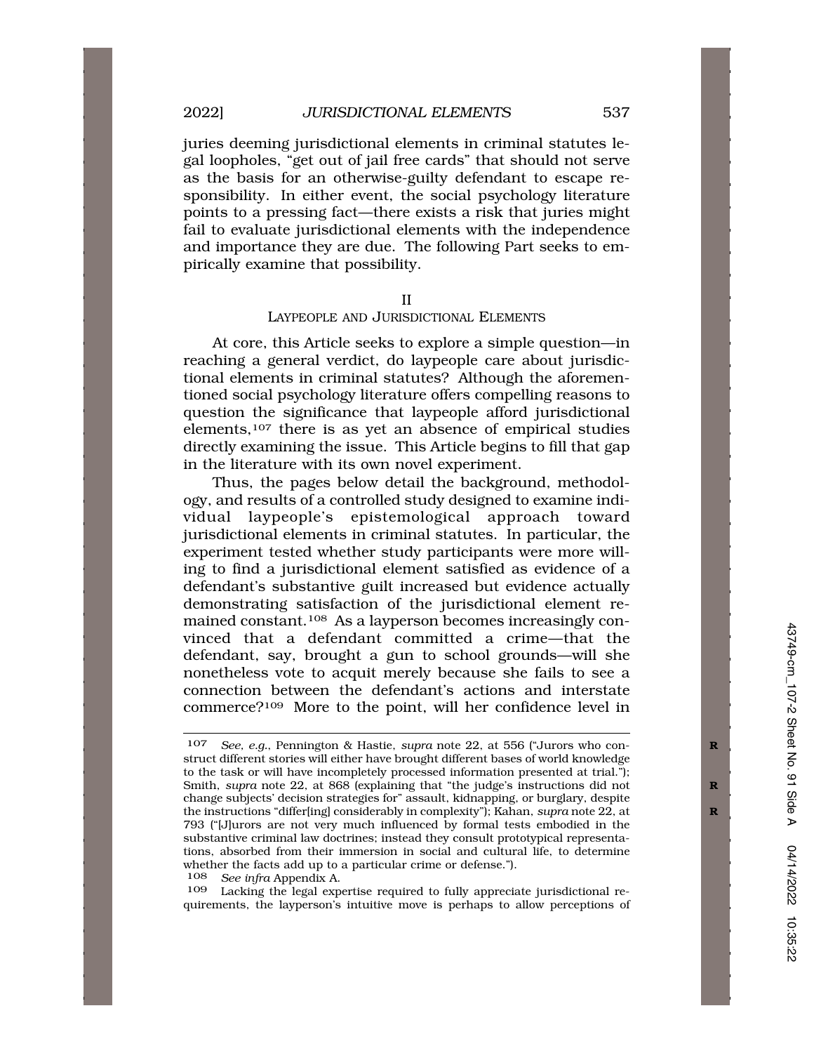juries deeming jurisdictional elements in criminal statutes legal loopholes, "get out of jail free cards" that should not serve as the basis for an otherwise-guilty defendant to escape responsibility. In either event, the social psychology literature points to a pressing fact—there exists a risk that juries might fail to evaluate jurisdictional elements with the independence and importance they are due. The following Part seeks to empirically examine that possibility.

## II
## LAYPEOPLE AND JURISDICTIONAL ELEMENTS

At core, this Article seeks to explore a simple question—in reaching a general verdict, do laypeople care about jurisdictional elements in criminal statutes? Although the aforementioned social psychology literature offers compelling reasons to question the significance that laypeople afford jurisdictional elements,[107] there is as yet an absence of empirical studies directly examining the issue. This Article begins to fill that gap in the literature with its own novel experiment.

Thus, the pages below detail the background, methodology, and results of a controlled study designed to examine individual laypeople's epistemological approach toward jurisdictional elements in criminal statutes. In particular, the experiment tested whether study participants were more willing to find a jurisdictional element satisfied as evidence of a defendant's substantive guilt increased but evidence actually demonstrating satisfaction of the jurisdictional element remained constant.[108] As a layperson becomes increasingly convinced that a defendant committed a crime—that the defendant, say, brought a gun to school grounds—will she nonetheless vote to acquit merely because she fails to see a connection between the defendant's actions and interstate commerce?[109] More to the point, will her confidence level in

---

[107] *See, e.g.*, Pennington & Hastie, *supra* note 22, at 556 ("Jurors who construct different stories will either have brought different bases of world knowledge to the task or will have incompletely processed information presented at trial."); Smith, *supra* note 22, at 868 (explaining that "the judge's instructions did not change subjects' decision strategies for" assault, kidnapping, or burglary, despite the instructions "differ[ing] considerably in complexity"); Kahan, *supra* note 22, at 793 ("[J]urors are not very much influenced by formal tests embodied in the substantive criminal law doctrines; instead they consult prototypical representations, absorbed from their immersion in social and cultural life, to determine whether the facts add up to a particular crime or defense.").

[108] *See infra* Appendix A.

[109] Lacking the legal expertise required to fully appreciate jurisdictional requirements, the layperson's intuitive move is perhaps to allow perceptions of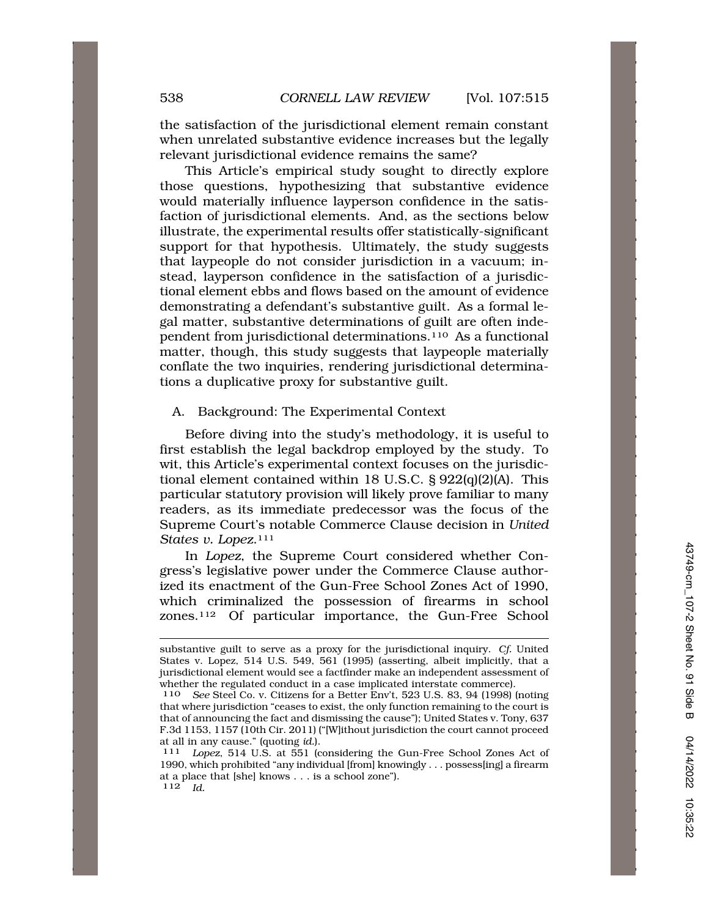the satisfaction of the jurisdictional element remain constant when unrelated substantive evidence increases but the legally relevant jurisdictional evidence remains the same?

This Article's empirical study sought to directly explore those questions, hypothesizing that substantive evidence would materially influence layperson confidence in the satisfaction of jurisdictional elements. And, as the sections below illustrate, the experimental results offer statistically-significant support for that hypothesis. Ultimately, the study suggests that laypeople do not consider jurisdiction in a vacuum; instead, layperson confidence in the satisfaction of a jurisdictional element ebbs and flows based on the amount of evidence demonstrating a defendant's substantive guilt. As a formal legal matter, substantive determinations of guilt are often independent from jurisdictional determinations.[110] As a functional matter, though, this study suggests that laypeople materially conflate the two inquiries, rendering jurisdictional determinations a duplicative proxy for substantive guilt.

## A. Background: The Experimental Context

Before diving into the study's methodology, it is useful to first establish the legal backdrop employed by the study. To wit, this Article's experimental context focuses on the jurisdictional element contained within 18 U.S.C. § 922(q)(2)(A). This particular statutory provision will likely prove familiar to many readers, as its immediate predecessor was the focus of the Supreme Court's notable Commerce Clause decision in *United States v. Lopez*.[111]

In *Lopez*, the Supreme Court considered whether Congress's legislative power under the Commerce Clause authorized its enactment of the Gun-Free School Zones Act of 1990, which criminalized the possession of firearms in school zones.[112] Of particular importance, the Gun-Free School

---

substantive guilt to serve as a proxy for the jurisdictional inquiry. *Cf.* United States v. Lopez, 514 U.S. 549, 561 (1995) (asserting, albeit implicitly, that a jurisdictional element would see a factfinder make an independent assessment of whether the regulated conduct in a case implicated interstate commerce).

[110] *See* Steel Co. v. Citizens for a Better Env't, 523 U.S. 83, 94 (1998) (noting that where jurisdiction "ceases to exist, the only function remaining to the court is that of announcing the fact and dismissing the cause"); United States v. Tony, 637 F.3d 1153, 1157 (10th Cir. 2011) ("[W]ithout jurisdiction the court cannot proceed at all in any cause." (quoting *id.*).

[111] *Lopez*, 514 U.S. at 551 (considering the Gun-Free School Zones Act of 1990, which prohibited "any individual [from] knowingly . . . possess[ing] a firearm at a place that [she] knows . . . is a school zone").

[112] *Id.*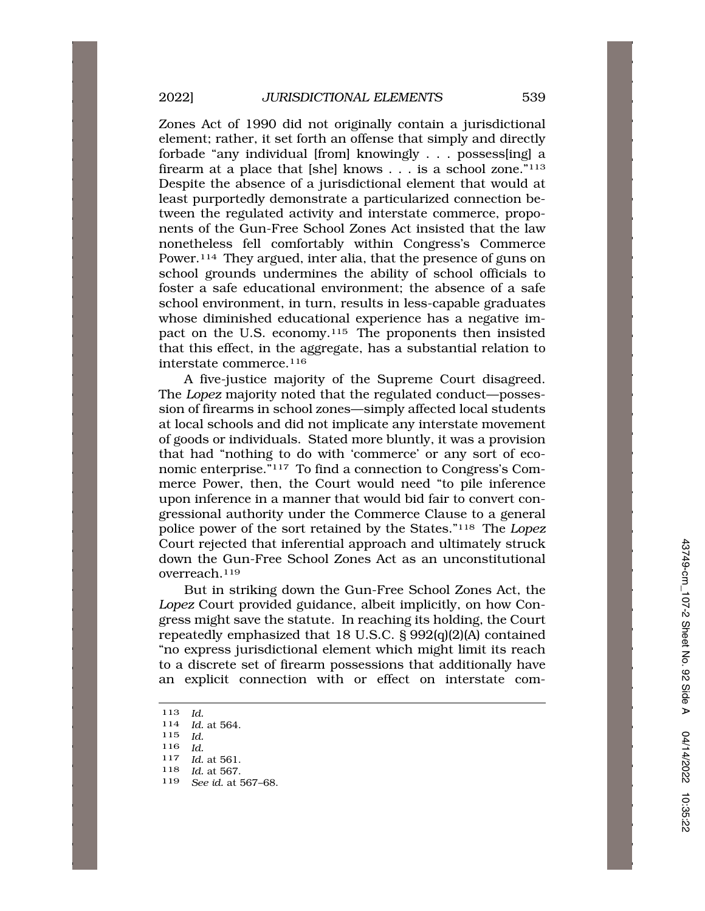Zones Act of 1990 did not originally contain a jurisdictional element; rather, it set forth an offense that simply and directly forbade "any individual [from] knowingly . . . possess[ing] a firearm at a place that [she] knows . . . is a school zone."[113] Despite the absence of a jurisdictional element that would at least purportedly demonstrate a particularized connection between the regulated activity and interstate commerce, proponents of the Gun-Free School Zones Act insisted that the law nonetheless fell comfortably within Congress's Commerce Power.[114] They argued, inter alia, that the presence of guns on school grounds undermines the ability of school officials to foster a safe educational environment; the absence of a safe school environment, in turn, results in less-capable graduates whose diminished educational experience has a negative impact on the U.S. economy.[115] The proponents then insisted that this effect, in the aggregate, has a substantial relation to interstate commerce.[116]

A five-justice majority of the Supreme Court disagreed. The *Lopez* majority noted that the regulated conduct—possession of firearms in school zones—simply affected local students at local schools and did not implicate any interstate movement of goods or individuals. Stated more bluntly, it was a provision that had "nothing to do with 'commerce' or any sort of economic enterprise."[117] To find a connection to Congress's Commerce Power, then, the Court would need "to pile inference upon inference in a manner that would bid fair to convert congressional authority under the Commerce Clause to a general police power of the sort retained by the States."[118] The *Lopez* Court rejected that inferential approach and ultimately struck down the Gun-Free School Zones Act as an unconstitutional overreach.[119]

But in striking down the Gun-Free School Zones Act, the *Lopez* Court provided guidance, albeit implicitly, on how Congress might save the statute. In reaching its holding, the Court repeatedly emphasized that 18 U.S.C. § 992(q)(2)(A) contained "no express jurisdictional element which might limit its reach to a discrete set of firearm possessions that additionally have an explicit connection with or effect on interstate com-

---

113 *Id.*
114 *Id.* at 564.
115 *Id.*
116 *Id.*
117 *Id.* at 561.
118 *Id.* at 567.
119 *See id.* at 567–68.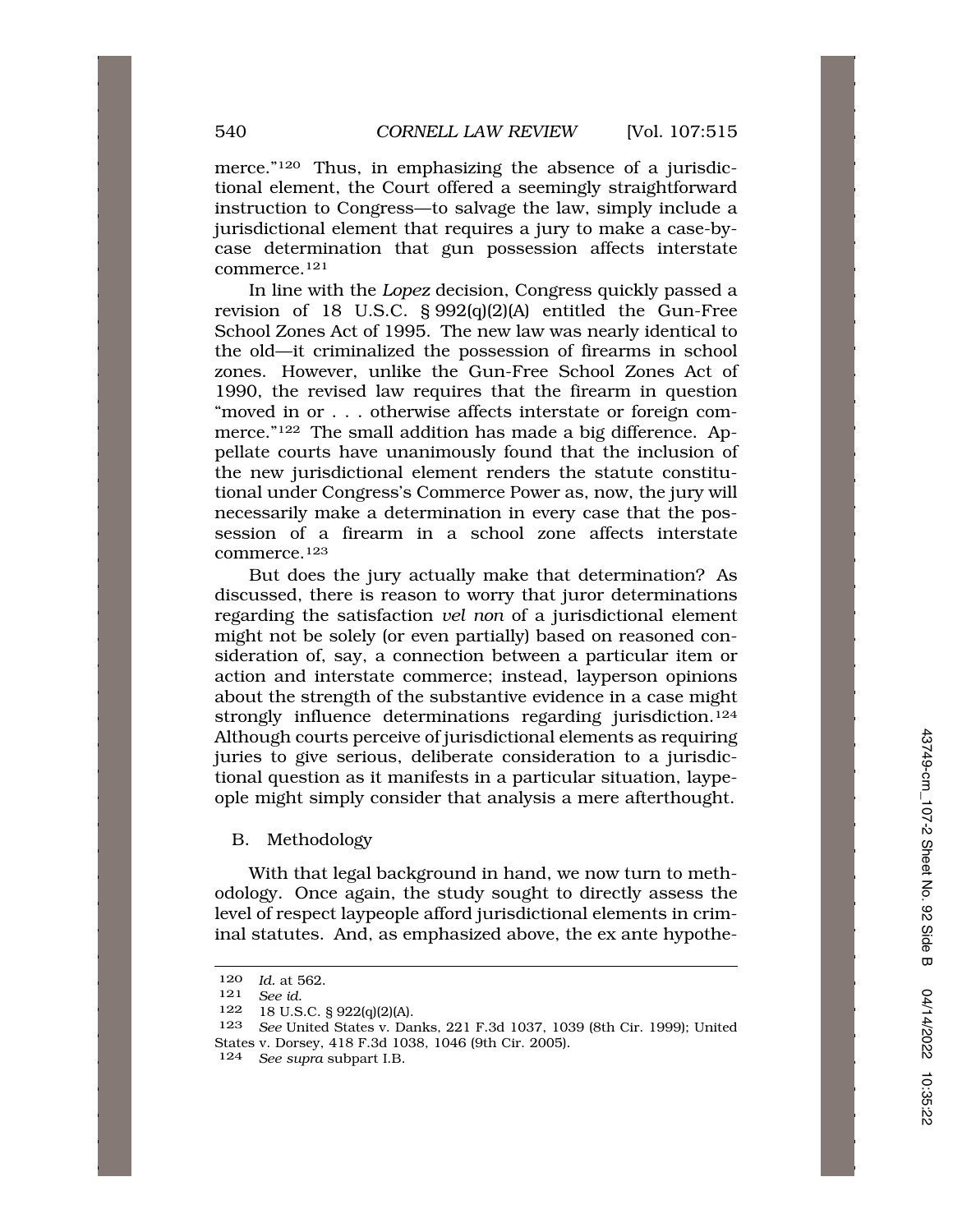merce."[120] Thus, in emphasizing the absence of a jurisdictional element, the Court offered a seemingly straightforward instruction to Congress—to salvage the law, simply include a jurisdictional element that requires a jury to make a case-by-case determination that gun possession affects interstate commerce.[121]

In line with the *Lopez* decision, Congress quickly passed a revision of 18 U.S.C. § 992(q)(2)(A) entitled the Gun-Free School Zones Act of 1995. The new law was nearly identical to the old—it criminalized the possession of firearms in school zones. However, unlike the Gun-Free School Zones Act of 1990, the revised law requires that the firearm in question "moved in or . . . otherwise affects interstate or foreign commerce."[122] The small addition has made a big difference. Appellate courts have unanimously found that the inclusion of the new jurisdictional element renders the statute constitutional under Congress's Commerce Power as, now, the jury will necessarily make a determination in every case that the possession of a firearm in a school zone affects interstate commerce.[123]

But does the jury actually make that determination? As discussed, there is reason to worry that juror determinations regarding the satisfaction *vel non* of a jurisdictional element might not be solely (or even partially) based on reasoned consideration of, say, a connection between a particular item or action and interstate commerce; instead, layperson opinions about the strength of the substantive evidence in a case might strongly influence determinations regarding jurisdiction.[124] Although courts perceive of jurisdictional elements as requiring juries to give serious, deliberate consideration to a jurisdictional question as it manifests in a particular situation, laypeople might simply consider that analysis a mere afterthought.

## B. Methodology

With that legal background in hand, we now turn to methodology. Once again, the study sought to directly assess the level of respect laypeople afford jurisdictional elements in criminal statutes. And, as emphasized above, the ex ante hypothe-

---

120 *Id.* at 562.

121 *See id.*

122 18 U.S.C. § 922(q)(2)(A).

123 *See* United States v. Danks, 221 F.3d 1037, 1039 (8th Cir. 1999); United States v. Dorsey, 418 F.3d 1038, 1046 (9th Cir. 2005).

124 *See supra* subpart I.B.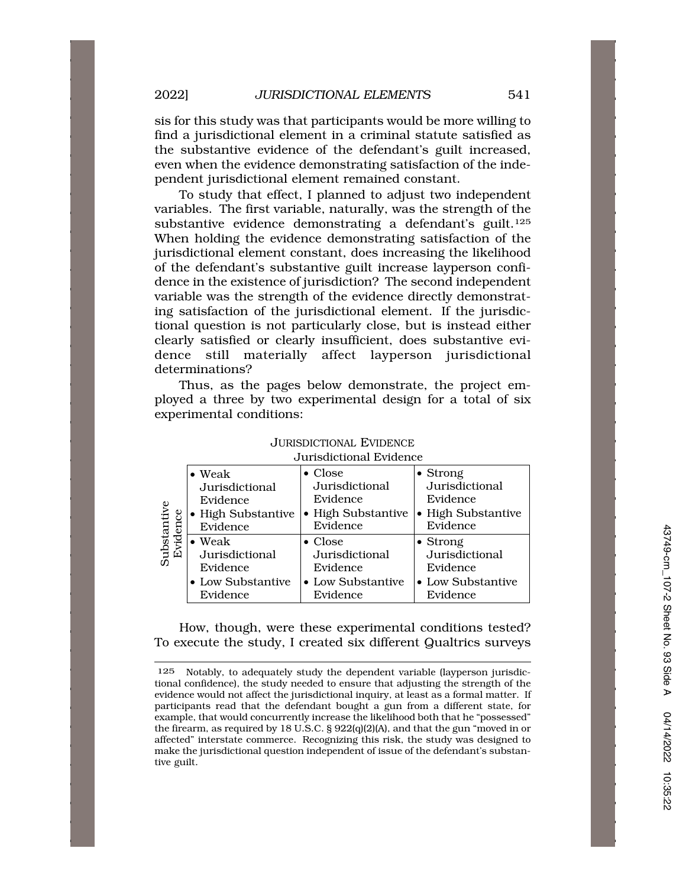sis for this study was that participants would be more willing to find a jurisdictional element in a criminal statute satisfied as the substantive evidence of the defendant's guilt increased, even when the evidence demonstrating satisfaction of the independent jurisdictional element remained constant.

To study that effect, I planned to adjust two independent variables. The first variable, naturally, was the strength of the substantive evidence demonstrating a defendant's guilt.[125] When holding the evidence demonstrating satisfaction of the jurisdictional element constant, does increasing the likelihood of the defendant's substantive guilt increase layperson confidence in the existence of jurisdiction? The second independent variable was the strength of the evidence directly demonstrating satisfaction of the jurisdictional element. If the jurisdictional question is not particularly close, but is instead either clearly satisfied or clearly insufficient, does substantive evidence still materially affect layperson jurisdictional determinations?

Thus, as the pages below demonstrate, the project employed a three by two experimental design for a total of six experimental conditions:

JURISDICTIONAL EVIDENCE

| Substantive Evidence | Jurisdictional Evidence | | |
|---|---|---|---|
| | • Weak Jurisdictional Evidence<br>• High Substantive Evidence | • Close Jurisdictional Evidence<br>• High Substantive Evidence | • Strong Jurisdictional Evidence<br>• High Substantive Evidence |
| | • Weak Jurisdictional Evidence<br>• Low Substantive Evidence | • Close Jurisdictional Evidence<br>• Low Substantive Evidence | • Strong Jurisdictional Evidence<br>• Low Substantive Evidence |

How, though, were these experimental conditions tested? To execute the study, I created six different Qualtrics surveys

---

125 Notably, to adequately study the dependent variable (layperson jurisdictional confidence), the study needed to ensure that adjusting the strength of the evidence would not affect the jurisdictional inquiry, at least as a formal matter. If participants read that the defendant bought a gun from a different state, for example, that would concurrently increase the likelihood both that he "possessed" the firearm, as required by 18 U.S.C. § 922(q)(2)(A), and that the gun "moved in or affected" interstate commerce. Recognizing this risk, the study was designed to make the jurisdictional question independent of issue of the defendant's substantive guilt.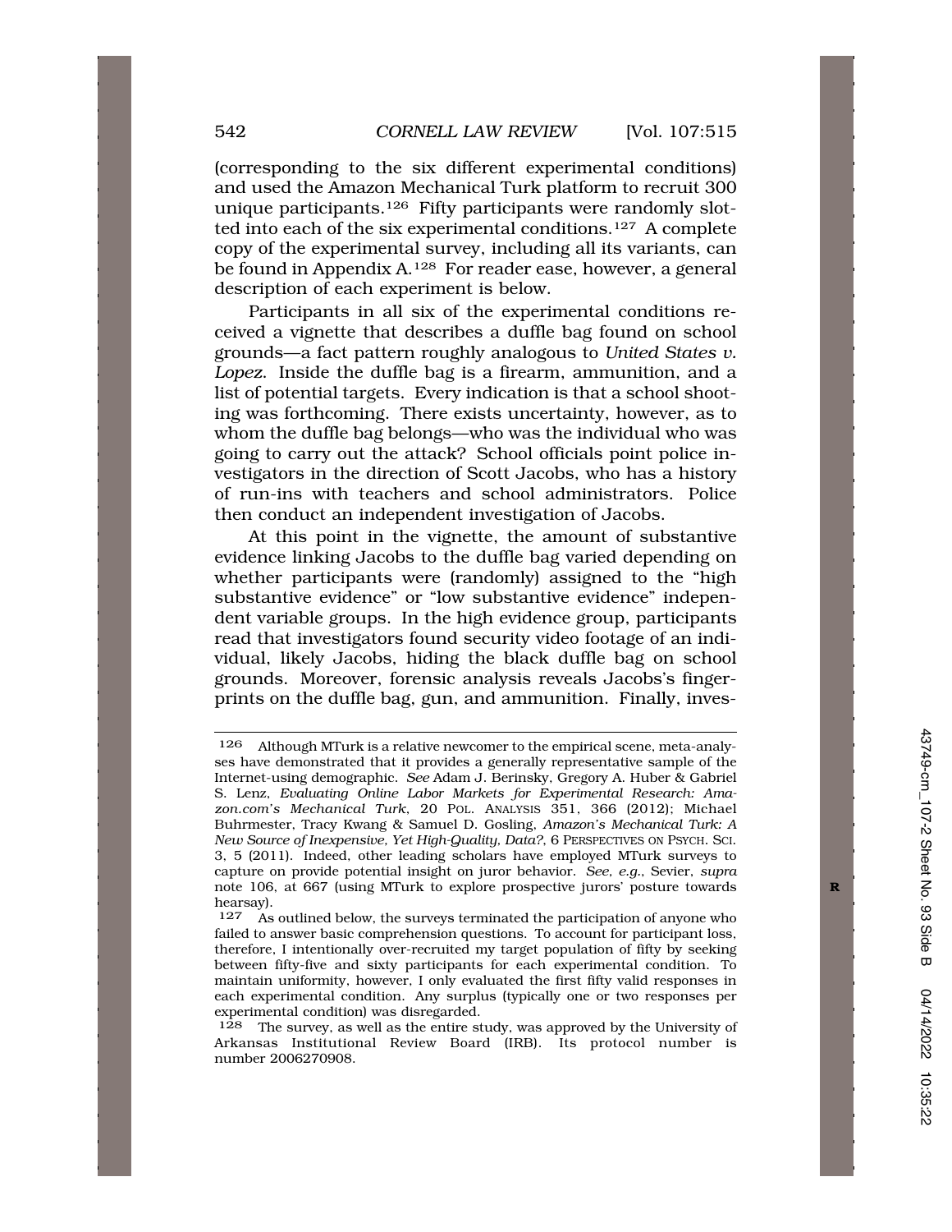(corresponding to the six different experimental conditions) and used the Amazon Mechanical Turk platform to recruit 300 unique participants.[126] Fifty participants were randomly slotted into each of the six experimental conditions.[127] A complete copy of the experimental survey, including all its variants, can be found in Appendix A.[128] For reader ease, however, a general description of each experiment is below.

Participants in all six of the experimental conditions received a vignette that describes a duffle bag found on school grounds—a fact pattern roughly analogous to *United States v. Lopez*. Inside the duffle bag is a firearm, ammunition, and a list of potential targets. Every indication is that a school shooting was forthcoming. There exists uncertainty, however, as to whom the duffle bag belongs—who was the individual who was going to carry out the attack? School officials point police investigators in the direction of Scott Jacobs, who has a history of run-ins with teachers and school administrators. Police then conduct an independent investigation of Jacobs.

At this point in the vignette, the amount of substantive evidence linking Jacobs to the duffle bag varied depending on whether participants were (randomly) assigned to the "high substantive evidence" or "low substantive evidence" independent variable groups. In the high evidence group, participants read that investigators found security video footage of an individual, likely Jacobs, hiding the black duffle bag on school grounds. Moreover, forensic analysis reveals Jacobs's fingerprints on the duffle bag, gun, and ammunition. Finally, inves-

---

[126] Although MTurk is a relative newcomer to the empirical scene, meta-analyses have demonstrated that it provides a generally representative sample of the Internet-using demographic. *See* Adam J. Berinsky, Gregory A. Huber & Gabriel S. Lenz, *Evaluating Online Labor Markets for Experimental Research: Amazon.com's Mechanical Turk*, 20 POL. ANALYSIS 351, 366 (2012); Michael Buhrmester, Tracy Kwang & Samuel D. Gosling, *Amazon's Mechanical Turk: A New Source of Inexpensive, Yet High-Quality, Data?*, 6 PERSPECTIVES ON PSYCH. SCI. 3, 5 (2011). Indeed, other leading scholars have employed MTurk surveys to capture on provide potential insight on juror behavior. *See, e.g.*, Sevier, *supra* note 106, at 667 (using MTurk to explore prospective jurors' posture towards hearsay).

[127] As outlined below, the surveys terminated the participation of anyone who failed to answer basic comprehension questions. To account for participant loss, therefore, I intentionally over-recruited my target population of fifty by seeking between fifty-five and sixty participants for each experimental condition. To maintain uniformity, however, I only evaluated the first fifty valid responses in each experimental condition. Any surplus (typically one or two responses per experimental condition) was disregarded.

[128] The survey, as well as the entire study, was approved by the University of Arkansas Institutional Review Board (IRB). Its protocol number is number 2006270908.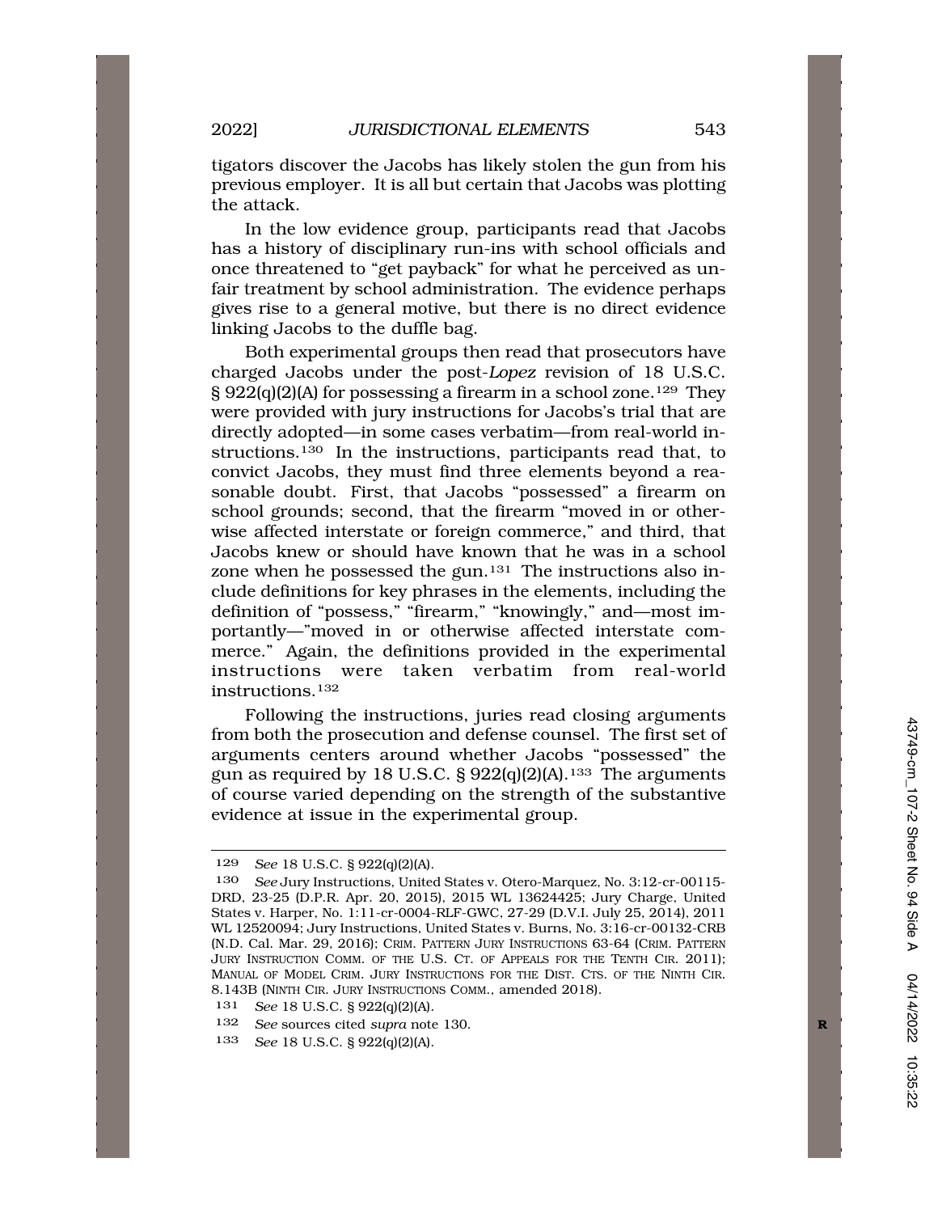tigators discover the Jacobs has likely stolen the gun from his previous employer. It is all but certain that Jacobs was plotting the attack.

In the low evidence group, participants read that Jacobs has a history of disciplinary run-ins with school officials and once threatened to "get payback" for what he perceived as unfair treatment by school administration. The evidence perhaps gives rise to a general motive, but there is no direct evidence linking Jacobs to the duffle bag.

Both experimental groups then read that prosecutors have charged Jacobs under the post-*Lopez* revision of 18 U.S.C. § 922(q)(2)(A) for possessing a firearm in a school zone.[129] They were provided with jury instructions for Jacobs's trial that are directly adopted—in some cases verbatim—from real-world instructions.[130] In the instructions, participants read that, to convict Jacobs, they must find three elements beyond a reasonable doubt. First, that Jacobs "possessed" a firearm on school grounds; second, that the firearm "moved in or otherwise affected interstate or foreign commerce," and third, that Jacobs knew or should have known that he was in a school zone when he possessed the gun.[131] The instructions also include definitions for key phrases in the elements, including the definition of "possess," "firearm," "knowingly," and—most importantly—"moved in or otherwise affected interstate commerce." Again, the definitions provided in the experimental instructions were taken verbatim from real-world instructions.[132]

Following the instructions, juries read closing arguments from both the prosecution and defense counsel. The first set of arguments centers around whether Jacobs "possessed" the gun as required by 18 U.S.C. § 922(q)(2)(A).[133] The arguments of course varied depending on the strength of the substantive evidence at issue in the experimental group.

---

129 *See* 18 U.S.C. § 922(q)(2)(A).

130 *See* Jury Instructions, United States v. Otero-Marquez, No. 3:12-cr-00115-DRD, 23-25 (D.P.R. Apr. 20, 2015), 2015 WL 13624425; Jury Charge, United States v. Harper, No. 1:11-cr-0004-RLF-GWC, 27-29 (D.V.I. July 25, 2014), 2011 WL 12520094; Jury Instructions, United States v. Burns, No. 3:16-cr-00132-CRB (N.D. Cal. Mar. 29, 2016); CRIM. PATTERN JURY INSTRUCTIONS 63-64 (CRIM. PATTERN JURY INSTRUCTION COMM. OF THE U.S. CT. OF APPEALS FOR THE TENTH CIR. 2011); MANUAL OF MODEL CRIM. JURY INSTRUCTIONS FOR THE DIST. CTS. OF THE NINTH CIR. 8.143B (NINTH CIR. JURY INSTRUCTIONS COMM., amended 2018).

131 *See* 18 U.S.C. § 922(q)(2)(A).

132 *See* sources cited *supra* note 130.

133 *See* 18 U.S.C. § 922(q)(2)(A).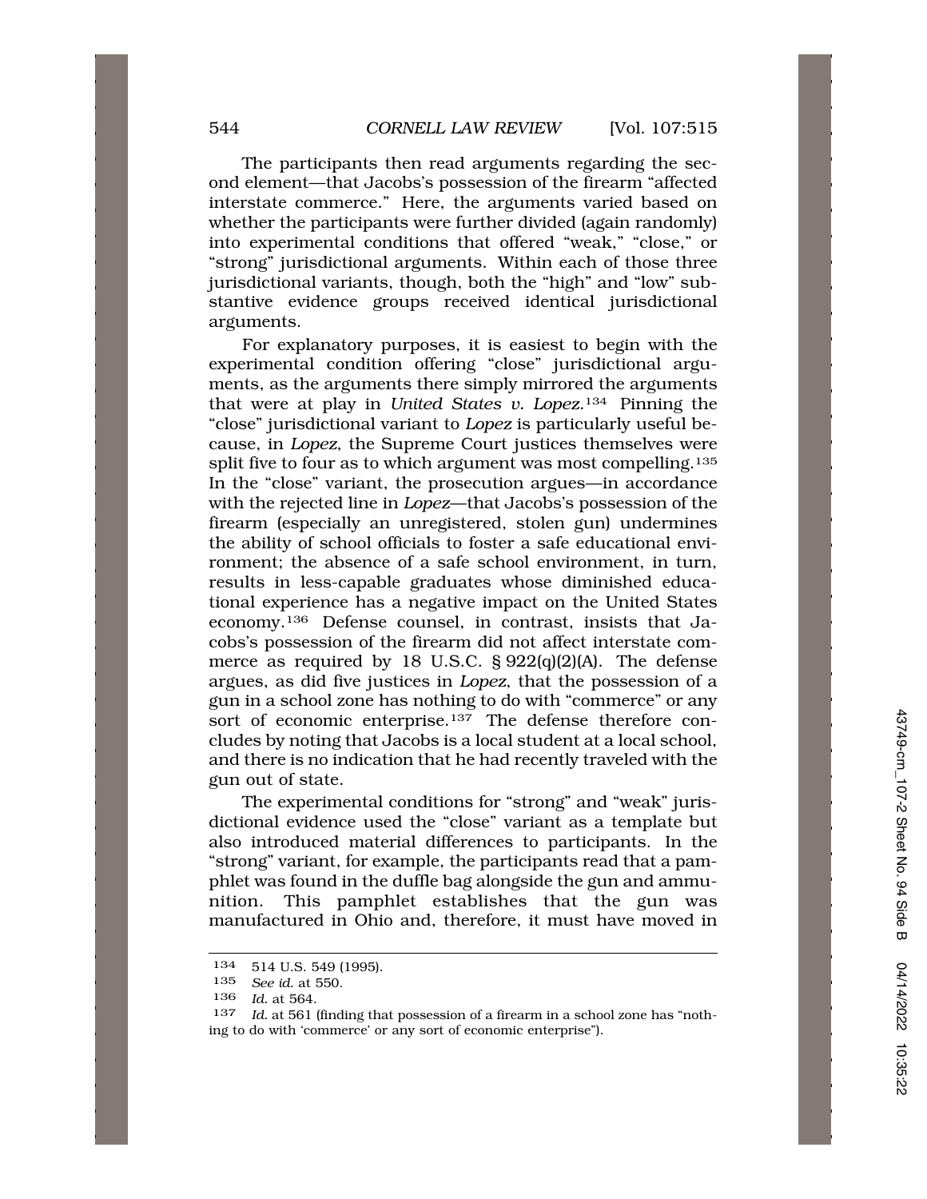The participants then read arguments regarding the second element—that Jacobs's possession of the firearm "affected interstate commerce." Here, the arguments varied based on whether the participants were further divided (again randomly) into experimental conditions that offered "weak," "close," or "strong" jurisdictional arguments. Within each of those three jurisdictional variants, though, both the "high" and "low" substantive evidence groups received identical jurisdictional arguments.

For explanatory purposes, it is easiest to begin with the experimental condition offering "close" jurisdictional arguments, as the arguments there simply mirrored the arguments that were at play in *United States v. Lopez*.[134] Pinning the "close" jurisdictional variant to *Lopez* is particularly useful because, in *Lopez*, the Supreme Court justices themselves were split five to four as to which argument was most compelling.[135] In the "close" variant, the prosecution argues—in accordance with the rejected line in *Lopez*—that Jacobs's possession of the firearm (especially an unregistered, stolen gun) undermines the ability of school officials to foster a safe educational environment; the absence of a safe school environment, in turn, results in less-capable graduates whose diminished educational experience has a negative impact on the United States economy.[136] Defense counsel, in contrast, insists that Jacobs's possession of the firearm did not affect interstate commerce as required by 18 U.S.C. § 922(q)(2)(A). The defense argues, as did five justices in *Lopez*, that the possession of a gun in a school zone has nothing to do with "commerce" or any sort of economic enterprise.[137] The defense therefore concludes by noting that Jacobs is a local student at a local school, and there is no indication that he had recently traveled with the gun out of state.

The experimental conditions for "strong" and "weak" jurisdictional evidence used the "close" variant as a template but also introduced material differences to participants. In the "strong" variant, for example, the participants read that a pamphlet was found in the duffle bag alongside the gun and ammunition. This pamphlet establishes that the gun was manufactured in Ohio and, therefore, it must have moved in

---

[134] 514 U.S. 549 (1995).

[135] *See id.* at 550.

[136] *Id.* at 564.

[137] *Id.* at 561 (finding that possession of a firearm in a school zone has "nothing to do with 'commerce' or any sort of economic enterprise").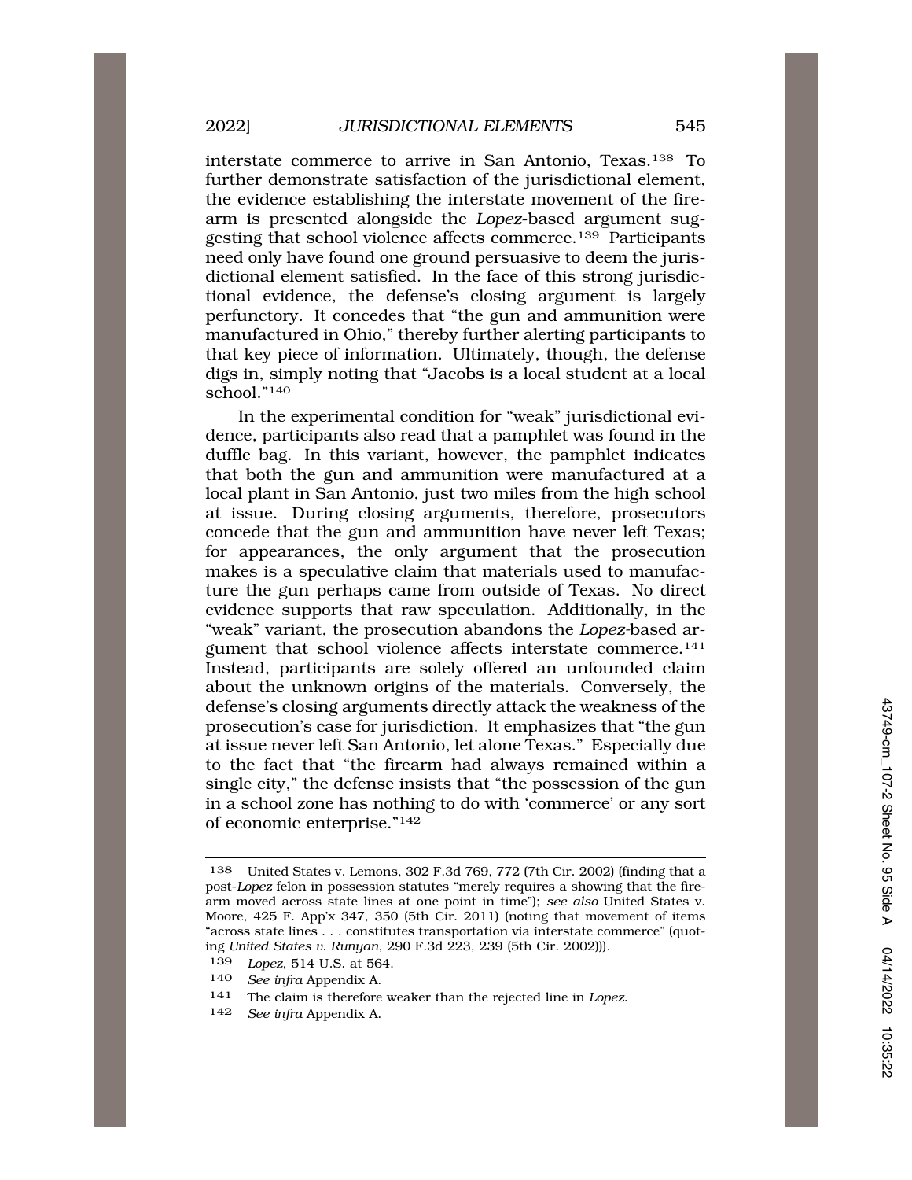interstate commerce to arrive in San Antonio, Texas.[138] To further demonstrate satisfaction of the jurisdictional element, the evidence establishing the interstate movement of the firearm is presented alongside the *Lopez*-based argument suggesting that school violence affects commerce.[139] Participants need only have found one ground persuasive to deem the jurisdictional element satisfied. In the face of this strong jurisdictional evidence, the defense's closing argument is largely perfunctory. It concedes that "the gun and ammunition were manufactured in Ohio," thereby further alerting participants to that key piece of information. Ultimately, though, the defense digs in, simply noting that "Jacobs is a local student at a local school."[140]

In the experimental condition for "weak" jurisdictional evidence, participants also read that a pamphlet was found in the duffle bag. In this variant, however, the pamphlet indicates that both the gun and ammunition were manufactured at a local plant in San Antonio, just two miles from the high school at issue. During closing arguments, therefore, prosecutors concede that the gun and ammunition have never left Texas; for appearances, the only argument that the prosecution makes is a speculative claim that materials used to manufacture the gun perhaps came from outside of Texas. No direct evidence supports that raw speculation. Additionally, in the "weak" variant, the prosecution abandons the *Lopez*-based argument that school violence affects interstate commerce.[141] Instead, participants are solely offered an unfounded claim about the unknown origins of the materials. Conversely, the defense's closing arguments directly attack the weakness of the prosecution's case for jurisdiction. It emphasizes that "the gun at issue never left San Antonio, let alone Texas." Especially due to the fact that "the firearm had always remained within a single city," the defense insists that "the possession of the gun in a school zone has nothing to do with 'commerce' or any sort of economic enterprise."[142]

---

138 United States v. Lemons, 302 F.3d 769, 772 (7th Cir. 2002) (finding that a post-*Lopez* felon in possession statutes "merely requires a showing that the firearm moved across state lines at one point in time"); *see also* United States v. Moore, 425 F. App'x 347, 350 (5th Cir. 2011) (noting that movement of items "across state lines . . . constitutes transportation via interstate commerce" (quoting *United States v. Runyan*, 290 F.3d 223, 239 (5th Cir. 2002))).

139 *Lopez*, 514 U.S. at 564.

140 *See infra* Appendix A.

141 The claim is therefore weaker than the rejected line in *Lopez*.

142 *See infra* Appendix A.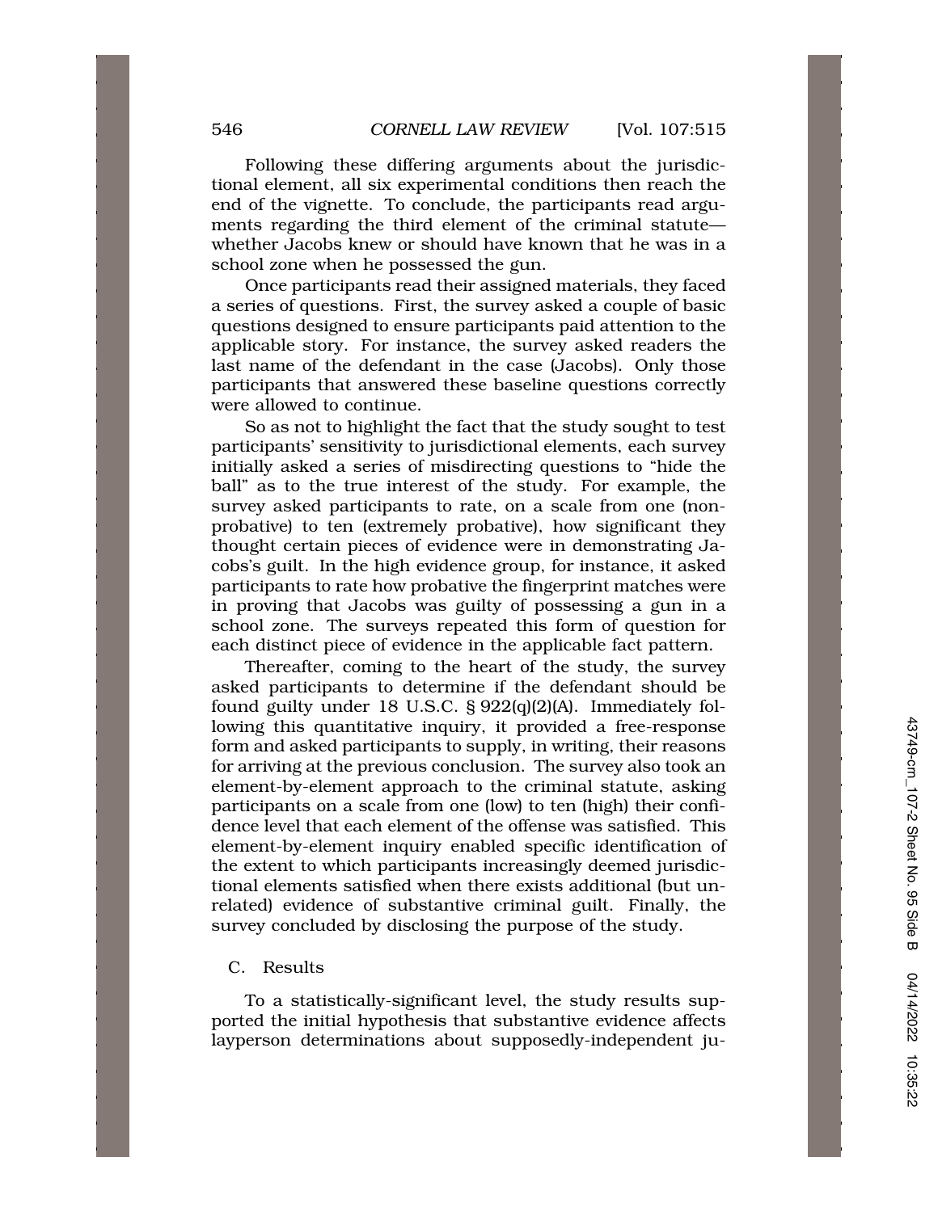Following these differing arguments about the jurisdictional element, all six experimental conditions then reach the end of the vignette. To conclude, the participants read arguments regarding the third element of the criminal statute—whether Jacobs knew or should have known that he was in a school zone when he possessed the gun.

Once participants read their assigned materials, they faced a series of questions. First, the survey asked a couple of basic questions designed to ensure participants paid attention to the applicable story. For instance, the survey asked readers the last name of the defendant in the case (Jacobs). Only those participants that answered these baseline questions correctly were allowed to continue.

So as not to highlight the fact that the study sought to test participants' sensitivity to jurisdictional elements, each survey initially asked a series of misdirecting questions to "hide the ball" as to the true interest of the study. For example, the survey asked participants to rate, on a scale from one (nonprobative) to ten (extremely probative), how significant they thought certain pieces of evidence were in demonstrating Jacobs's guilt. In the high evidence group, for instance, it asked participants to rate how probative the fingerprint matches were in proving that Jacobs was guilty of possessing a gun in a school zone. The surveys repeated this form of question for each distinct piece of evidence in the applicable fact pattern.

Thereafter, coming to the heart of the study, the survey asked participants to determine if the defendant should be found guilty under 18 U.S.C. § 922(q)(2)(A). Immediately following this quantitative inquiry, it provided a free-response form and asked participants to supply, in writing, their reasons for arriving at the previous conclusion. The survey also took an element-by-element approach to the criminal statute, asking participants on a scale from one (low) to ten (high) their confidence level that each element of the offense was satisfied. This element-by-element inquiry enabled specific identification of the extent to which participants increasingly deemed jurisdictional elements satisfied when there exists additional (but unrelated) evidence of substantive criminal guilt. Finally, the survey concluded by disclosing the purpose of the study.

### C. Results

To a statistically-significant level, the study results supported the initial hypothesis that substantive evidence affects layperson determinations about supposedly-independent ju-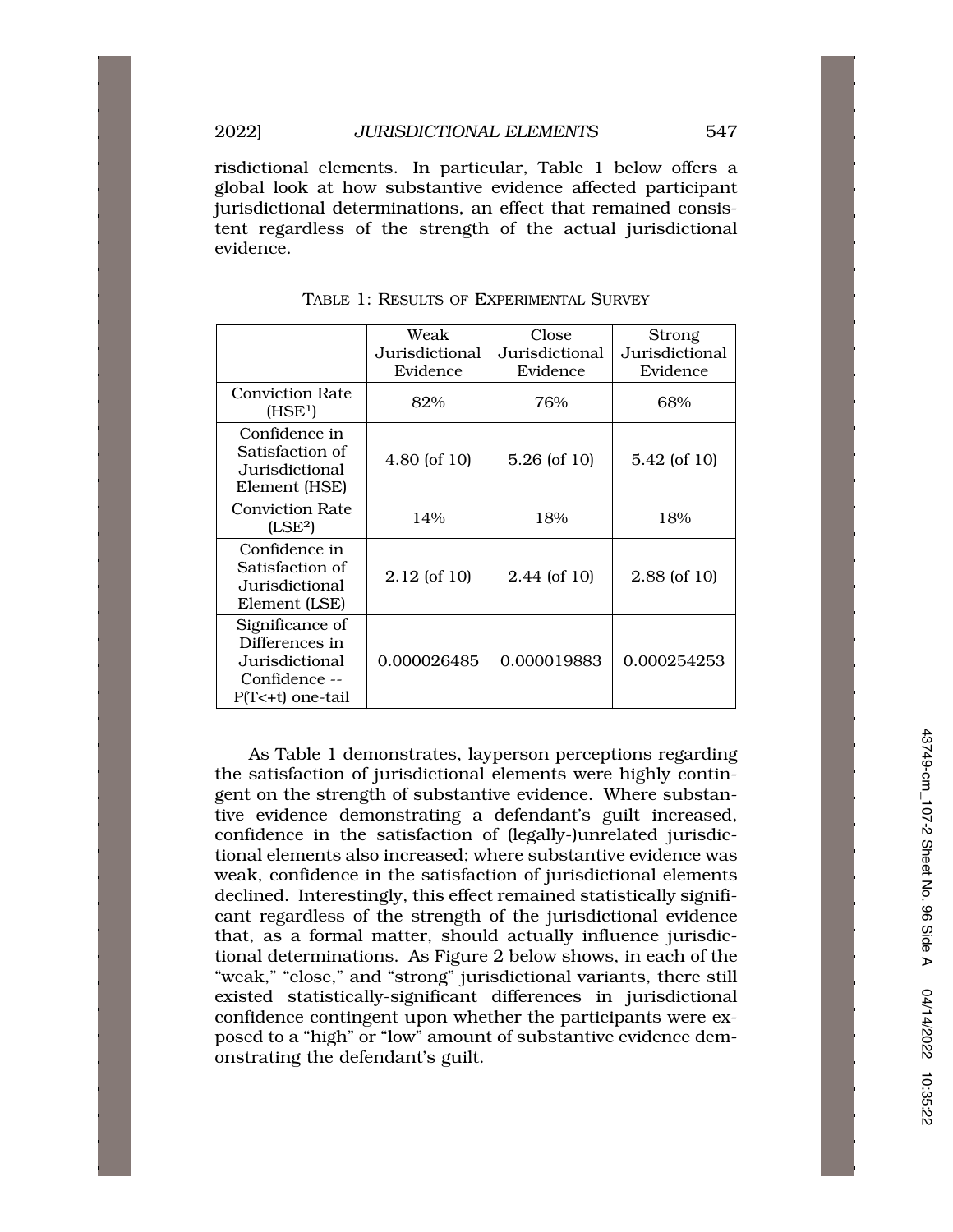risdictional elements. In particular, Table 1 below offers a global look at how substantive evidence affected participant jurisdictional determinations, an effect that remained consistent regardless of the strength of the actual jurisdictional evidence.

TABLE 1: RESULTS OF EXPERIMENTAL SURVEY

| | Weak Jurisdictional Evidence | Close Jurisdictional Evidence | Strong Jurisdictional Evidence |
|---|---|---|---|
| Conviction Rate (HSE[1]) | 82% | 76% | 68% |
| Confidence in Satisfaction of Jurisdictional Element (HSE) | 4.80 (of 10) | 5.26 (of 10) | 5.42 (of 10) |
| Conviction Rate (LSE[2]) | 14% | 18% | 18% |
| Confidence in Satisfaction of Jurisdictional Element (LSE) | 2.12 (of 10) | 2.44 (of 10) | 2.88 (of 10) |
| Significance of Differences in Jurisdictional Confidence -- P(T<+t) one-tail | 0.000026485 | 0.000019883 | 0.000254253 |

As Table 1 demonstrates, layperson perceptions regarding the satisfaction of jurisdictional elements were highly contingent on the strength of substantive evidence. Where substantive evidence demonstrating a defendant's guilt increased, confidence in the satisfaction of (legally-)unrelated jurisdictional elements also increased; where substantive evidence was weak, confidence in the satisfaction of jurisdictional elements declined. Interestingly, this effect remained statistically significant regardless of the strength of the jurisdictional evidence that, as a formal matter, should actually influence jurisdictional determinations. As Figure 2 below shows, in each of the "weak," "close," and "strong" jurisdictional variants, there still existed statistically-significant differences in jurisdictional confidence contingent upon whether the participants were exposed to a "high" or "low" amount of substantive evidence demonstrating the defendant's guilt.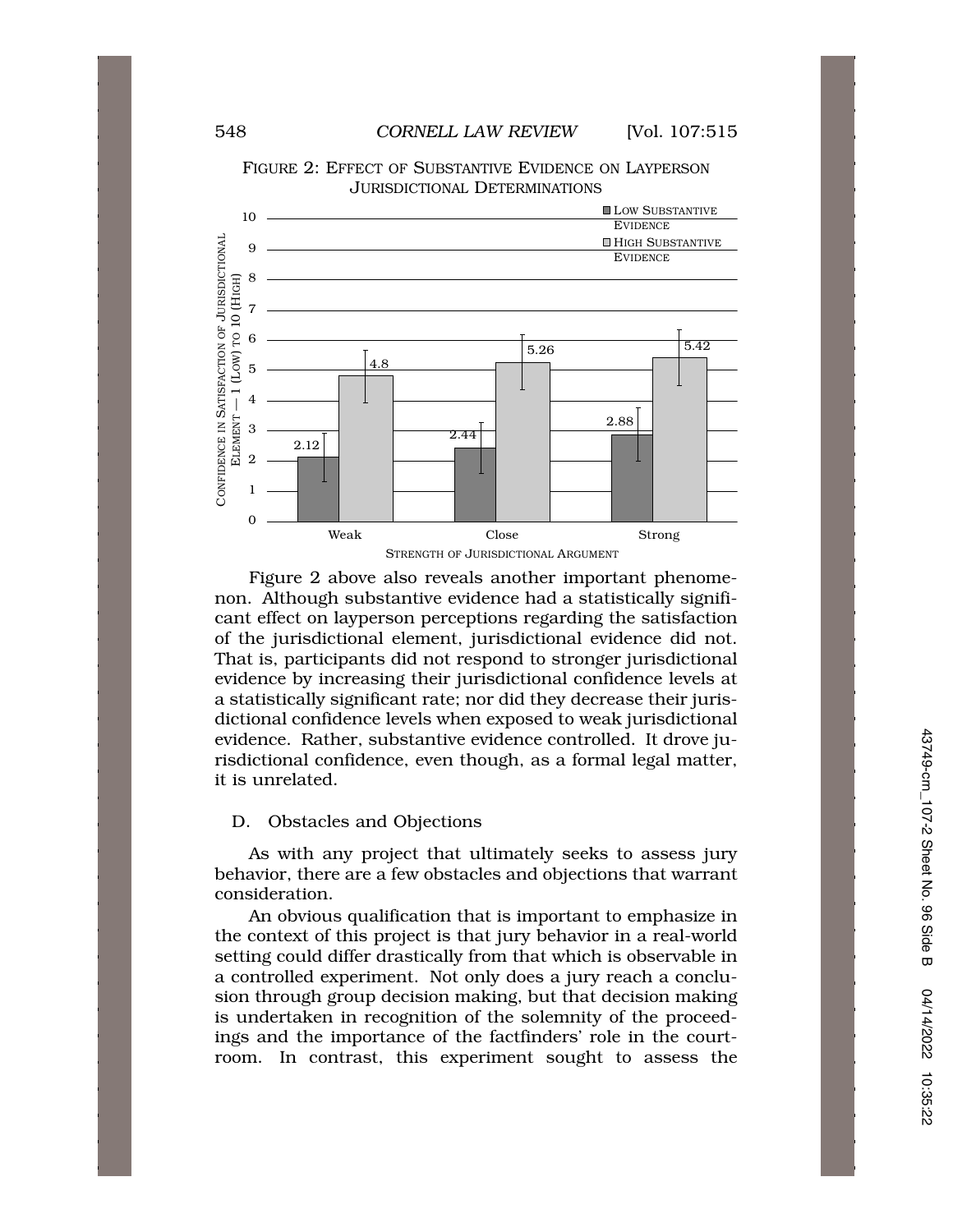FIGURE 2: EFFECT OF SUBSTANTIVE EVIDENCE ON LAYPERSON JURISDICTIONAL DETERMINATIONS

| Strength of Jurisdictional Argument | Low Substantive Evidence | High Substantive Evidence |
| --- | --- | --- |
| Weak | 2.12 | 4.8 |
| Close | 2.44 | 5.26 |
| Strong | 2.88 | 5.42 |

Figure 2 above also reveals another important phenomenon. Although substantive evidence had a statistically significant effect on layperson perceptions regarding the satisfaction of the jurisdictional element, jurisdictional evidence did not. That is, participants did not respond to stronger jurisdictional evidence by increasing their jurisdictional confidence levels at a statistically significant rate; nor did they decrease their jurisdictional confidence levels when exposed to weak jurisdictional evidence. Rather, substantive evidence controlled. It drove jurisdictional confidence, even though, as a formal legal matter, it is unrelated.

## D. Obstacles and Objections

As with any project that ultimately seeks to assess jury behavior, there are a few obstacles and objections that warrant consideration.

An obvious qualification that is important to emphasize in the context of this project is that jury behavior in a real-world setting could differ drastically from that which is observable in a controlled experiment. Not only does a jury reach a conclusion through group decision making, but that decision making is undertaken in recognition of the solemnity of the proceedings and the importance of the factfinders' role in the courtroom. In contrast, this experiment sought to assess the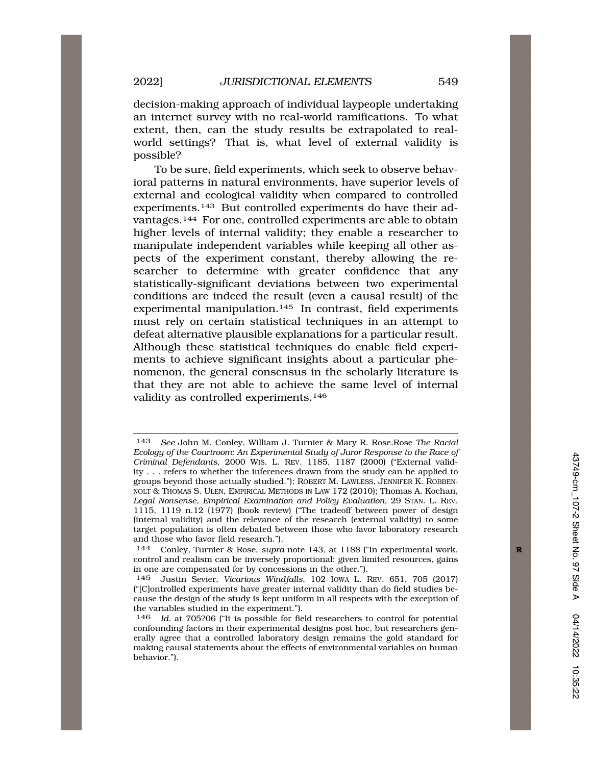decision-making approach of individual laypeople undertaking an internet survey with no real-world ramifications. To what extent, then, can the study results be extrapolated to real-world settings? That is, what level of external validity is possible?

To be sure, field experiments, which seek to observe behavioral patterns in natural environments, have superior levels of external and ecological validity when compared to controlled experiments.[143] But controlled experiments do have their advantages.[144] For one, controlled experiments are able to obtain higher levels of internal validity; they enable a researcher to manipulate independent variables while keeping all other aspects of the experiment constant, thereby allowing the researcher to determine with greater confidence that any statistically-significant deviations between two experimental conditions are indeed the result (even a causal result) of the experimental manipulation.[145] In contrast, field experiments must rely on certain statistical techniques in an attempt to defeat alternative plausible explanations for a particular result. Although these statistical techniques do enable field experiments to achieve significant insights about a particular phenomenon, the general consensus in the scholarly literature is that they are not able to achieve the same level of internal validity as controlled experiments.[146]

---

143 *See* John M. Conley, William J. Turnier & Mary R. Rose,Rose *The Racial Ecology of the Courtroom: An Experimental Study of Juror Response to the Race of Criminal Defendants*, 2000 WIS. L. REV. 1185, 1187 (2000) ("External validity . . . refers to whether the inferences drawn from the study can be applied to groups beyond those actually studied."); ROBERT M. LAWLESS, JENNIFER K. ROBBENNOLT & THOMAS S. ULEN, EMPIRICAL METHODS IN LAW 172 (2010); Thomas A. Kochan, *Legal Nonsense, Empirical Examination and Policy Evaluation*, 29 STAN. L. REV. 1115, 1119 n.12 (1977) (book review) ("The tradeoff between power of design (internal validity) and the relevance of the research (external validity) to some target population is often debated between those who favor laboratory research and those who favor field research.").

144 Conley, Turnier & Rose, *supra* note 143, at 1188 ("In experimental work, control and realism can be inversely proportional: given limited resources, gains in one are compensated for by concessions in the other.").

145 Justin Sevier, *Vicarious Windfalls*, 102 IOWA L. REV. 651, 705 (2017) ("[C]ontrolled experiments have greater internal validity than do field studies because the design of the study is kept uniform in all respects with the exception of the variables studied in the experiment.").

146 *Id.* at 705?06 ("It is possible for field researchers to control for potential confounding factors in their experimental designs post hoc, but researchers generally agree that a controlled laboratory design remains the gold standard for making causal statements about the effects of environmental variables on human behavior.").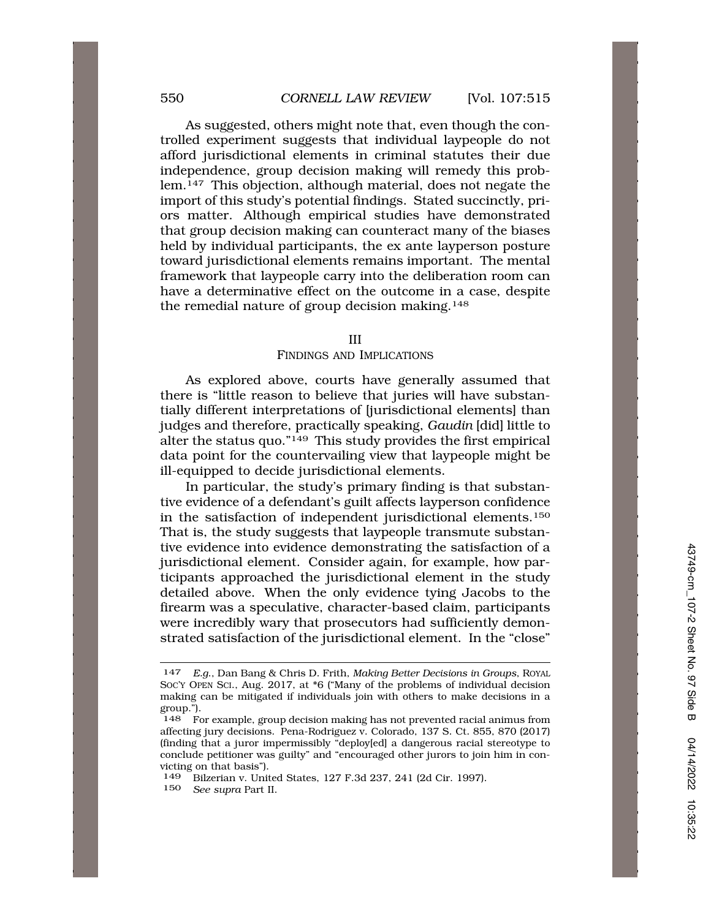As suggested, others might note that, even though the controlled experiment suggests that individual laypeople do not afford jurisdictional elements in criminal statutes their due independence, group decision making will remedy this problem.[147] This objection, although material, does not negate the import of this study's potential findings. Stated succinctly, priors matter. Although empirical studies have demonstrated that group decision making can counteract many of the biases held by individual participants, the ex ante layperson posture toward jurisdictional elements remains important. The mental framework that laypeople carry into the deliberation room can have a determinative effect on the outcome in a case, despite the remedial nature of group decision making.[148]

## III
## FINDINGS AND IMPLICATIONS

As explored above, courts have generally assumed that there is "little reason to believe that juries will have substantially different interpretations of [jurisdictional elements] than judges and therefore, practically speaking, *Gaudin* [did] little to alter the status quo."[149] This study provides the first empirical data point for the countervailing view that laypeople might be ill-equipped to decide jurisdictional elements.

In particular, the study's primary finding is that substantive evidence of a defendant's guilt affects layperson confidence in the satisfaction of independent jurisdictional elements.[150] That is, the study suggests that laypeople transmute substantive evidence into evidence demonstrating the satisfaction of a jurisdictional element. Consider again, for example, how participants approached the jurisdictional element in the study detailed above. When the only evidence tying Jacobs to the firearm was a speculative, character-based claim, participants were incredibly wary that prosecutors had sufficiently demonstrated satisfaction of the jurisdictional element. In the "close"

---

147 *E.g.*, Dan Bang & Chris D. Frith, *Making Better Decisions in Groups*, ROYAL SOC'Y OPEN SCI., Aug. 2017, at *6 ("Many of the problems of individual decision making can be mitigated if individuals join with others to make decisions in a group.").

148 For example, group decision making has not prevented racial animus from affecting jury decisions. Pena-Rodriguez v. Colorado, 137 S. Ct. 855, 870 (2017) (finding that a juror impermissibly "deploy[ed] a dangerous racial stereotype to conclude petitioner was guilty" and "encouraged other jurors to join him in convicting on that basis").

149 Bilzerian v. United States, 127 F.3d 237, 241 (2d Cir. 1997).

150 *See supra* Part II.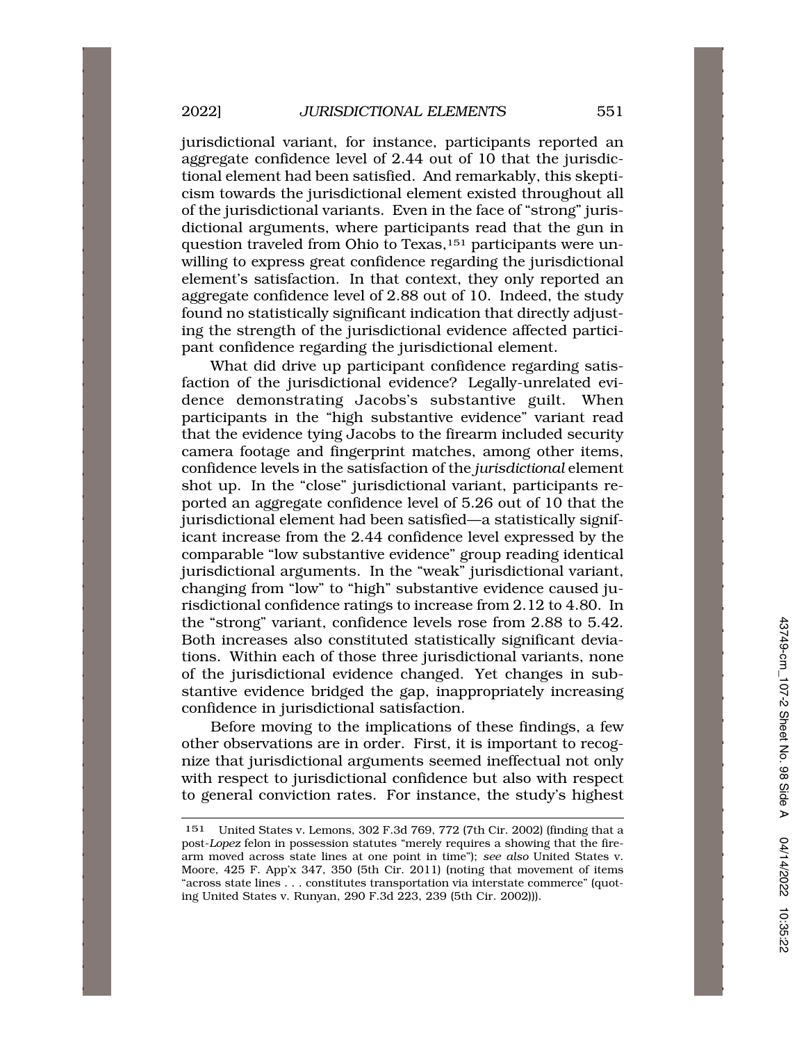jurisdictional variant, for instance, participants reported an aggregate confidence level of 2.44 out of 10 that the jurisdictional element had been satisfied. And remarkably, this skepticism towards the jurisdictional element existed throughout all of the jurisdictional variants. Even in the face of "strong" jurisdictional arguments, where participants read that the gun in question traveled from Ohio to Texas,[151] participants were unwilling to express great confidence regarding the jurisdictional element's satisfaction. In that context, they only reported an aggregate confidence level of 2.88 out of 10. Indeed, the study found no statistically significant indication that directly adjusting the strength of the jurisdictional evidence affected participant confidence regarding the jurisdictional element.

What did drive up participant confidence regarding satisfaction of the jurisdictional evidence? Legally-unrelated evidence demonstrating Jacobs's substantive guilt. When participants in the "high substantive evidence" variant read that the evidence tying Jacobs to the firearm included security camera footage and fingerprint matches, among other items, confidence levels in the satisfaction of the *jurisdictional* element shot up. In the "close" jurisdictional variant, participants reported an aggregate confidence level of 5.26 out of 10 that the jurisdictional element had been satisfied—a statistically significant increase from the 2.44 confidence level expressed by the comparable "low substantive evidence" group reading identical jurisdictional arguments. In the "weak" jurisdictional variant, changing from "low" to "high" substantive evidence caused jurisdictional confidence ratings to increase from 2.12 to 4.80. In the "strong" variant, confidence levels rose from 2.88 to 5.42. Both increases also constituted statistically significant deviations. Within each of those three jurisdictional variants, none of the jurisdictional evidence changed. Yet changes in substantive evidence bridged the gap, inappropriately increasing confidence in jurisdictional satisfaction.

Before moving to the implications of these findings, a few other observations are in order. First, it is important to recognize that jurisdictional arguments seemed ineffectual not only with respect to jurisdictional confidence but also with respect to general conviction rates. For instance, the study's highest

---

[151] United States v. Lemons, 302 F.3d 769, 772 (7th Cir. 2002) (finding that a post-*Lopez* felon in possession statutes "merely requires a showing that the firearm moved across state lines at one point in time"); *see also* United States v. Moore, 425 F. App'x 347, 350 (5th Cir. 2011) (noting that movement of items "across state lines . . . constitutes transportation via interstate commerce" (quoting United States v. Runyan, 290 F.3d 223, 239 (5th Cir. 2002))).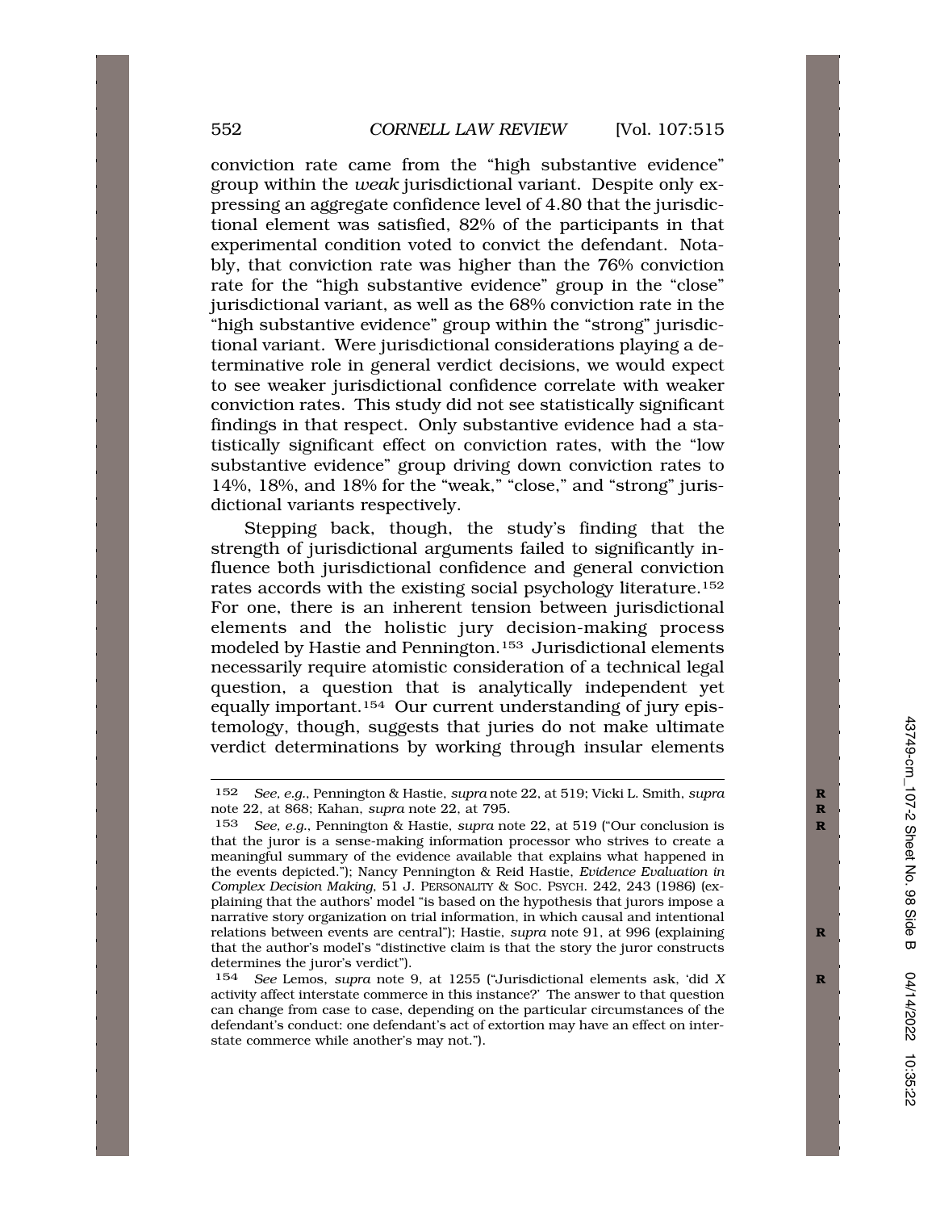conviction rate came from the "high substantive evidence" group within the *weak* jurisdictional variant. Despite only expressing an aggregate confidence level of 4.80 that the jurisdictional element was satisfied, 82% of the participants in that experimental condition voted to convict the defendant. Notably, that conviction rate was higher than the 76% conviction rate for the "high substantive evidence" group in the "close" jurisdictional variant, as well as the 68% conviction rate in the "high substantive evidence" group within the "strong" jurisdictional variant. Were jurisdictional considerations playing a determinative role in general verdict decisions, we would expect to see weaker jurisdictional confidence correlate with weaker conviction rates. This study did not see statistically significant findings in that respect. Only substantive evidence had a statistically significant effect on conviction rates, with the "low substantive evidence" group driving down conviction rates to 14%, 18%, and 18% for the "weak," "close," and "strong" jurisdictional variants respectively.

Stepping back, though, the study's finding that the strength of jurisdictional arguments failed to significantly influence both jurisdictional confidence and general conviction rates accords with the existing social psychology literature.[152] For one, there is an inherent tension between jurisdictional elements and the holistic jury decision-making process modeled by Hastie and Pennington.[153] Jurisdictional elements necessarily require atomistic consideration of a technical legal question, a question that is analytically independent yet equally important.[154] Our current understanding of jury epistemology, though, suggests that juries do not make ultimate verdict determinations by working through insular elements

---

152 *See, e.g.*, Pennington & Hastie, *supra* note 22, at 519; Vicki L. Smith, *supra* note 22, at 868; Kahan, *supra* note 22, at 795.

153 *See, e.g.*, Pennington & Hastie, *supra* note 22, at 519 ("Our conclusion is that the juror is a sense-making information processor who strives to create a meaningful summary of the evidence available that explains what happened in the events depicted."); Nancy Pennington & Reid Hastie, *Evidence Evaluation in Complex Decision Making*, 51 J. PERSONALITY & SOC. PSYCH. 242, 243 (1986) (explaining that the authors' model "is based on the hypothesis that jurors impose a narrative story organization on trial information, in which causal and intentional relations between events are central"); Hastie, *supra* note 91, at 996 (explaining that the author's model's "distinctive claim is that the story the juror constructs determines the juror's verdict").

154 *See* Lemos, *supra* note 9, at 1255 ("Jurisdictional elements ask, 'did *X* activity affect interstate commerce in this instance?' The answer to that question can change from case to case, depending on the particular circumstances of the defendant's conduct: one defendant's act of extortion may have an effect on interstate commerce while another's may not.").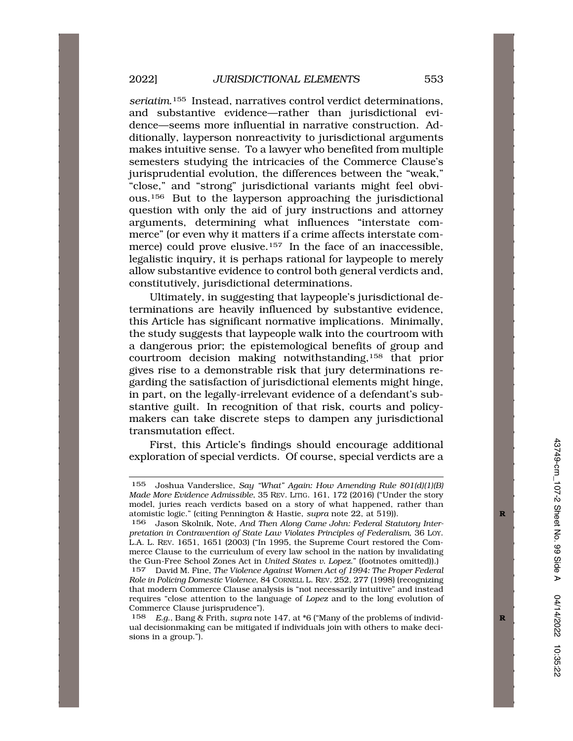*seriatim*.[155] Instead, narratives control verdict determinations, and substantive evidence—rather than jurisdictional evidence—seems more influential in narrative construction. Additionally, layperson nonreactivity to jurisdictional arguments makes intuitive sense. To a lawyer who benefited from multiple semesters studying the intricacies of the Commerce Clause's jurisprudential evolution, the differences between the "weak," "close," and "strong" jurisdictional variants might feel obvious.[156] But to the layperson approaching the jurisdictional question with only the aid of jury instructions and attorney arguments, determining what influences "interstate commerce" (or even why it matters if a crime affects interstate commerce) could prove elusive.[157] In the face of an inaccessible, legalistic inquiry, it is perhaps rational for laypeople to merely allow substantive evidence to control both general verdicts and, constitutively, jurisdictional determinations.

Ultimately, in suggesting that laypeople's jurisdictional determinations are heavily influenced by substantive evidence, this Article has significant normative implications. Minimally, the study suggests that laypeople walk into the courtroom with a dangerous prior; the epistemological benefits of group and courtroom decision making notwithstanding,[158] that prior gives rise to a demonstrable risk that jury determinations regarding the satisfaction of jurisdictional elements might hinge, in part, on the legally-irrelevant evidence of a defendant's substantive guilt. In recognition of that risk, courts and policymakers can take discrete steps to dampen any jurisdictional transmutation effect.

First, this Article's findings should encourage additional exploration of special verdicts. Of course, special verdicts are a

---

155 Joshua Vanderslice, *Say "What" Again: How Amending Rule 801(d)(1)(B) Made More Evidence Admissible*, 35 REV. LITIG. 161, 172 (2016) ("Under the story model, juries reach verdicts based on a story of what happened, rather than atomistic logic." (citing Pennington & Hastie, *supra* note 22, at 519)).

156 Jason Skolnik, Note, *And Then Along Came John: Federal Statutory Interpretation in Contravention of State Law Violates Principles of Federalism*, 36 LOY. L.A. L. REV. 1651, 1651 (2003) ("In 1995, the Supreme Court restored the Commerce Clause to the curriculum of every law school in the nation by invalidating the Gun-Free School Zones Act in *United States v. Lopez*." (footnotes omitted)).)

157 David M. Fine, *The Violence Against Women Act of 1994: The Proper Federal Role in Policing Domestic Violence*, 84 CORNELL L. REV. 252, 277 (1998) (recognizing that modern Commerce Clause analysis is "not necessarily intuitive" and instead requires "close attention to the language of *Lopez* and to the long evolution of Commerce Clause jurisprudence").

158 *E.g.*, Bang & Frith, *supra* note 147, at *6 ("Many of the problems of individual decisionmaking can be mitigated if individuals join with others to make decisions in a group.").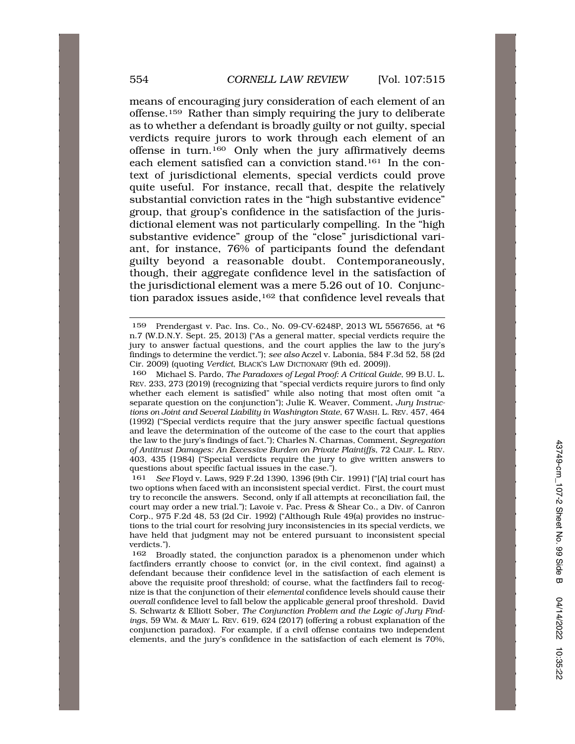means of encouraging jury consideration of each element of an offense.[159] Rather than simply requiring the jury to deliberate as to whether a defendant is broadly guilty or not guilty, special verdicts require jurors to work through each element of an offense in turn.[160] Only when the jury affirmatively deems each element satisfied can a conviction stand.[161] In the context of jurisdictional elements, special verdicts could prove quite useful. For instance, recall that, despite the relatively substantial conviction rates in the "high substantive evidence" group, that group's confidence in the satisfaction of the jurisdictional element was not particularly compelling. In the "high substantive evidence" group of the "close" jurisdictional variant, for instance, 76% of participants found the defendant guilty beyond a reasonable doubt. Contemporaneously, though, their aggregate confidence level in the satisfaction of the jurisdictional element was a mere 5.26 out of 10. Conjunction paradox issues aside,[162] that confidence level reveals that

---

159 Prendergast v. Pac. Ins. Co., No. 09-CV-6248P, 2013 WL 5567656, at *6 n.7 (W.D.N.Y. Sept. 25, 2013) ("As a general matter, special verdicts require the jury to answer factual questions, and the court applies the law to the jury's findings to determine the verdict."); *see also* Aczel v. Labonia, 584 F.3d 52, 58 (2d Cir. 2009) (quoting *Verdict*, BLACK'S LAW DICTIONARY (9th ed. 2009)).

160 Michael S. Pardo, *The Paradoxes of Legal Proof: A Critical Guide*, 99 B.U. L. REV. 233, 273 (2019) (recognizing that "special verdicts require jurors to find only whether each element is satisfied" while also noting that most often omit "a separate question on the conjunction"); Julie K. Weaver, Comment, *Jury Instructions on Joint and Several Liability in Washington State*, 67 WASH. L. REV. 457, 464 (1992) ("Special verdicts require that the jury answer specific factual questions and leave the determination of the outcome of the case to the court that applies the law to the jury's findings of fact."); Charles N. Charnas, Comment, *Segregation of Antitrust Damages: An Excessive Burden on Private Plaintiffs*, 72 CALIF. L. REV. 403, 435 (1984) ("Special verdicts require the jury to give written answers to questions about specific factual issues in the case.").

161 *See* Floyd v. Laws, 929 F.2d 1390, 1396 (9th Cir. 1991) ("[A] trial court has two options when faced with an inconsistent special verdict. First, the court must try to reconcile the answers. Second, only if all attempts at reconciliation fail, the court may order a new trial."); Lavoie v. Pac. Press & Shear Co., a Div. of Canron Corp., 975 F.2d 48, 53 (2d Cir. 1992) ("Although Rule 49(a) provides no instructions to the trial court for resolving jury inconsistencies in its special verdicts, we have held that judgment may not be entered pursuant to inconsistent special verdicts.").

162 Broadly stated, the conjunction paradox is a phenomenon under which factfinders errantly choose to convict (or, in the civil context, find against) a defendant because their confidence level in the satisfaction of each element is above the requisite proof threshold; of course, what the factfinders fail to recognize is that the conjunction of their *elemental* confidence levels should cause their *overall* confidence level to fall below the applicable general proof threshold. David S. Schwartz & Elliott Sober, *The Conjunction Problem and the Logic of Jury Findings*, 59 WM. & MARY L. REV. 619, 624 (2017) (offering a robust explanation of the conjunction paradox). For example, if a civil offense contains two independent elements, and the jury's confidence in the satisfaction of each element is 70%,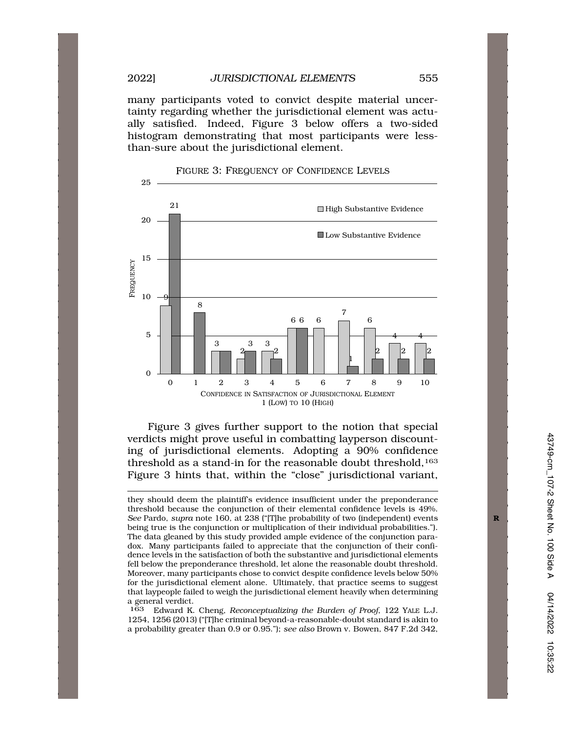many participants voted to convict despite material uncertainty regarding whether the jurisdictional element was actually satisfied. Indeed, Figure 3 below offers a two-sided histogram demonstrating that most participants were less-than-sure about the jurisdictional element.

FIGURE 3: FREQUENCY OF CONFIDENCE LEVELS

| Confidence in Satisfaction of Jurisdictional Element (1 (Low) to 10 (High)) | High Substantive Evidence | Low Substantive Evidence |
|---|---|---|
| 0 | 9 | 21 |
| 1 | | 8 |
| 2 | 3 | 3 |
| 3 | 2 | 3 |
| 4 | 3 | 2 |
| 5 | 6 | 6 |
| 6 | 6 | |
| 7 | 7 | 1 |
| 8 | 6 | 2 |
| 9 | 4 | 2 |
| 10 | 4 | 2 |

Figure 3 gives further support to the notion that special verdicts might prove useful in combatting layperson discounting of jurisdictional elements. Adopting a 90% confidence threshold as a stand-in for the reasonable doubt threshold,[163] Figure 3 hints that, within the "close" jurisdictional variant,

---

they should deem the plaintiff's evidence insufficient under the preponderance threshold because the conjunction of their elemental confidence levels is 49%. *See* Pardo, *supra* note 160, at 238 ("[T]he probability of two (independent) events being true is the conjunction or multiplication of their individual probabilities."). The data gleaned by this study provided ample evidence of the conjunction paradox. Many participants failed to appreciate that the conjunction of their confidence levels in the satisfaction of both the substantive and jurisdictional elements fell below the preponderance threshold, let alone the reasonable doubt threshold. Moreover, many participants chose to convict despite confidence levels below 50% for the jurisdictional element alone. Ultimately, that practice seems to suggest that laypeople failed to weigh the jurisdictional element heavily when determining a general verdict.

[163] Edward K. Cheng, *Reconceptualizing the Burden of Proof*, 122 YALE L.J. 1254, 1256 (2013) ("[T]he criminal beyond-a-reasonable-doubt standard is akin to a probability greater than 0.9 or 0.95."); *see also* Brown v. Bowen, 847 F.2d 342,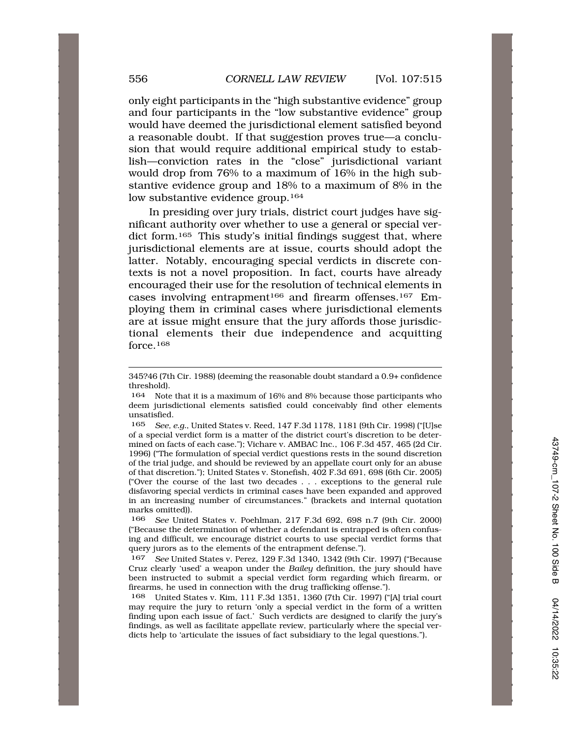only eight participants in the "high substantive evidence" group and four participants in the "low substantive evidence" group would have deemed the jurisdictional element satisfied beyond a reasonable doubt. If that suggestion proves true—a conclusion that would require additional empirical study to establish—conviction rates in the "close" jurisdictional variant would drop from 76% to a maximum of 16% in the high substantive evidence group and 18% to a maximum of 8% in the low substantive evidence group.[164]

In presiding over jury trials, district court judges have significant authority over whether to use a general or special verdict form.[165] This study's initial findings suggest that, where jurisdictional elements are at issue, courts should adopt the latter. Notably, encouraging special verdicts in discrete contexts is not a novel proposition. In fact, courts have already encouraged their use for the resolution of technical elements in cases involving entrapment[166] and firearm offenses.[167] Employing them in criminal cases where jurisdictional elements are at issue might ensure that the jury affords those jurisdictional elements their due independence and acquitting force.[168]

---

345?46 (7th Cir. 1988) (deeming the reasonable doubt standard a 0.9+ confidence threshold).

164 Note that it is a maximum of 16% and 8% because those participants who deem jurisdictional elements satisfied could conceivably find other elements unsatisfied.

165 *See, e.g.*, United States v. Reed, 147 F.3d 1178, 1181 (9th Cir. 1998) ("[U]se of a special verdict form is a matter of the district court's discretion to be determined on facts of each case."); Vichare v. AMBAC Inc., 106 F.3d 457, 465 (2d Cir. 1996) ("The formulation of special verdict questions rests in the sound discretion of the trial judge, and should be reviewed by an appellate court only for an abuse of that discretion."); United States v. Stonefish, 402 F.3d 691, 698 (6th Cir. 2005) ("Over the course of the last two decades . . . exceptions to the general rule disfavoring special verdicts in criminal cases have been expanded and approved in an increasing number of circumstances." (brackets and internal quotation marks omitted)).

166 *See* United States v. Poehlman, 217 F.3d 692, 698 n.7 (9th Cir. 2000) ("Because the determination of whether a defendant is entrapped is often confusing and difficult, we encourage district courts to use special verdict forms that query jurors as to the elements of the entrapment defense.").

167 *See* United States v. Perez, 129 F.3d 1340, 1342 (9th Cir. 1997) ("Because Cruz clearly 'used' a weapon under the *Bailey* definition, the jury should have been instructed to submit a special verdict form regarding which firearm, or firearms, he used in connection with the drug trafficking offense.").

168 United States v. Kim, 111 F.3d 1351, 1360 (7th Cir. 1997) ("[A] trial court may require the jury to return 'only a special verdict in the form of a written finding upon each issue of fact.' Such verdicts are designed to clarify the jury's findings, as well as facilitate appellate review, particularly where the special verdicts help to 'articulate the issues of fact subsidiary to the legal questions.").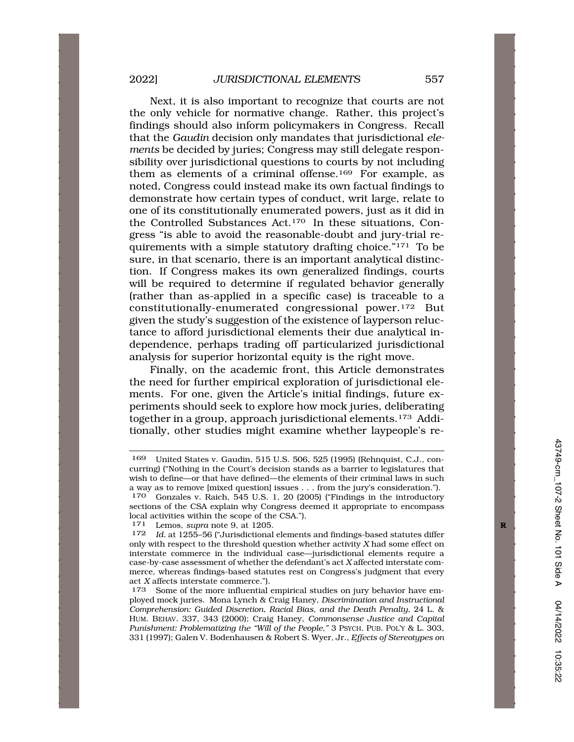Next, it is also important to recognize that courts are not the only vehicle for normative change. Rather, this project's findings should also inform policymakers in Congress. Recall that the *Gaudin* decision only mandates that jurisdictional *elements* be decided by juries; Congress may still delegate responsibility over jurisdictional questions to courts by not including them as elements of a criminal offense.[169] For example, as noted, Congress could instead make its own factual findings to demonstrate how certain types of conduct, writ large, relate to one of its constitutionally enumerated powers, just as it did in the Controlled Substances Act.[170] In these situations, Congress "is able to avoid the reasonable-doubt and jury-trial requirements with a simple statutory drafting choice."[171] To be sure, in that scenario, there is an important analytical distinction. If Congress makes its own generalized findings, courts will be required to determine if regulated behavior generally (rather than as-applied in a specific case) is traceable to a constitutionally-enumerated congressional power.[172] But given the study's suggestion of the existence of layperson reluctance to afford jurisdictional elements their due analytical independence, perhaps trading off particularized jurisdictional analysis for superior horizontal equity is the right move.

Finally, on the academic front, this Article demonstrates the need for further empirical exploration of jurisdictional elements. For one, given the Article's initial findings, future experiments should seek to explore how mock juries, deliberating together in a group, approach jurisdictional elements.[173] Additionally, other studies might examine whether laypeople's re-

---

169 United States v. Gaudin, 515 U.S. 506, 525 (1995) (Rehnquist, C.J., concurring) ("Nothing in the Court's decision stands as a barrier to legislatures that wish to define—or that have defined—the elements of their criminal laws in such a way as to remove [mixed question] issues . . . from the jury's consideration.").

170 Gonzales v. Raich, 545 U.S. 1, 20 (2005) ("Findings in the introductory sections of the CSA explain why Congress deemed it appropriate to encompass local activities within the scope of the CSA.").

171 Lemos, *supra* note 9, at 1205.

172 *Id.* at 1255–56 ("Jurisdictional elements and findings-based statutes differ only with respect to the threshold question whether activity *X* had some effect on interstate commerce in the individual case—jurisdictional elements require a case-by-case assessment of whether the defendant's act *X* affected interstate commerce, whereas findings-based statutes rest on Congress's judgment that every act *X* affects interstate commerce.").

173 Some of the more influential empirical studies on jury behavior have employed mock juries. Mona Lynch & Craig Haney, *Discrimination and Instructional Comprehension: Guided Discretion, Racial Bias, and the Death Penalty*, 24 L. & HUM. BEHAV. 337, 343 (2000); Craig Haney, *Commonsense Justice and Capital Punishment: Problematizing the "Will of the People,"* 3 PSYCH. PUB. POL'Y & L. 303, 331 (1997); Galen V. Bodenhausen & Robert S. Wyer, Jr., *Effects of Stereotypes on*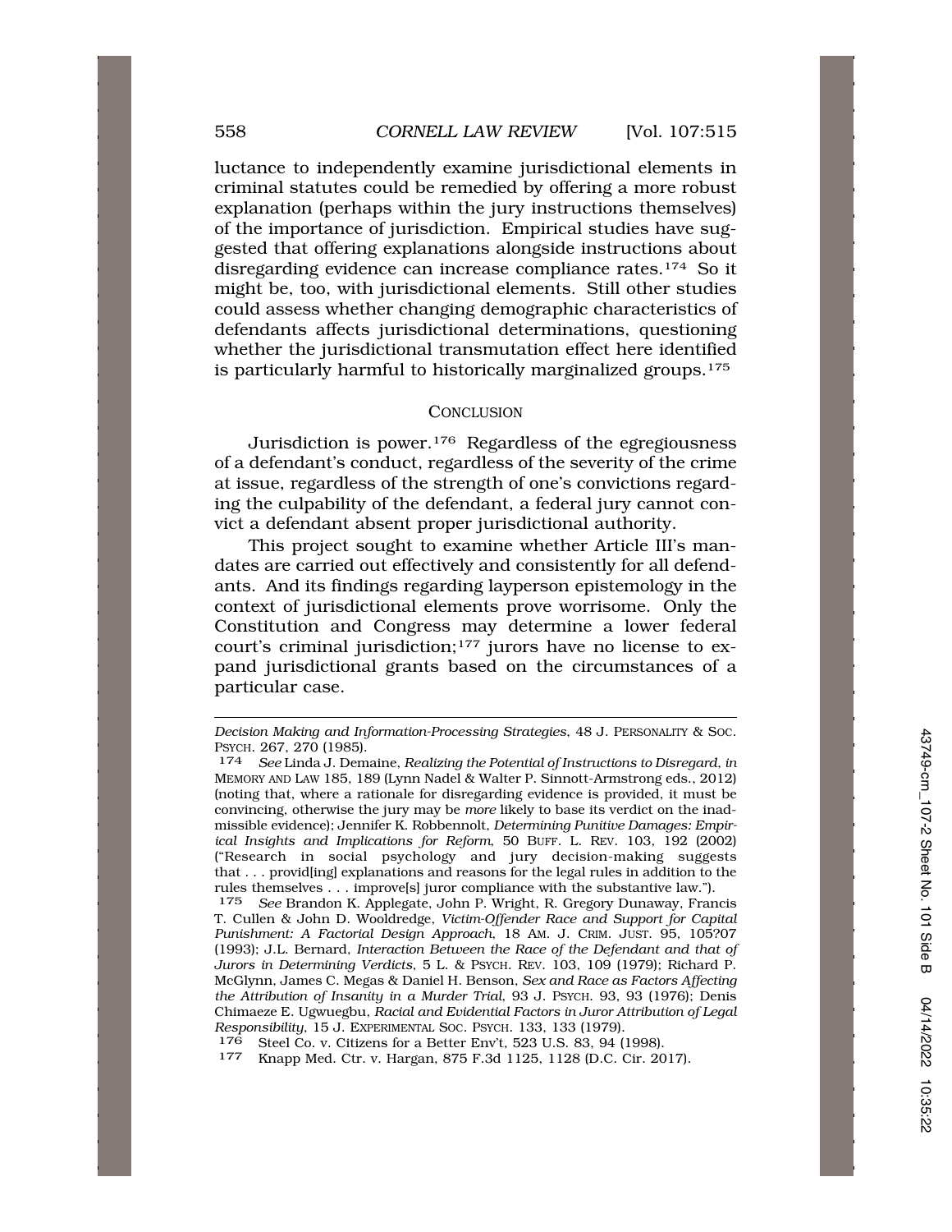luctance to independently examine jurisdictional elements in criminal statutes could be remedied by offering a more robust explanation (perhaps within the jury instructions themselves) of the importance of jurisdiction. Empirical studies have suggested that offering explanations alongside instructions about disregarding evidence can increase compliance rates.[174] So it might be, too, with jurisdictional elements. Still other studies could assess whether changing demographic characteristics of defendants affects jurisdictional determinations, questioning whether the jurisdictional transmutation effect here identified is particularly harmful to historically marginalized groups.[175]

## CONCLUSION

Jurisdiction is power.[176] Regardless of the egregiousness of a defendant's conduct, regardless of the severity of the crime at issue, regardless of the strength of one's convictions regarding the culpability of the defendant, a federal jury cannot convict a defendant absent proper jurisdictional authority.

This project sought to examine whether Article III's mandates are carried out effectively and consistently for all defendants. And its findings regarding layperson epistemology in the context of jurisdictional elements prove worrisome. Only the Constitution and Congress may determine a lower federal court's criminal jurisdiction;[177] jurors have no license to expand jurisdictional grants based on the circumstances of a particular case.

---

*Decision Making and Information-Processing Strategies*, 48 J. PERSONALITY & SOC. PSYCH. 267, 270 (1985).

174 *See* Linda J. Demaine, *Realizing the Potential of Instructions to Disregard*, *in* MEMORY AND LAW 185, 189 (Lynn Nadel & Walter P. Sinnott-Armstrong eds., 2012) (noting that, where a rationale for disregarding evidence is provided, it must be convincing, otherwise the jury may be *more* likely to base its verdict on the inadmissible evidence); Jennifer K. Robbennolt, *Determining Punitive Damages: Empirical Insights and Implications for Reform*, 50 BUFF. L. REV. 103, 192 (2002) ("Research in social psychology and jury decision-making suggests that . . . provid[ing] explanations and reasons for the legal rules in addition to the rules themselves . . . improve[s] juror compliance with the substantive law.").

175 *See* Brandon K. Applegate, John P. Wright, R. Gregory Dunaway, Francis T. Cullen & John D. Wooldredge, *Victim-Offender Race and Support for Capital Punishment: A Factorial Design Approach*, 18 AM. J. CRIM. JUST. 95, 105?07 (1993); J.L. Bernard, *Interaction Between the Race of the Defendant and that of Jurors in Determining Verdicts*, 5 L. & PSYCH. REV. 103, 109 (1979); Richard P. McGlynn, James C. Megas & Daniel H. Benson, *Sex and Race as Factors Affecting the Attribution of Insanity in a Murder Trial*, 93 J. PSYCH. 93, 93 (1976); Denis Chimaeze E. Ugwuegbu, *Racial and Evidential Factors in Juror Attribution of Legal Responsibility*, 15 J. EXPERIMENTAL SOC. PSYCH. 133, 133 (1979).

176 Steel Co. v. Citizens for a Better Env't, 523 U.S. 83, 94 (1998).

177 Knapp Med. Ctr. v. Hargan, 875 F.3d 1125, 1128 (D.C. Cir. 2017).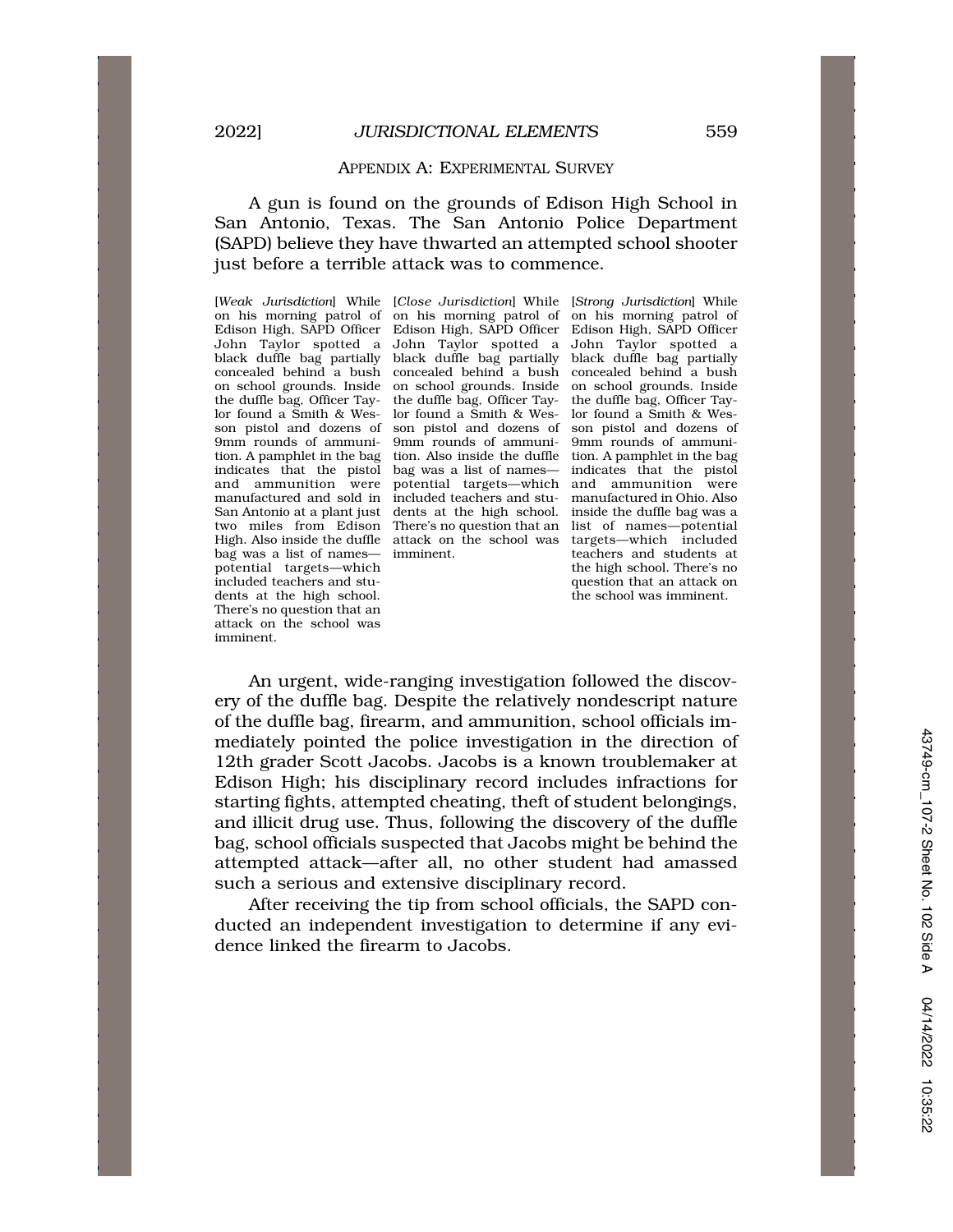## APPENDIX A: EXPERIMENTAL SURVEY

A gun is found on the grounds of Edison High School in San Antonio, Texas. The San Antonio Police Department (SAPD) believe they have thwarted an attempted school shooter just before a terrible attack was to commence.

[*Weak Jurisdiction*] While on his morning patrol of Edison High, SAPD Officer John Taylor spotted a black duffle bag partially concealed behind a bush on school grounds. Inside the duffle bag, Officer Taylor found a Smith & Wesson pistol and dozens of 9mm rounds of ammunition. A pamphlet in the bag indicates that the pistol and ammunition were manufactured and sold in San Antonio at a plant just two miles from Edison High. Also inside the duffle bag was a list of names—potential targets—which included teachers and students at the high school. There's no question that an attack on the school was imminent.

[*Close Jurisdiction*] While on his morning patrol of Edison High, SAPD Officer John Taylor spotted a black duffle bag partially concealed behind a bush on school grounds. Inside the duffle bag, Officer Taylor found a Smith & Wesson pistol and dozens of 9mm rounds of ammunition. Also inside the duffle bag was a list of names—potential targets—which included teachers and students at the high school. There's no question that an attack on the school was imminent.

[*Strong Jurisdiction*] While on his morning patrol of Edison High, SAPD Officer John Taylor spotted a black duffle bag partially concealed behind a bush on school grounds. Inside the duffle bag, Officer Taylor found a Smith & Wesson pistol and dozens of 9mm rounds of ammunition. A pamphlet in the bag indicates that the pistol and ammunition were manufactured in Ohio. Also inside the duffle bag was a list of names—potential targets—which included teachers and students at the high school. There's no question that an attack on the school was imminent.

An urgent, wide-ranging investigation followed the discovery of the duffle bag. Despite the relatively nondescript nature of the duffle bag, firearm, and ammunition, school officials immediately pointed the police investigation in the direction of 12th grader Scott Jacobs. Jacobs is a known troublemaker at Edison High; his disciplinary record includes infractions for starting fights, attempted cheating, theft of student belongings, and illicit drug use. Thus, following the discovery of the duffle bag, school officials suspected that Jacobs might be behind the attempted attack—after all, no other student had amassed such a serious and extensive disciplinary record.

After receiving the tip from school officials, the SAPD conducted an independent investigation to determine if any evidence linked the firearm to Jacobs.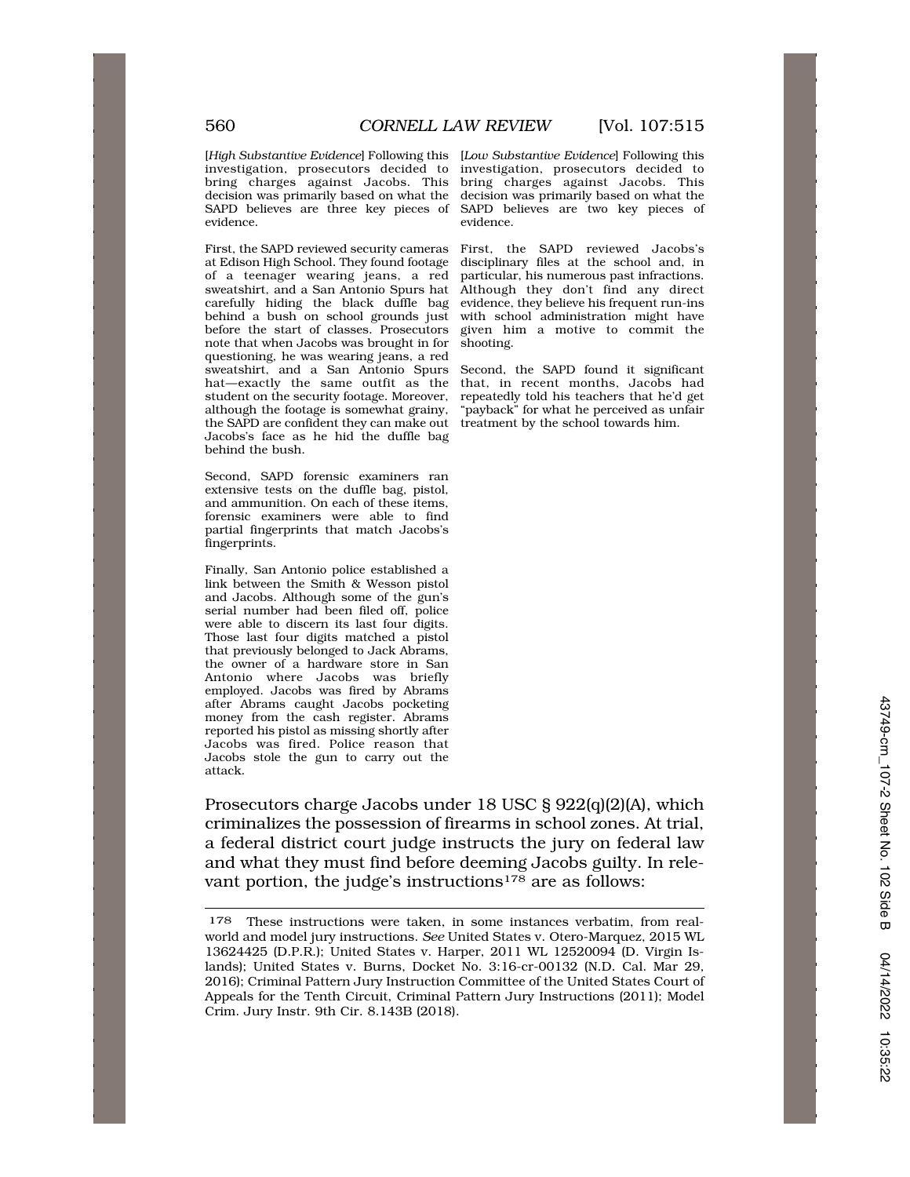[*High Substantive Evidence*] Following this investigation, prosecutors decided to bring charges against Jacobs. This decision was primarily based on what the SAPD believes are three key pieces of evidence.

First, the SAPD reviewed security cameras at Edison High School. They found footage of a teenager wearing jeans, a red sweatshirt, and a San Antonio Spurs hat carefully hiding the black duffle bag behind a bush on school grounds just before the start of classes. Prosecutors note that when Jacobs was brought in for questioning, he was wearing jeans, a red sweatshirt, and a San Antonio Spurs hat—exactly the same outfit as the student on the security footage. Moreover, although the footage is somewhat grainy, the SAPD are confident they can make out Jacobs's face as he hid the duffle bag behind the bush.

Second, SAPD forensic examiners ran extensive tests on the duffle bag, pistol, and ammunition. On each of these items, forensic examiners were able to find partial fingerprints that match Jacobs's fingerprints.

Finally, San Antonio police established a link between the Smith & Wesson pistol and Jacobs. Although some of the gun's serial number had been filed off, police were able to discern its last four digits. Those last four digits matched a pistol that previously belonged to Jack Abrams, the owner of a hardware store in San Antonio where Jacobs was briefly employed. Jacobs was fired by Abrams after Abrams caught Jacobs pocketing money from the cash register. Abrams reported his pistol as missing shortly after Jacobs was fired. Police reason that Jacobs stole the gun to carry out the attack.

[*Low Substantive Evidence*] Following this investigation, prosecutors decided to bring charges against Jacobs. This decision was primarily based on what the SAPD believes are two key pieces of evidence.

First, the SAPD reviewed Jacobs's disciplinary files at the school and, in particular, his numerous past infractions. Although they don't find any direct evidence, they believe his frequent run-ins with school administration might have given him a motive to commit the shooting.

Second, the SAPD found it significant that, in recent months, Jacobs had repeatedly told his teachers that he'd get "payback" for what he perceived as unfair treatment by the school towards him.

Prosecutors charge Jacobs under 18 USC § 922(q)(2)(A), which criminalizes the possession of firearms in school zones. At trial, a federal district court judge instructs the jury on federal law and what they must find before deeming Jacobs guilty. In relevant portion, the judge's instructions[178] are as follows:

[178] These instructions were taken, in some instances verbatim, from real-world and model jury instructions. *See* United States v. Otero-Marquez, 2015 WL 13624425 (D.P.R.); United States v. Harper, 2011 WL 12520094 (D. Virgin Islands); United States v. Burns, Docket No. 3:16-cr-00132 (N.D. Cal. Mar 29, 2016); Criminal Pattern Jury Instruction Committee of the United States Court of Appeals for the Tenth Circuit, Criminal Pattern Jury Instructions (2011); Model Crim. Jury Instr. 9th Cir. 8.143B (2018).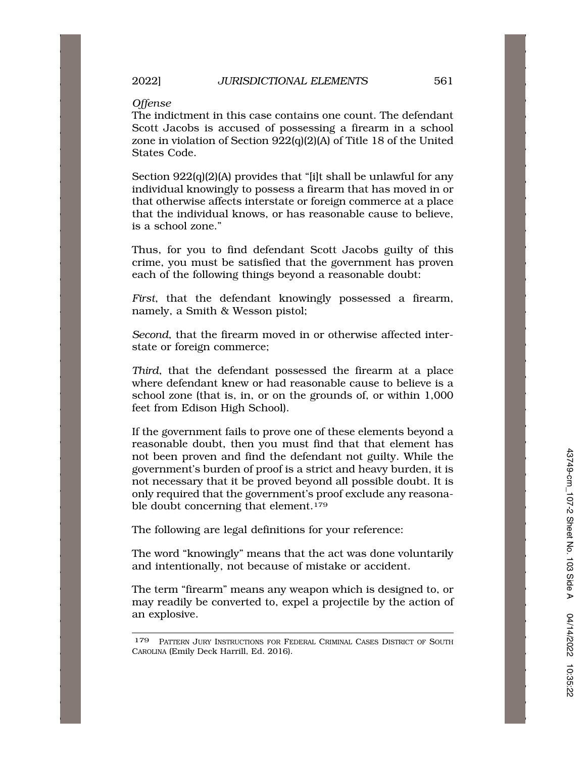*Offense*

The indictment in this case contains one count. The defendant Scott Jacobs is accused of possessing a firearm in a school zone in violation of Section 922(q)(2)(A) of Title 18 of the United States Code.

Section 922(q)(2)(A) provides that "[i]t shall be unlawful for any individual knowingly to possess a firearm that has moved in or that otherwise affects interstate or foreign commerce at a place that the individual knows, or has reasonable cause to believe, is a school zone."

Thus, for you to find defendant Scott Jacobs guilty of this crime, you must be satisfied that the government has proven each of the following things beyond a reasonable doubt:

*First*, that the defendant knowingly possessed a firearm, namely, a Smith & Wesson pistol;

*Second*, that the firearm moved in or otherwise affected interstate or foreign commerce;

*Third*, that the defendant possessed the firearm at a place where defendant knew or had reasonable cause to believe is a school zone (that is, in, or on the grounds of, or within 1,000 feet from Edison High School).

If the government fails to prove one of these elements beyond a reasonable doubt, then you must find that that element has not been proven and find the defendant not guilty. While the government's burden of proof is a strict and heavy burden, it is not necessary that it be proved beyond all possible doubt. It is only required that the government's proof exclude any reasonable doubt concerning that element.[179]

The following are legal definitions for your reference:

The word "knowingly" means that the act was done voluntarily and intentionally, not because of mistake or accident.

The term "firearm" means any weapon which is designed to, or may readily be converted to, expel a projectile by the action of an explosive.

---

[179] PATTERN JURY INSTRUCTIONS FOR FEDERAL CRIMINAL CASES DISTRICT OF SOUTH CAROLINA (Emily Deck Harrill, Ed. 2016).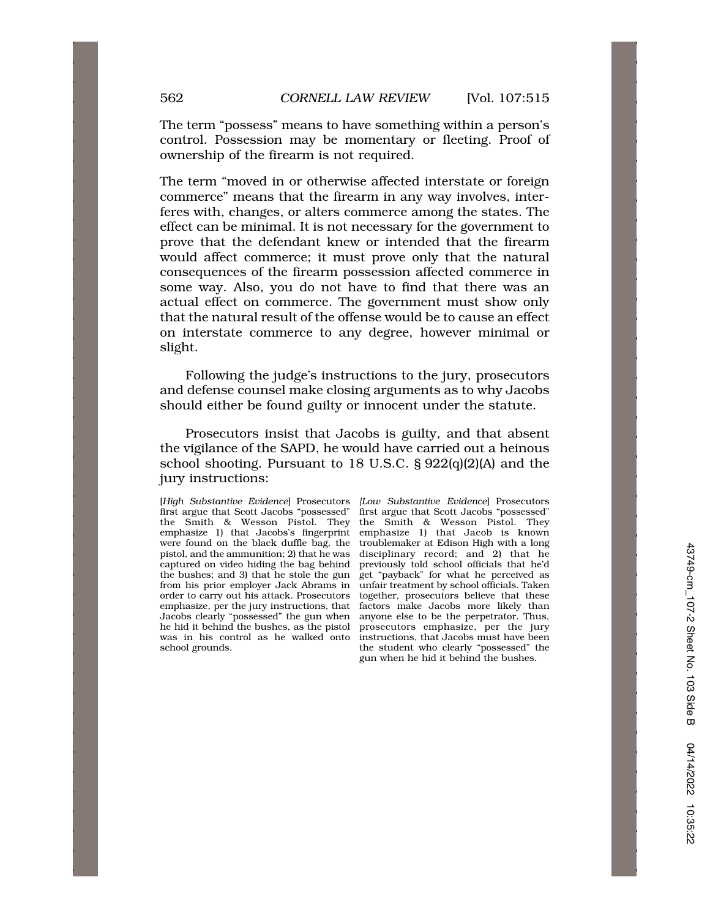The term "possess" means to have something within a person's control. Possession may be momentary or fleeting. Proof of ownership of the firearm is not required.

The term "moved in or otherwise affected interstate or foreign commerce" means that the firearm in any way involves, interferes with, changes, or alters commerce among the states. The effect can be minimal. It is not necessary for the government to prove that the defendant knew or intended that the firearm would affect commerce; it must prove only that the natural consequences of the firearm possession affected commerce in some way. Also, you do not have to find that there was an actual effect on commerce. The government must show only that the natural result of the offense would be to cause an effect on interstate commerce to any degree, however minimal or slight.

Following the judge's instructions to the jury, prosecutors and defense counsel make closing arguments as to why Jacobs should either be found guilty or innocent under the statute.

Prosecutors insist that Jacobs is guilty, and that absent the vigilance of the SAPD, he would have carried out a heinous school shooting. Pursuant to 18 U.S.C. § 922(q)(2)(A) and the jury instructions:

[*High Substantive Evidence*] Prosecutors first argue that Scott Jacobs "possessed" the Smith & Wesson Pistol. They emphasize 1) that Jacobs's fingerprint were found on the black duffle bag, the pistol, and the ammunition; 2) that he was captured on video hiding the bag behind the bushes; and 3) that he stole the gun from his prior employer Jack Abrams in order to carry out his attack. Prosecutors emphasize, per the jury instructions, that Jacobs clearly "possessed" the gun when he hid it behind the bushes, as the pistol was in his control as he walked onto school grounds.

*[Low Substantive Evidence*] Prosecutors first argue that Scott Jacobs "possessed" the Smith & Wesson Pistol. They emphasize 1) that Jacob is known troublemaker at Edison High with a long disciplinary record; and 2) that he previously told school officials that he'd get "payback" for what he perceived as unfair treatment by school officials. Taken together, prosecutors believe that these factors make Jacobs more likely than anyone else to be the perpetrator. Thus, prosecutors emphasize, per the jury instructions, that Jacobs must have been the student who clearly "possessed" the gun when he hid it behind the bushes.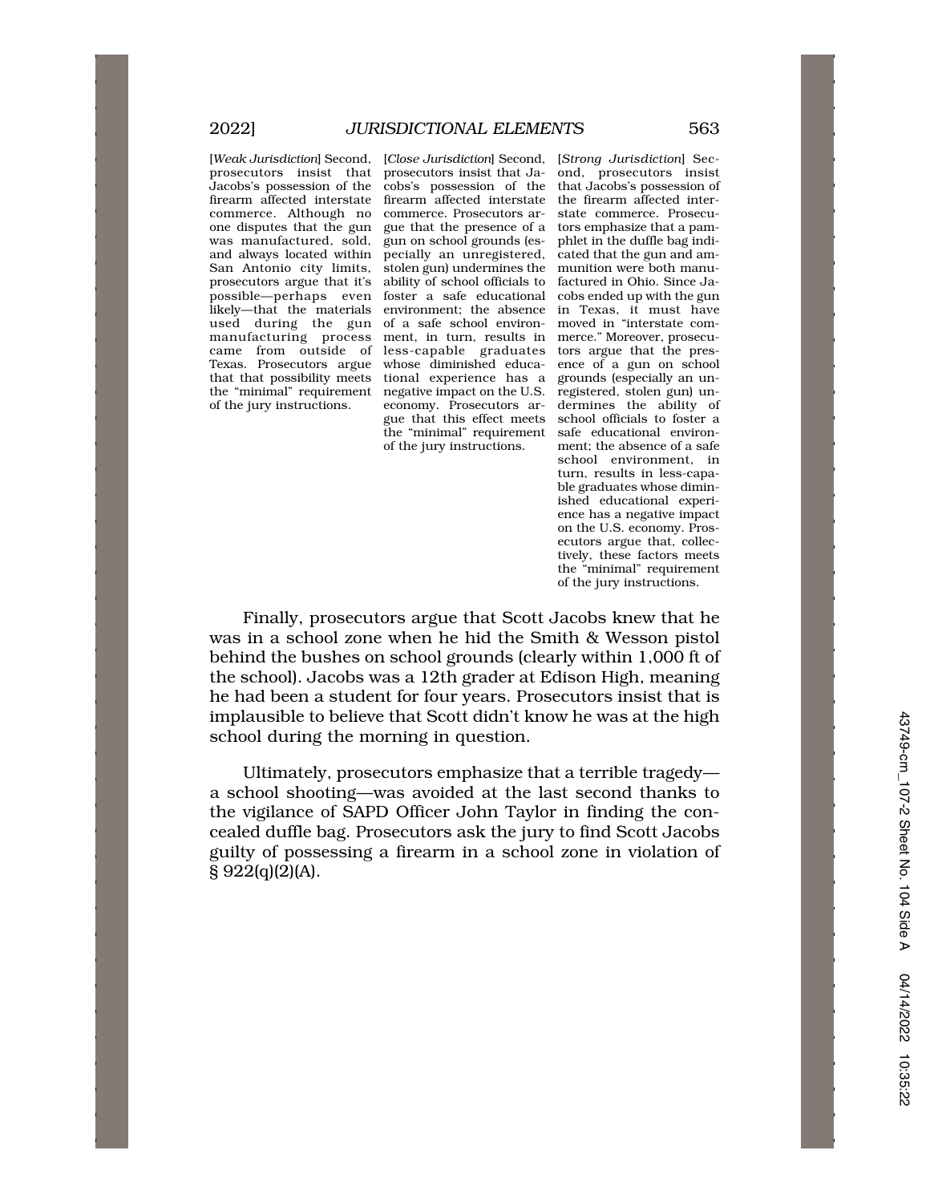[*Weak Jurisdiction*] Second, prosecutors insist that Jacobs's possession of the firearm affected interstate commerce. Although no one disputes that the gun was manufactured, sold, and always located within San Antonio city limits, prosecutors argue that it's possible—perhaps even likely—that the materials used during the gun manufacturing process came from outside of Texas. Prosecutors argue that that possibility meets the "minimal" requirement of the jury instructions.

[*Close Jurisdiction*] Second, prosecutors insist that Jacobs's possession of the firearm affected interstate commerce. Prosecutors argue that the presence of a gun on school grounds (especially an unregistered, stolen gun) undermines the ability of school officials to foster a safe educational environment; the absence of a safe school environment, in turn, results in less-capable graduates whose diminished educational experience has a negative impact on the U.S. economy. Prosecutors argue that this effect meets the "minimal" requirement of the jury instructions.

[*Strong Jurisdiction*] Second, prosecutors insist that Jacobs's possession of the firearm affected interstate commerce. Prosecutors emphasize that a pamphlet in the duffle bag indicated that the gun and ammunition were both manufactured in Ohio. Since Jacobs ended up with the gun in Texas, it must have moved in "interstate commerce." Moreover, prosecutors argue that the presence of a gun on school grounds (especially an unregistered, stolen gun) undermines the ability of school officials to foster a safe educational environment; the absence of a safe school environment, in turn, results in less-capable graduates whose diminished educational experience has a negative impact on the U.S. economy. Prosecutors argue that, collectively, these factors meets the "minimal" requirement of the jury instructions.

Finally, prosecutors argue that Scott Jacobs knew that he was in a school zone when he hid the Smith & Wesson pistol behind the bushes on school grounds (clearly within 1,000 ft of the school). Jacobs was a 12th grader at Edison High, meaning he had been a student for four years. Prosecutors insist that is implausible to believe that Scott didn't know he was at the high school during the morning in question.

Ultimately, prosecutors emphasize that a terrible tragedy—a school shooting—was avoided at the last second thanks to the vigilance of SAPD Officer John Taylor in finding the concealed duffle bag. Prosecutors ask the jury to find Scott Jacobs guilty of possessing a firearm in a school zone in violation of § 922(q)(2)(A).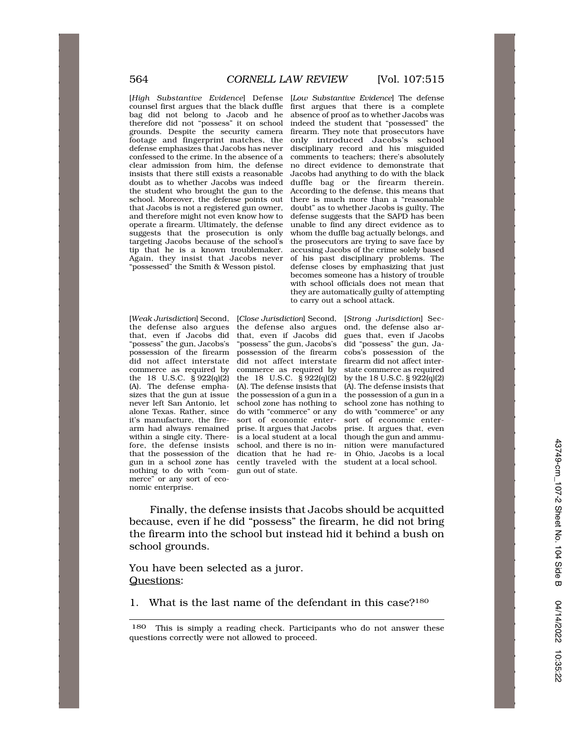[*High Substantive Evidence*] Defense counsel first argues that the black duffle bag did not belong to Jacob and he therefore did not "possess" it on school grounds. Despite the security camera footage and fingerprint matches, the defense emphasizes that Jacobs has never confessed to the crime. In the absence of a clear admission from him, the defense insists that there still exists a reasonable doubt as to whether Jacobs was indeed the student who brought the gun to the school. Moreover, the defense points out that Jacobs is not a registered gun owner, and therefore might not even know how to operate a firearm. Ultimately, the defense suggests that the prosecution is only targeting Jacobs because of the school's tip that he is a known troublemaker. Again, they insist that Jacobs never "possessed" the Smith & Wesson pistol.

[*Low Substantive Evidence*] The defense first argues that there is a complete absence of proof as to whether Jacobs was indeed the student that "possessed" the firearm. They note that prosecutors have only introduced Jacobs's school disciplinary record and his misguided comments to teachers; there's absolutely no direct evidence to demonstrate that Jacobs had anything to do with the black duffle bag or the firearm therein. According to the defense, this means that there is much more than a "reasonable doubt" as to whether Jacobs is guilty. The defense suggests that the SAPD has been unable to find any direct evidence as to whom the duffle bag actually belongs, and the prosecutors are trying to save face by accusing Jacobs of the crime solely based of his past disciplinary problems. The defense closes by emphasizing that just becomes someone has a history of trouble with school officials does not mean that they are automatically guilty of attempting to carry out a school attack.

[*Weak Jurisdiction*] Second, the defense also argues that, even if Jacobs did "possess" the gun, Jacobs's possession of the firearm did not affect interstate commerce as required by the 18 U.S.C. § 922(q)(2)(A). The defense emphasizes that the gun at issue never left San Antonio, let alone Texas. Rather, since it's manufacture, the firearm had always remained within a single city. Therefore, the defense insists that the possession of the gun in a school zone has nothing to do with "commerce" or any sort of economic enterprise.

[*Close Jurisdiction*] Second, the defense also argues that, even if Jacobs did "possess" the gun, Jacobs's possession of the firearm did not affect interstate commerce as required by the 18 U.S.C. § 922(q)(2)(A). The defense insists that the possession of a gun in a school zone has nothing to do with "commerce" or any sort of economic enterprise. It argues that Jacobs is a local student at a local school, and there is no indication that he had recently traveled with the gun out of state.

[*Strong Jurisdiction*] Second, the defense also argues that, even if Jacobs did "possess" the gun, Jacobs's possession of the firearm did not affect interstate commerce as required by the 18 U.S.C. § 922(q)(2)(A). The defense insists that the possession of a gun in a school zone has nothing to do with "commerce" or any sort of economic enterprise. It argues that, even though the gun and ammunition were manufactured in Ohio, Jacobs is a local student at a local school.

Finally, the defense insists that Jacobs should be acquitted because, even if he did "possess" the firearm, he did not bring the firearm into the school but instead hid it behind a bush on school grounds.

You have been selected as a juror.

Questions:

1. What is the last name of the defendant in this case?[180]

---

[180] This is simply a reading check. Participants who do not answer these questions correctly were not allowed to proceed.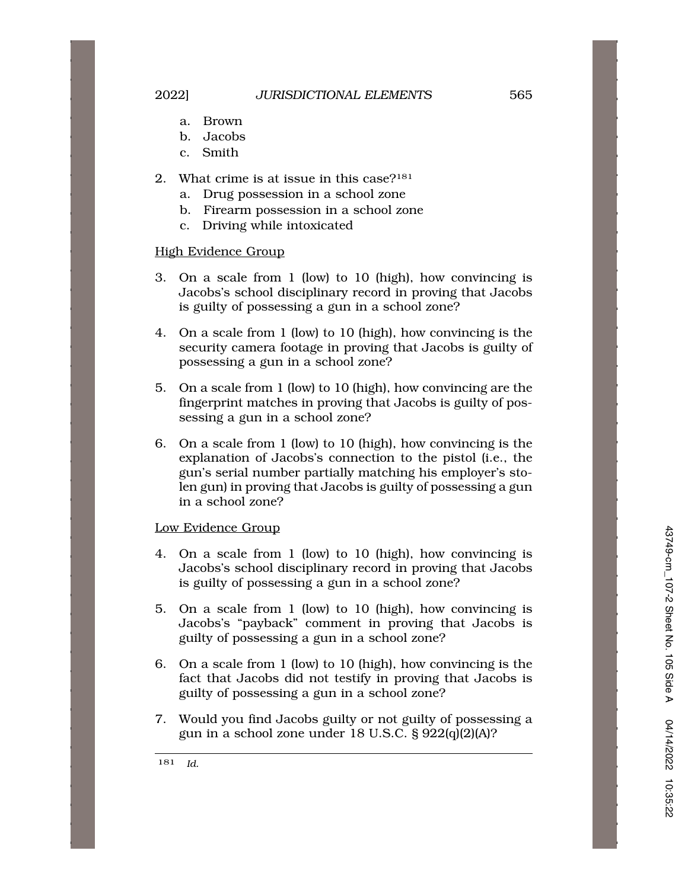a. Brown
b. Jacobs
c. Smith

2. What crime is at issue in this case?[181]
   a. Drug possession in a school zone
   b. Firearm possession in a school zone
   c. Driving while intoxicated

<u>High Evidence Group</u>

3. On a scale from 1 (low) to 10 (high), how convincing is Jacobs's school disciplinary record in proving that Jacobs is guilty of possessing a gun in a school zone?

4. On a scale from 1 (low) to 10 (high), how convincing is the security camera footage in proving that Jacobs is guilty of possessing a gun in a school zone?

5. On a scale from 1 (low) to 10 (high), how convincing are the fingerprint matches in proving that Jacobs is guilty of possessing a gun in a school zone?

6. On a scale from 1 (low) to 10 (high), how convincing is the explanation of Jacobs's connection to the pistol (i.e., the gun's serial number partially matching his employer's stolen gun) in proving that Jacobs is guilty of possessing a gun in a school zone?

<u>Low Evidence Group</u>

4. On a scale from 1 (low) to 10 (high), how convincing is Jacobs's school disciplinary record in proving that Jacobs is guilty of possessing a gun in a school zone?

5. On a scale from 1 (low) to 10 (high), how convincing is Jacobs's "payback" comment in proving that Jacobs is guilty of possessing a gun in a school zone?

6. On a scale from 1 (low) to 10 (high), how convincing is the fact that Jacobs did not testify in proving that Jacobs is guilty of possessing a gun in a school zone?

7. Would you find Jacobs guilty or not guilty of possessing a gun in a school zone under 18 U.S.C. § 922(q)(2)(A)?

---

[181] *Id.*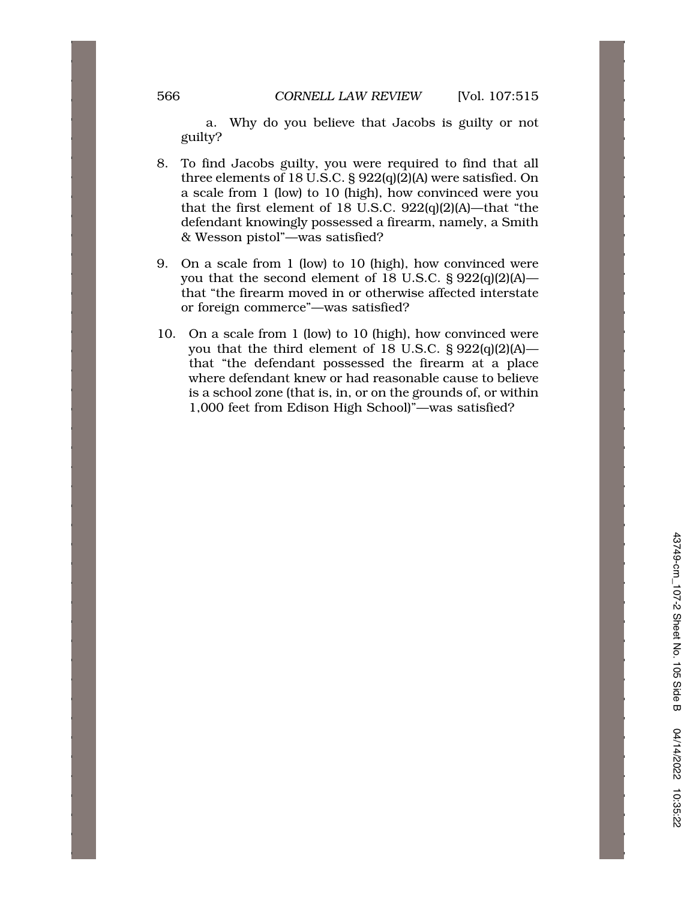a. Why do you believe that Jacobs is guilty or not guilty?

8. To find Jacobs guilty, you were required to find that all three elements of 18 U.S.C. § 922(q)(2)(A) were satisfied. On a scale from 1 (low) to 10 (high), how convinced were you that the first element of 18 U.S.C. 922(q)(2)(A)—that "the defendant knowingly possessed a firearm, namely, a Smith & Wesson pistol"—was satisfied?

9. On a scale from 1 (low) to 10 (high), how convinced were you that the second element of 18 U.S.C. § 922(q)(2)(A)—that "the firearm moved in or otherwise affected interstate or foreign commerce"—was satisfied?

10. On a scale from 1 (low) to 10 (high), how convinced were you that the third element of 18 U.S.C. § 922(q)(2)(A)—that "the defendant possessed the firearm at a place where defendant knew or had reasonable cause to believe is a school zone (that is, in, or on the grounds of, or within 1,000 feet from Edison High School)"—was satisfied?